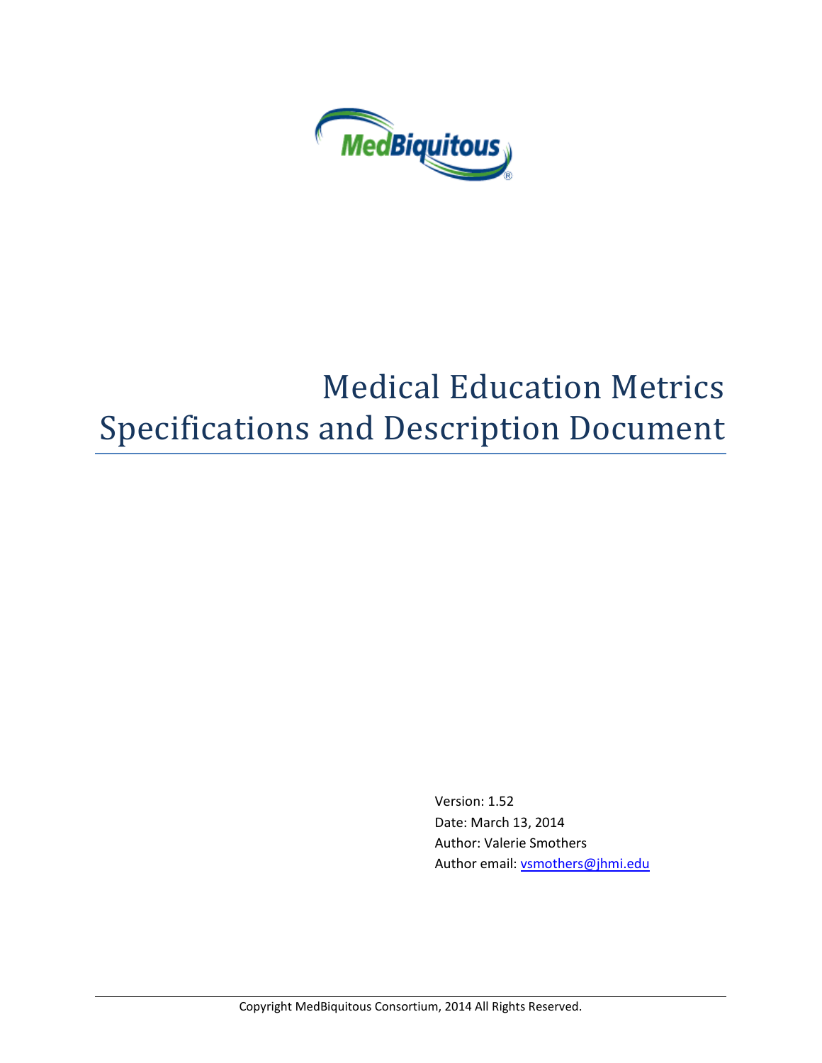MedBiquitous

# Medical Education Metrics Specifications and Description Document

Version: 1.52

Date: March 13, 2014

Author: Valerie Smothers

Author email: vsmothers@jhmi.edu

Copyright MedBiquitous Consortium, 2014 All Rights Reserved.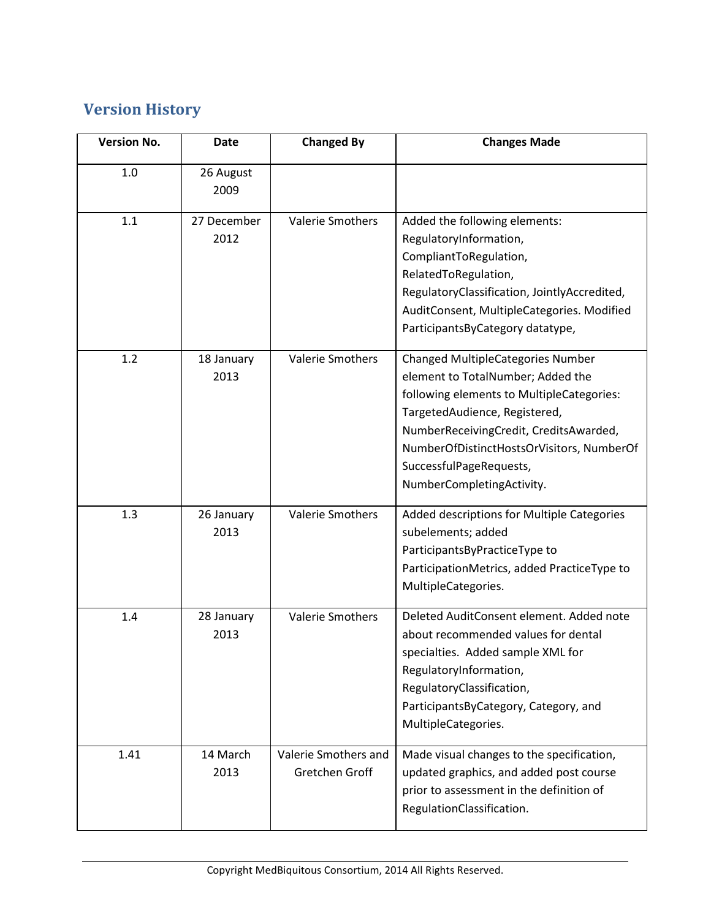## Version History

| Version No. | Date | Changed By | Changes Made |
|---|---|---|---|
| 1.0 | 26 August 2009 | | |
| 1.1 | 27 December 2012 | Valerie Smothers | Added the following elements: RegulatoryInformation, CompliantToRegulation, RelatedToRegulation, RegulatoryClassification, JointlyAccredited, AuditConsent, MultipleCategories. Modified ParticipantsByCategory datatype, |
| 1.2 | 18 January 2013 | Valerie Smothers | Changed MultipleCategories Number element to TotalNumber; Added the following elements to MultipleCategories: TargetedAudience, Registered, NumberReceivingCredit, CreditsAwarded, NumberOfDistinctHostsOrVisitors, NumberOf SuccessfulPageRequests, NumberCompletingActivity. |
| 1.3 | 26 January 2013 | Valerie Smothers | Added descriptions for Multiple Categories subelements; added ParticipantsByPracticeType to ParticipationMetrics, added PracticeType to MultipleCategories. |
| 1.4 | 28 January 2013 | Valerie Smothers | Deleted AuditConsent element. Added note about recommended values for dental specialties. Added sample XML for RegulatoryInformation, RegulatoryClassification, ParticipantsByCategory, Category, and MultipleCategories. |
| 1.41 | 14 March 2013 | Valerie Smothers and Gretchen Groff | Made visual changes to the specification, updated graphics, and added post course prior to assessment in the definition of RegulationClassification. |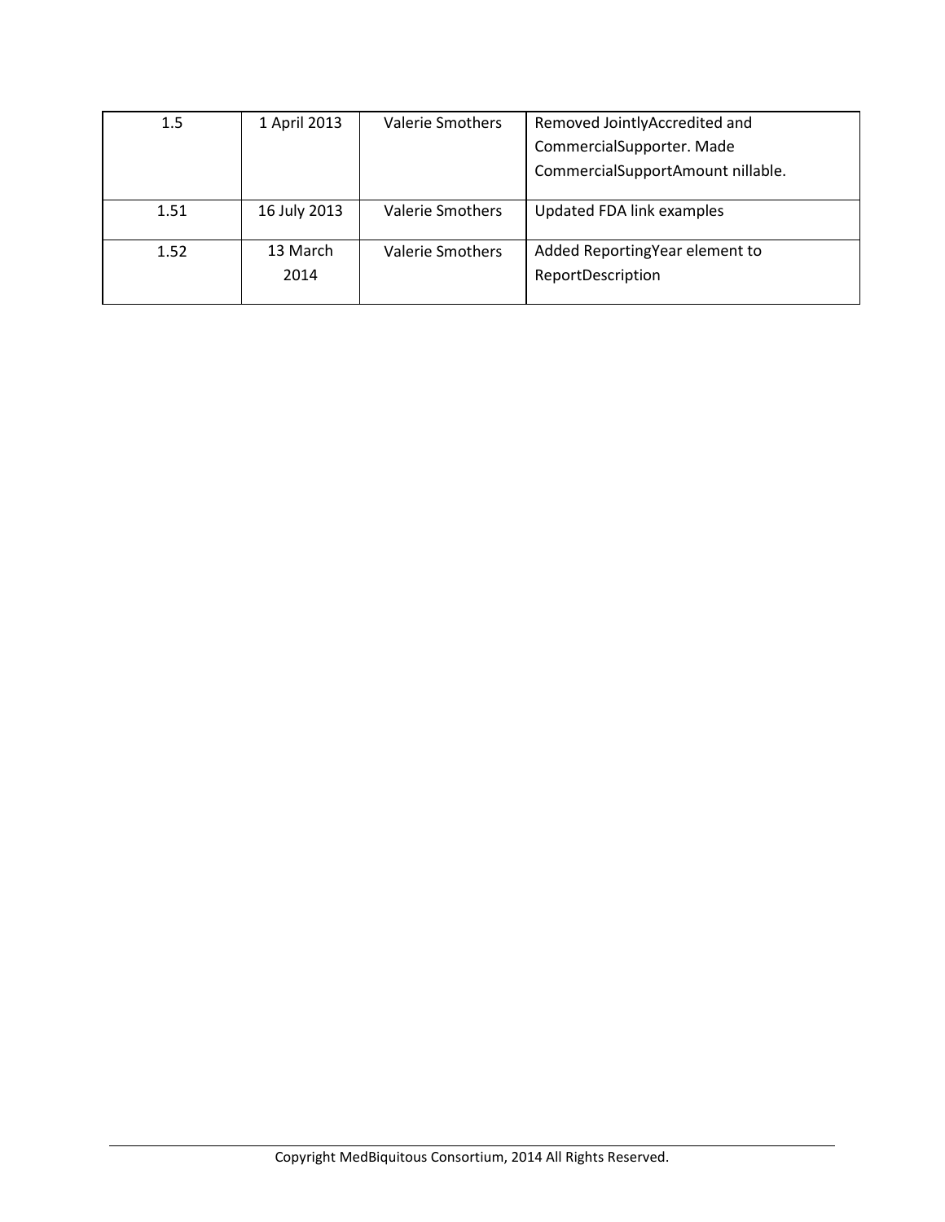| | | | |
|---|---|---|---|
| 1.5 | 1 April 2013 | Valerie Smothers | Removed JointlyAccredited and CommercialSupporter. Made CommercialSupportAmount nillable. |
| 1.51 | 16 July 2013 | Valerie Smothers | Updated FDA link examples |
| 1.52 | 13 March 2014 | Valerie Smothers | Added ReportingYear element to ReportDescription |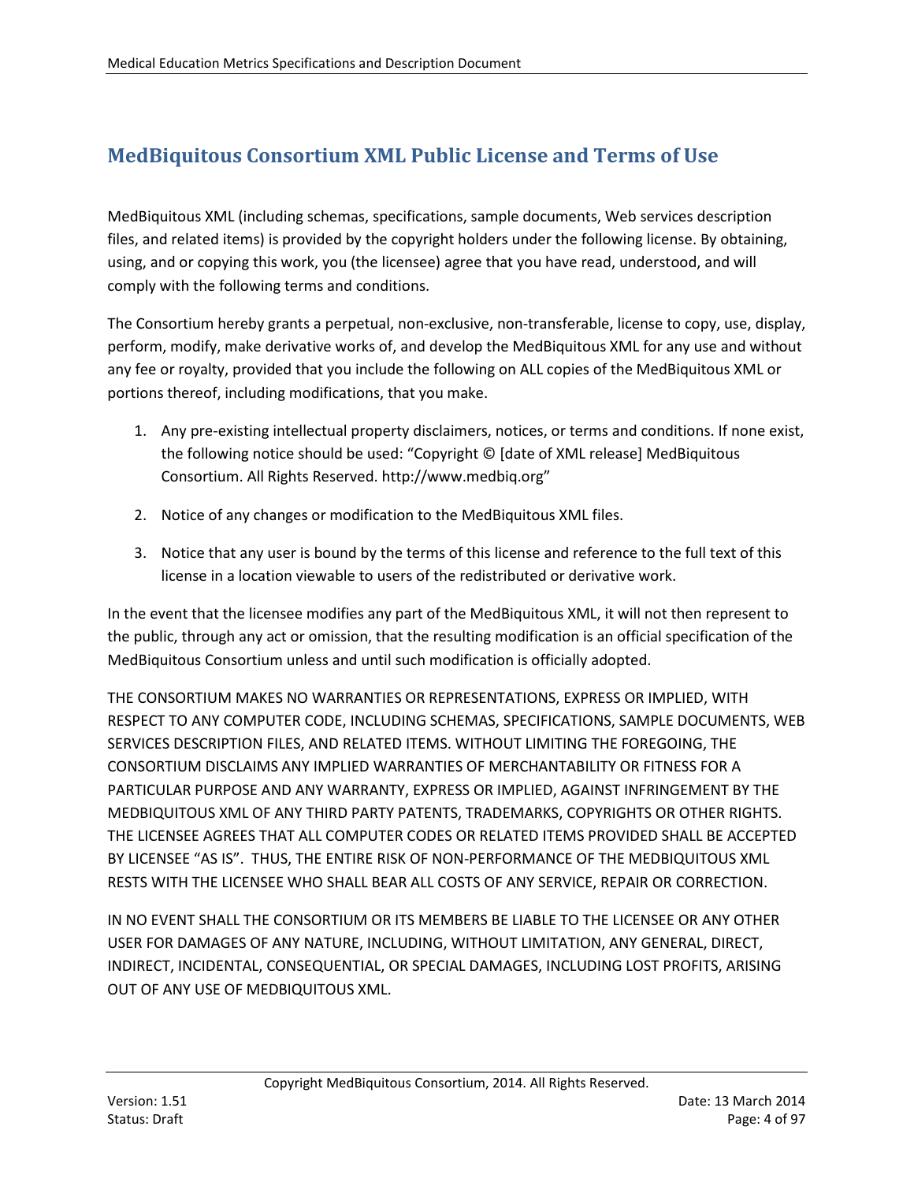## MedBiquitous Consortium XML Public License and Terms of Use

MedBiquitous XML (including schemas, specifications, sample documents, Web services description files, and related items) is provided by the copyright holders under the following license. By obtaining, using, and or copying this work, you (the licensee) agree that you have read, understood, and will comply with the following terms and conditions.

The Consortium hereby grants a perpetual, non-exclusive, non-transferable, license to copy, use, display, perform, modify, make derivative works of, and develop the MedBiquitous XML for any use and without any fee or royalty, provided that you include the following on ALL copies of the MedBiquitous XML or portions thereof, including modifications, that you make.

1. Any pre-existing intellectual property disclaimers, notices, or terms and conditions. If none exist, the following notice should be used: “Copyright © [date of XML release] MedBiquitous Consortium. All Rights Reserved. http://www.medbiq.org”

2. Notice of any changes or modification to the MedBiquitous XML files.

3. Notice that any user is bound by the terms of this license and reference to the full text of this license in a location viewable to users of the redistributed or derivative work.

In the event that the licensee modifies any part of the MedBiquitous XML, it will not then represent to the public, through any act or omission, that the resulting modification is an official specification of the MedBiquitous Consortium unless and until such modification is officially adopted.

THE CONSORTIUM MAKES NO WARRANTIES OR REPRESENTATIONS, EXPRESS OR IMPLIED, WITH RESPECT TO ANY COMPUTER CODE, INCLUDING SCHEMAS, SPECIFICATIONS, SAMPLE DOCUMENTS, WEB SERVICES DESCRIPTION FILES, AND RELATED ITEMS. WITHOUT LIMITING THE FOREGOING, THE CONSORTIUM DISCLAIMS ANY IMPLIED WARRANTIES OF MERCHANTABILITY OR FITNESS FOR A PARTICULAR PURPOSE AND ANY WARRANTY, EXPRESS OR IMPLIED, AGAINST INFRINGEMENT BY THE MEDBIQUITOUS XML OF ANY THIRD PARTY PATENTS, TRADEMARKS, COPYRIGHTS OR OTHER RIGHTS. THE LICENSEE AGREES THAT ALL COMPUTER CODES OR RELATED ITEMS PROVIDED SHALL BE ACCEPTED BY LICENSEE “AS IS”. THUS, THE ENTIRE RISK OF NON-PERFORMANCE OF THE MEDBIQUITOUS XML RESTS WITH THE LICENSEE WHO SHALL BEAR ALL COSTS OF ANY SERVICE, REPAIR OR CORRECTION.

IN NO EVENT SHALL THE CONSORTIUM OR ITS MEMBERS BE LIABLE TO THE LICENSEE OR ANY OTHER USER FOR DAMAGES OF ANY NATURE, INCLUDING, WITHOUT LIMITATION, ANY GENERAL, DIRECT, INDIRECT, INCIDENTAL, CONSEQUENTIAL, OR SPECIAL DAMAGES, INCLUDING LOST PROFITS, ARISING OUT OF ANY USE OF MEDBIQUITOUS XML.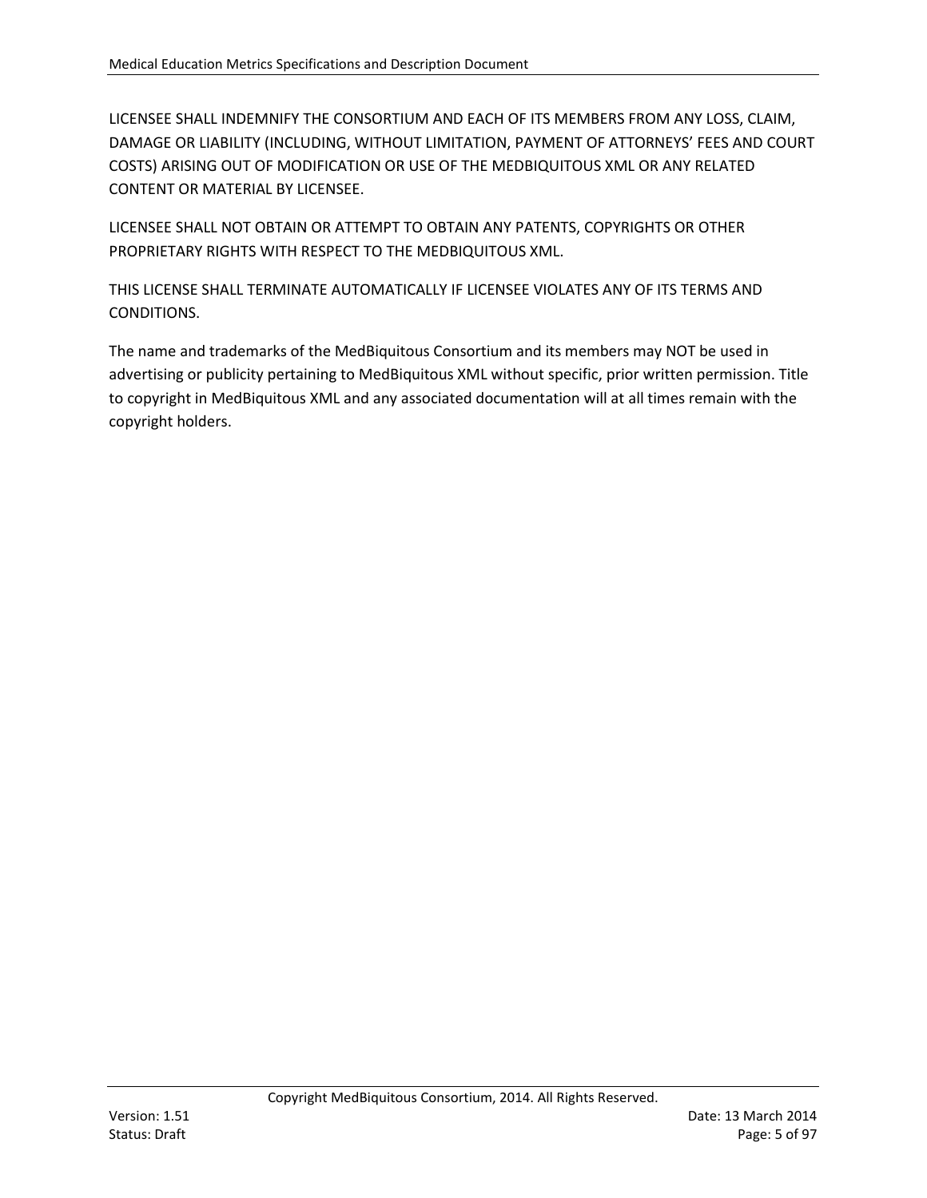LICENSEE SHALL INDEMNIFY THE CONSORTIUM AND EACH OF ITS MEMBERS FROM ANY LOSS, CLAIM, DAMAGE OR LIABILITY (INCLUDING, WITHOUT LIMITATION, PAYMENT OF ATTORNEYS' FEES AND COURT COSTS) ARISING OUT OF MODIFICATION OR USE OF THE MEDBIQUITOUS XML OR ANY RELATED CONTENT OR MATERIAL BY LICENSEE.

LICENSEE SHALL NOT OBTAIN OR ATTEMPT TO OBTAIN ANY PATENTS, COPYRIGHTS OR OTHER PROPRIETARY RIGHTS WITH RESPECT TO THE MEDBIQUITOUS XML.

THIS LICENSE SHALL TERMINATE AUTOMATICALLY IF LICENSEE VIOLATES ANY OF ITS TERMS AND CONDITIONS.

The name and trademarks of the MedBiquitous Consortium and its members may NOT be used in advertising or publicity pertaining to MedBiquitous XML without specific, prior written permission. Title to copyright in MedBiquitous XML and any associated documentation will at all times remain with the copyright holders.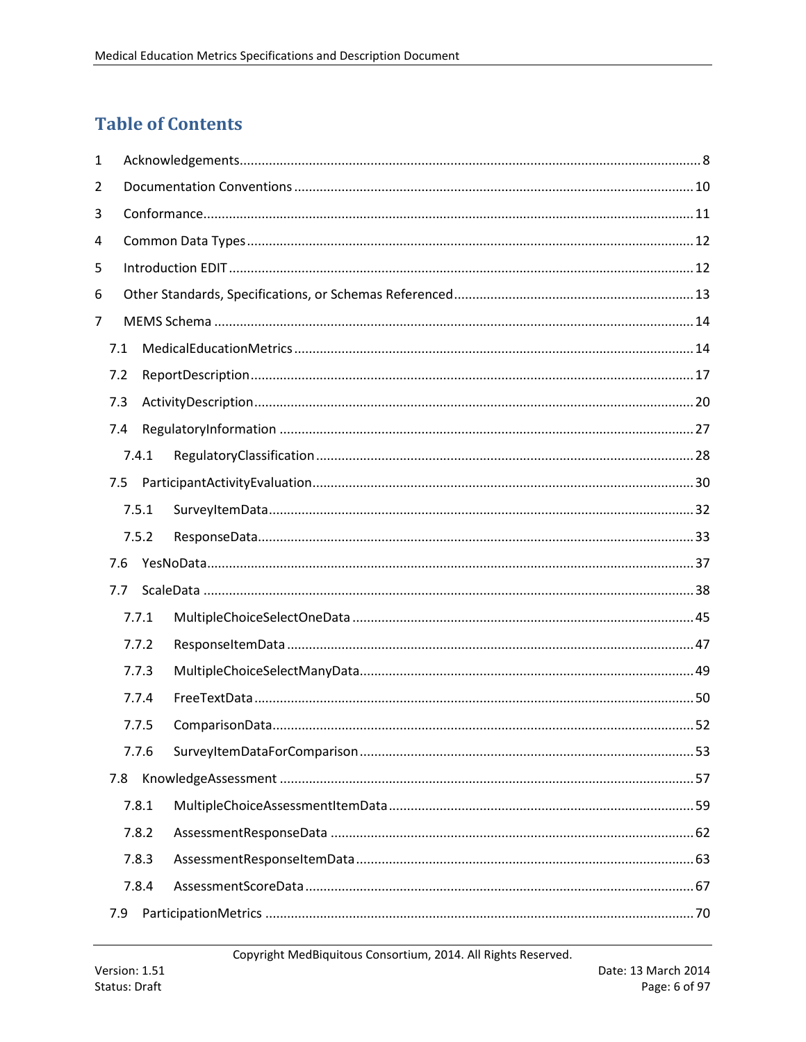# Table of Contents

1 Acknowledgements ........ 8

2 Documentation Conventions ........ 10

3 Conformance ........ 11

4 Common Data Types ........ 12

5 Introduction EDIT ........ 12

6 Other Standards, Specifications, or Schemas Referenced ........ 13

7 MEMS Schema ........ 14

- 7.1 MedicalEducationMetrics ........ 14
- 7.2 ReportDescription ........ 17
- 7.3 ActivityDescription ........ 20
- 7.4 RegulatoryInformation ........ 27
  - 7.4.1 RegulatoryClassification ........ 28
- 7.5 ParticipantActivityEvaluation ........ 30
  - 7.5.1 SurveyItemData ........ 32
  - 7.5.2 ResponseData ........ 33
- 7.6 YesNoData ........ 37
- 7.7 ScaleData ........ 38
  - 7.7.1 MultipleChoiceSelectOneData ........ 45
  - 7.7.2 ResponseItemData ........ 47
  - 7.7.3 MultipleChoiceSelectManyData ........ 49
  - 7.7.4 FreeTextData ........ 50
  - 7.7.5 ComparisonData ........ 52
  - 7.7.6 SurveyItemDataForComparison ........ 53
- 7.8 KnowledgeAssessment ........ 57
  - 7.8.1 MultipleChoiceAssessmentItemData ........ 59
  - 7.8.2 AssessmentResponseData ........ 62
  - 7.8.3 AssessmentResponseItemData ........ 63
  - 7.8.4 AssessmentScoreData ........ 67
- 7.9 ParticipationMetrics ........ 70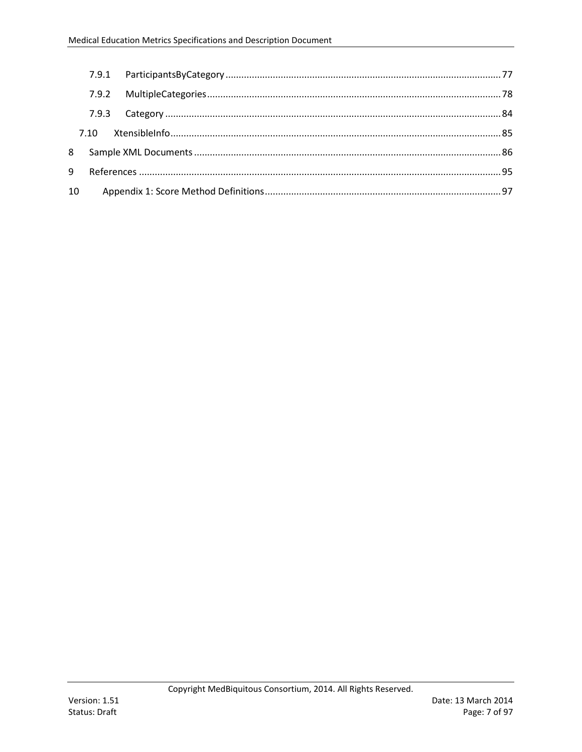7.9.1 ParticipantsByCategory ........................................................ 77

7.9.2 MultipleCategories ........................................................ 78

7.9.3 Category ........................................................ 84

7.10 XtensibleInfo ........................................................ 85

8 Sample XML Documents ........................................................ 86

9 References ........................................................ 95

10 Appendix 1: Score Method Definitions ........................................................ 97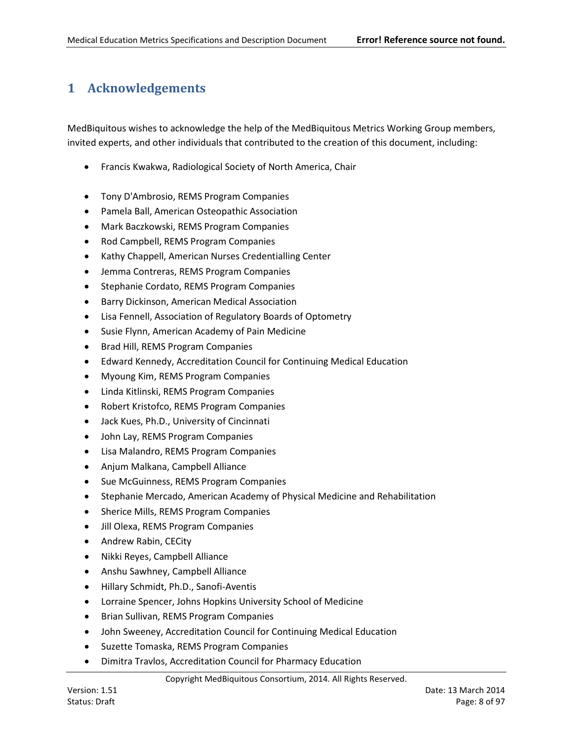# 1 Acknowledgements

MedBiquitous wishes to acknowledge the help of the MedBiquitous Metrics Working Group members, invited experts, and other individuals that contributed to the creation of this document, including:

- Francis Kwakwa, Radiological Society of North America, Chair

- Tony D'Ambrosio, REMS Program Companies
- Pamela Ball, American Osteopathic Association
- Mark Baczkowski, REMS Program Companies
- Rod Campbell, REMS Program Companies
- Kathy Chappell, American Nurses Credentialling Center
- Jemma Contreras, REMS Program Companies
- Stephanie Cordato, REMS Program Companies
- Barry Dickinson, American Medical Association
- Lisa Fennell, Association of Regulatory Boards of Optometry
- Susie Flynn, American Academy of Pain Medicine
- Brad Hill, REMS Program Companies
- Edward Kennedy, Accreditation Council for Continuing Medical Education
- Myoung Kim, REMS Program Companies
- Linda Kitlinski, REMS Program Companies
- Robert Kristofco, REMS Program Companies
- Jack Kues, Ph.D., University of Cincinnati
- John Lay, REMS Program Companies
- Lisa Malandro, REMS Program Companies
- Anjum Malkana, Campbell Alliance
- Sue McGuinness, REMS Program Companies
- Stephanie Mercado, American Academy of Physical Medicine and Rehabilitation
- Sherice Mills, REMS Program Companies
- Jill Olexa, REMS Program Companies
- Andrew Rabin, CECity
- Nikki Reyes, Campbell Alliance
- Anshu Sawhney, Campbell Alliance
- Hillary Schmidt, Ph.D., Sanofi-Aventis
- Lorraine Spencer, Johns Hopkins University School of Medicine
- Brian Sullivan, REMS Program Companies
- John Sweeney, Accreditation Council for Continuing Medical Education
- Suzette Tomaska, REMS Program Companies
- Dimitra Travlos, Accreditation Council for Pharmacy Education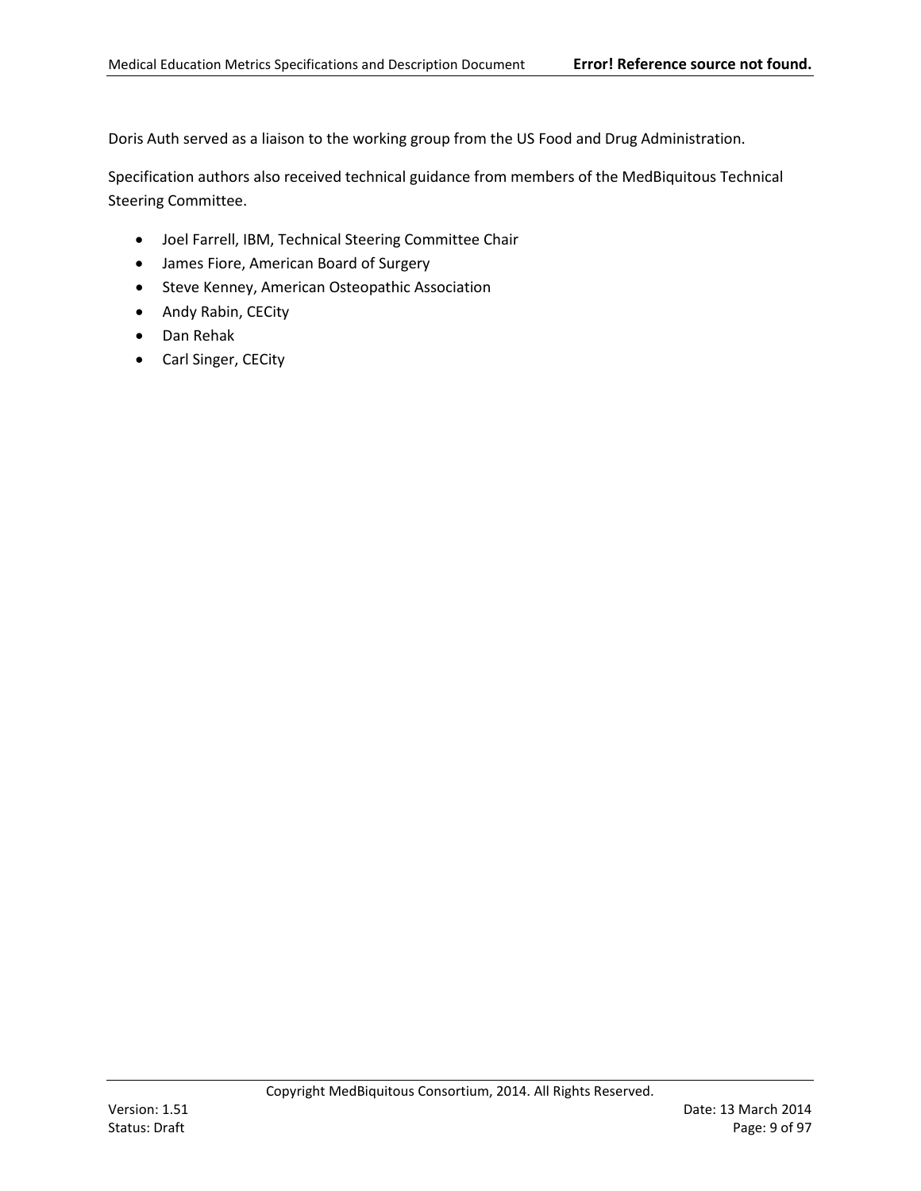Doris Auth served as a liaison to the working group from the US Food and Drug Administration.

Specification authors also received technical guidance from members of the MedBiquitous Technical Steering Committee.

- Joel Farrell, IBM, Technical Steering Committee Chair
- James Fiore, American Board of Surgery
- Steve Kenney, American Osteopathic Association
- Andy Rabin, CECity
- Dan Rehak
- Carl Singer, CECity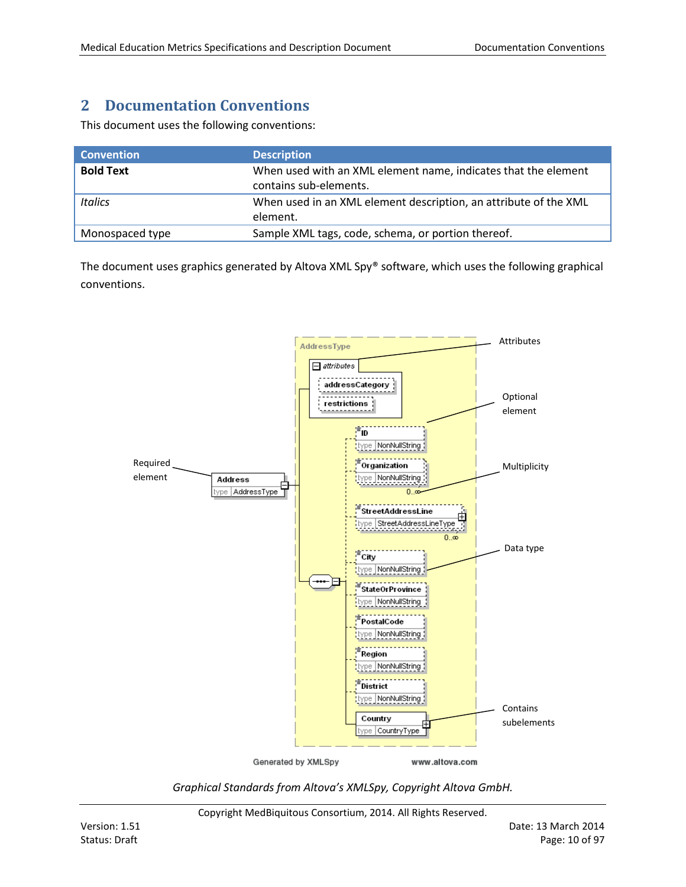# 2 Documentation Conventions

This document uses the following conventions:

| Convention | Description |
| --- | --- |
| **Bold Text** | When used with an XML element name, indicates that the element contains sub-elements. |
| *Italics* | When used in an XML element description, an attribute of the XML element. |
| Monospaced type | Sample XML tags, code, schema, or portion thereof. |

The document uses graphics generated by Altova XML Spy® software, which uses the following graphical conventions.

AddressType
attributes
addressCategory
restrictions
Attributes
Optional element
Required element
Address
type AddressType
ID
type NonNullString
Organization
type NonNullString
0..∞
Multiplicity
StreetAddressLine
type StreetAddressLineType
0..∞
City
type NonNullString
Data type
StateOrProvince
type NonNullString
PostalCode
type NonNullString
Region
type NonNullString
District
type NonNullString
Country
type CountryType
Contains subelements
Generated by XMLSpy
www.altova.com

*Graphical Standards from Altova's XMLSpy, Copyright Altova GmbH.*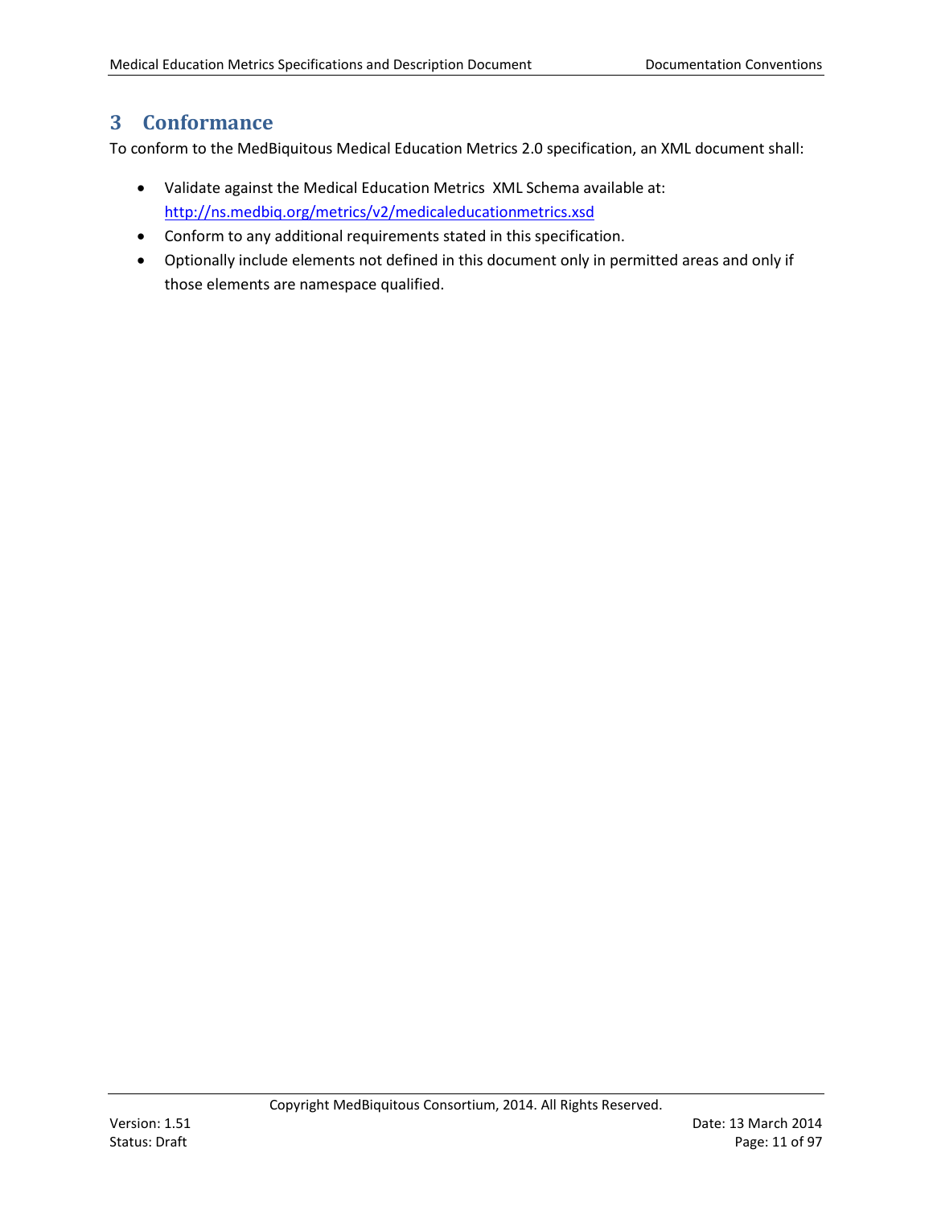# 3 Conformance

To conform to the MedBiquitous Medical Education Metrics 2.0 specification, an XML document shall:

- Validate against the Medical Education Metrics XML Schema available at: http://ns.medbiq.org/metrics/v2/medicaleducationmetrics.xsd
- Conform to any additional requirements stated in this specification.
- Optionally include elements not defined in this document only in permitted areas and only if those elements are namespace qualified.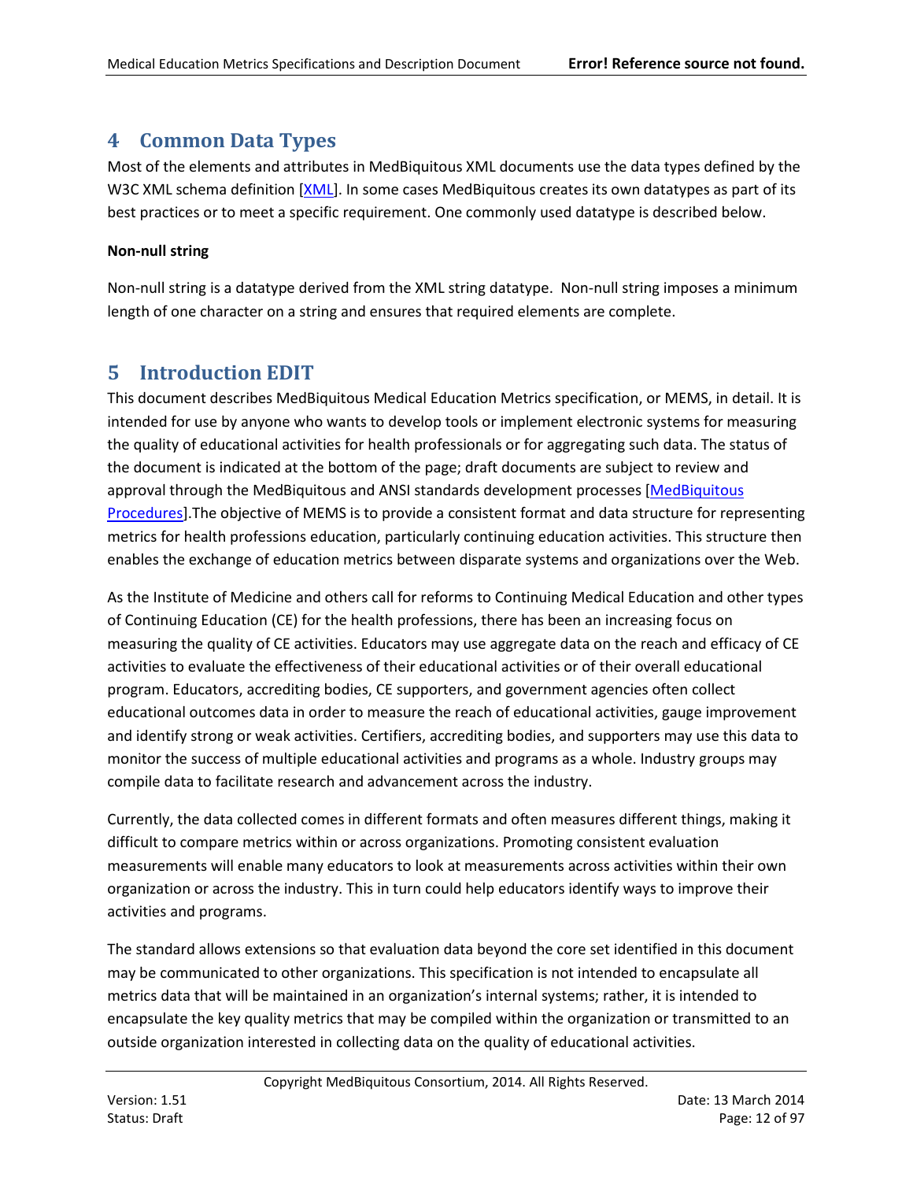# 4 Common Data Types

Most of the elements and attributes in MedBiquitous XML documents use the data types defined by the W3C XML schema definition [XML]. In some cases MedBiquitous creates its own datatypes as part of its best practices or to meet a specific requirement. One commonly used datatype is described below.

**Non-null string**

Non-null string is a datatype derived from the XML string datatype. Non-null string imposes a minimum length of one character on a string and ensures that required elements are complete.

# 5 Introduction EDIT

This document describes MedBiquitous Medical Education Metrics specification, or MEMS, in detail. It is intended for use by anyone who wants to develop tools or implement electronic systems for measuring the quality of educational activities for health professionals or for aggregating such data. The status of the document is indicated at the bottom of the page; draft documents are subject to review and approval through the MedBiquitous and ANSI standards development processes [MedBiquitous Procedures].The objective of MEMS is to provide a consistent format and data structure for representing metrics for health professions education, particularly continuing education activities. This structure then enables the exchange of education metrics between disparate systems and organizations over the Web.

As the Institute of Medicine and others call for reforms to Continuing Medical Education and other types of Continuing Education (CE) for the health professions, there has been an increasing focus on measuring the quality of CE activities. Educators may use aggregate data on the reach and efficacy of CE activities to evaluate the effectiveness of their educational activities or of their overall educational program. Educators, accrediting bodies, CE supporters, and government agencies often collect educational outcomes data in order to measure the reach of educational activities, gauge improvement and identify strong or weak activities. Certifiers, accrediting bodies, and supporters may use this data to monitor the success of multiple educational activities and programs as a whole. Industry groups may compile data to facilitate research and advancement across the industry.

Currently, the data collected comes in different formats and often measures different things, making it difficult to compare metrics within or across organizations. Promoting consistent evaluation measurements will enable many educators to look at measurements across activities within their own organization or across the industry. This in turn could help educators identify ways to improve their activities and programs.

The standard allows extensions so that evaluation data beyond the core set identified in this document may be communicated to other organizations. This specification is not intended to encapsulate all metrics data that will be maintained in an organization's internal systems; rather, it is intended to encapsulate the key quality metrics that may be compiled within the organization or transmitted to an outside organization interested in collecting data on the quality of educational activities.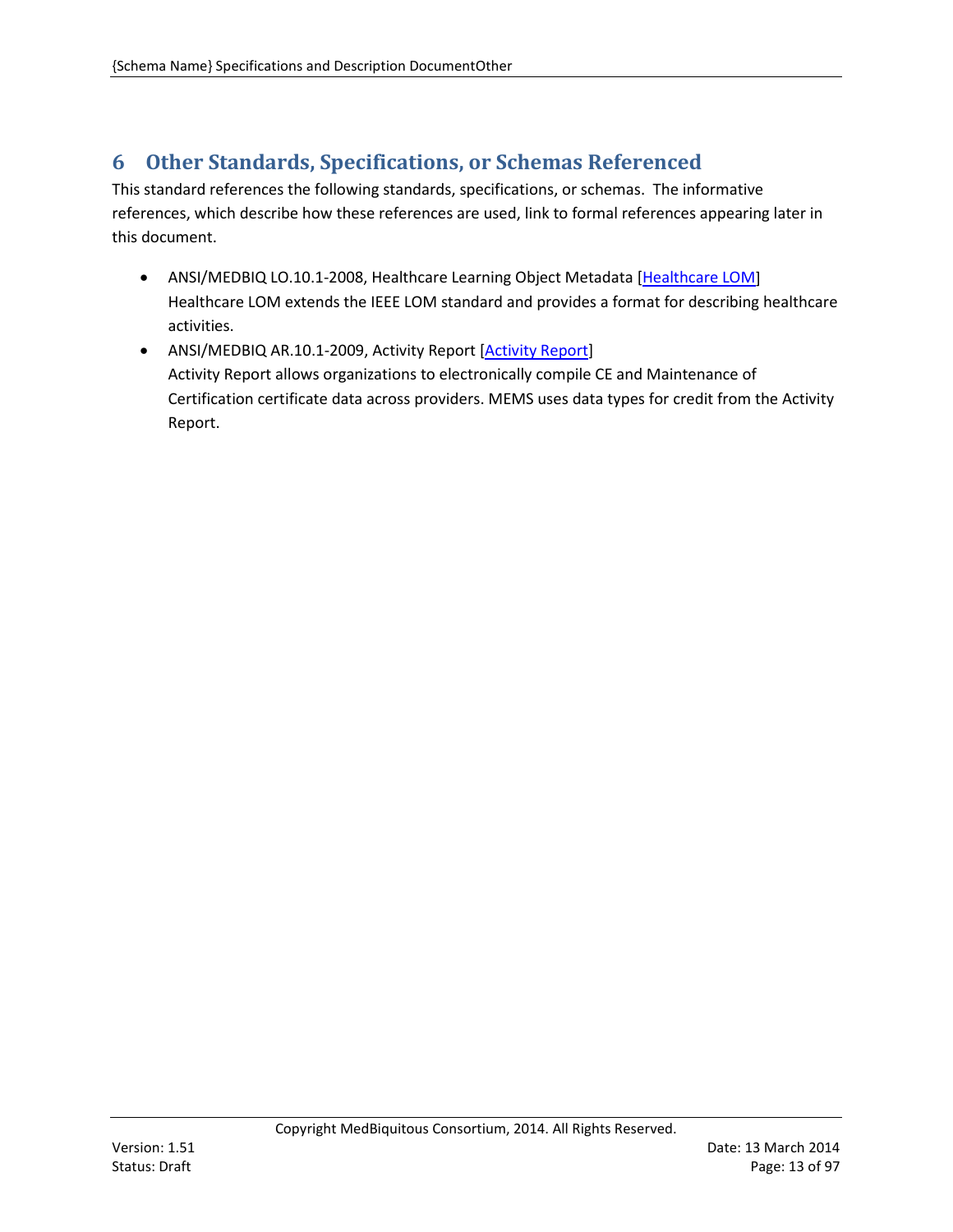# 6 Other Standards, Specifications, or Schemas Referenced

This standard references the following standards, specifications, or schemas. The informative references, which describe how these references are used, link to formal references appearing later in this document.

- ANSI/MEDBIQ LO.10.1-2008, Healthcare Learning Object Metadata [Healthcare LOM]
  Healthcare LOM extends the IEEE LOM standard and provides a format for describing healthcare activities.
- ANSI/MEDBIQ AR.10.1-2009, Activity Report [Activity Report]
  Activity Report allows organizations to electronically compile CE and Maintenance of Certification certificate data across providers. MEMS uses data types for credit from the Activity Report.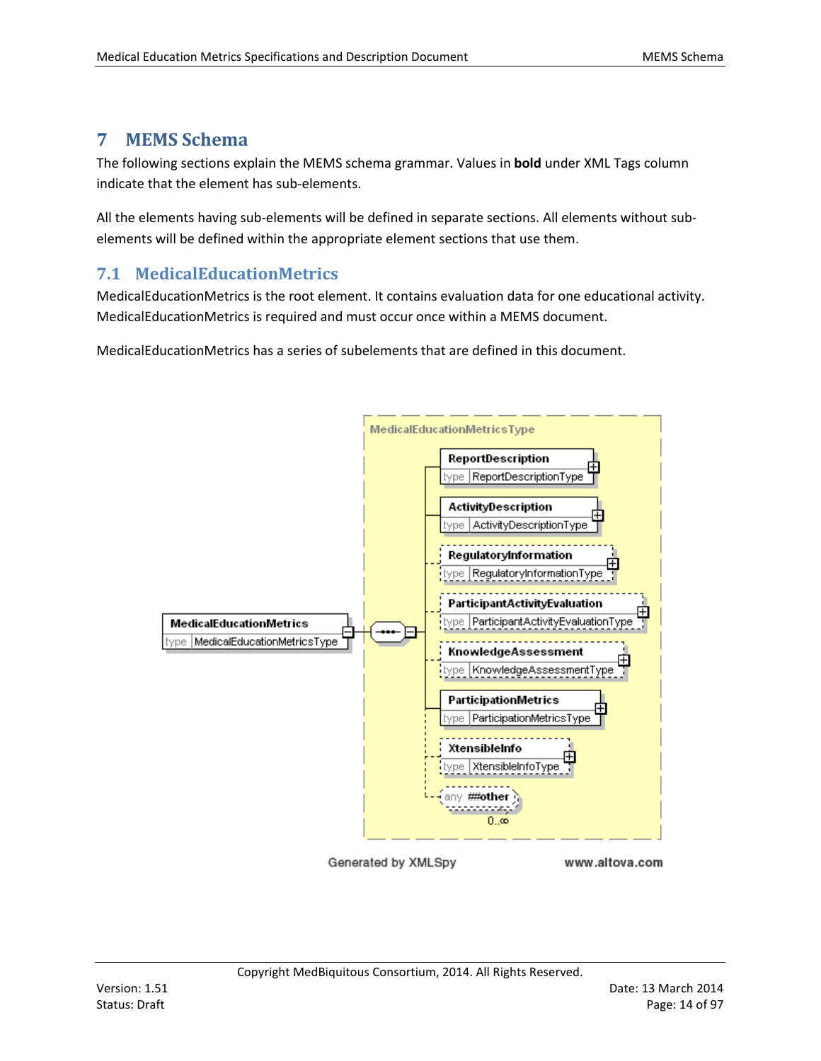# 7 MEMS Schema

The following sections explain the MEMS schema grammar. Values in **bold** under XML Tags column indicate that the element has sub-elements.

All the elements having sub-elements will be defined in separate sections. All elements without sub-elements will be defined within the appropriate element sections that use them.

## 7.1 MedicalEducationMetrics

MedicalEducationMetrics is the root element. It contains evaluation data for one educational activity. MedicalEducationMetrics is required and must occur once within a MEMS document.

MedicalEducationMetrics has a series of subelements that are defined in this document.

MedicalEducationMetrics
type MedicalEducationMetricsType

MedicalEducationMetricsType

ReportDescription
type ReportDescriptionType

ActivityDescription
type ActivityDescriptionType

RegulatoryInformation
type RegulatoryInformationType

ParticipantActivityEvaluation
type ParticipantActivityEvaluationType

KnowledgeAssessment
type KnowledgeAssessmentType

ParticipationMetrics
type ParticipationMetricsType

XtensibleInfo
type XtensibleInfoType

any ##other
0..∞

Generated by XMLSpy www.altova.com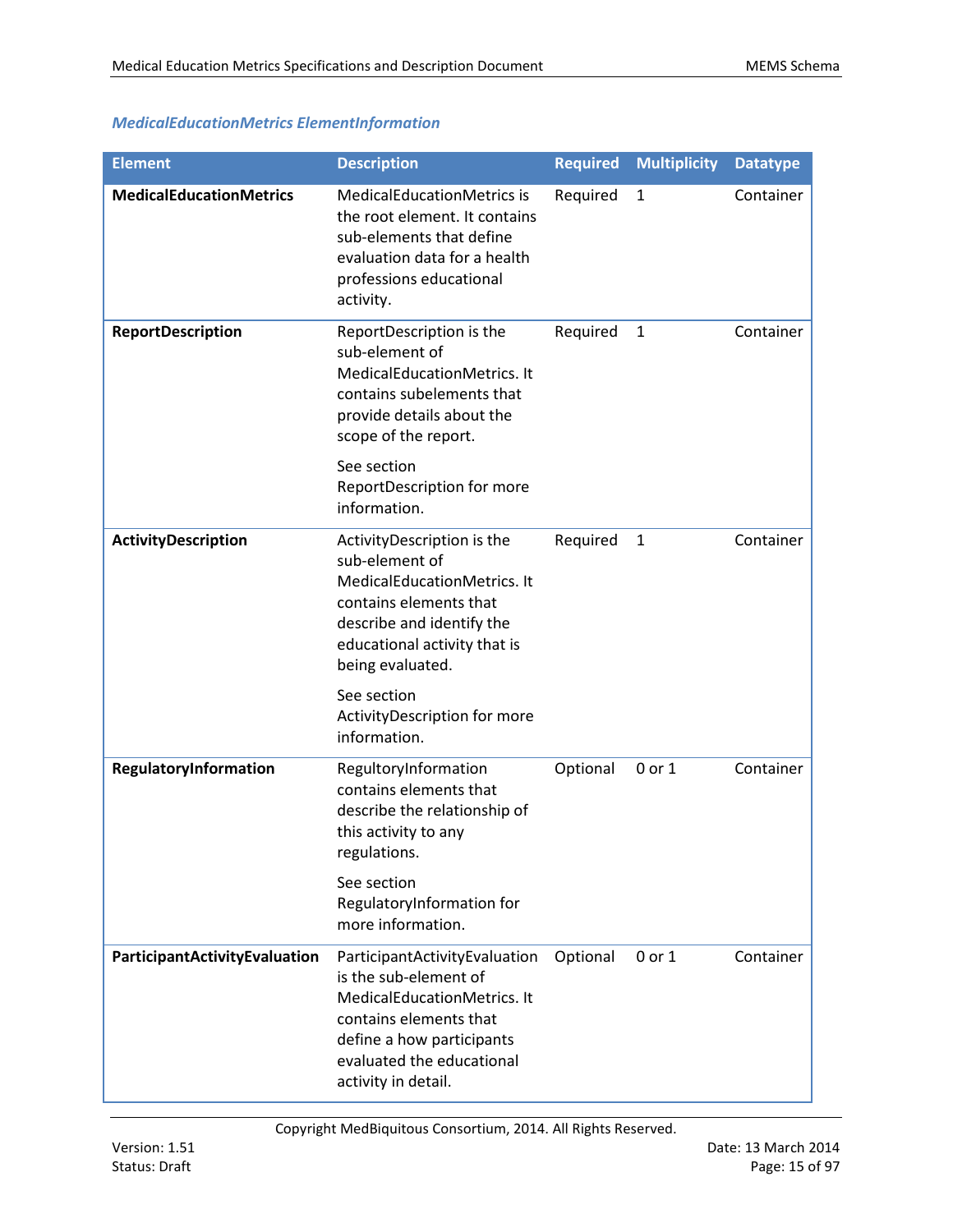### *MedicalEducationMetrics ElementInformation*

| Element | Description | Required | Multiplicity | Datatype |
|---|---|---|---|---|
| **MedicalEducationMetrics** | MedicalEducationMetrics is the root element. It contains sub-elements that define evaluation data for a health professions educational activity. | Required | 1 | Container |
| **ReportDescription** | ReportDescription is the sub-element of MedicalEducationMetrics. It contains subelements that provide details about the scope of the report.<br><br>See section ReportDescription for more information. | Required | 1 | Container |
| **ActivityDescription** | ActivityDescription is the sub-element of MedicalEducationMetrics. It contains elements that describe and identify the educational activity that is being evaluated.<br><br>See section ActivityDescription for more information. | Required | 1 | Container |
| **RegulatoryInformation** | RegultoryInformation contains elements that describe the relationship of this activity to any regulations.<br><br>See section RegulatoryInformation for more information. | Optional | 0 or 1 | Container |
| **ParticipantActivityEvaluation** | ParticipantActivityEvaluation is the sub-element of MedicalEducationMetrics. It contains elements that define a how participants evaluated the educational activity in detail. | Optional | 0 or 1 | Container |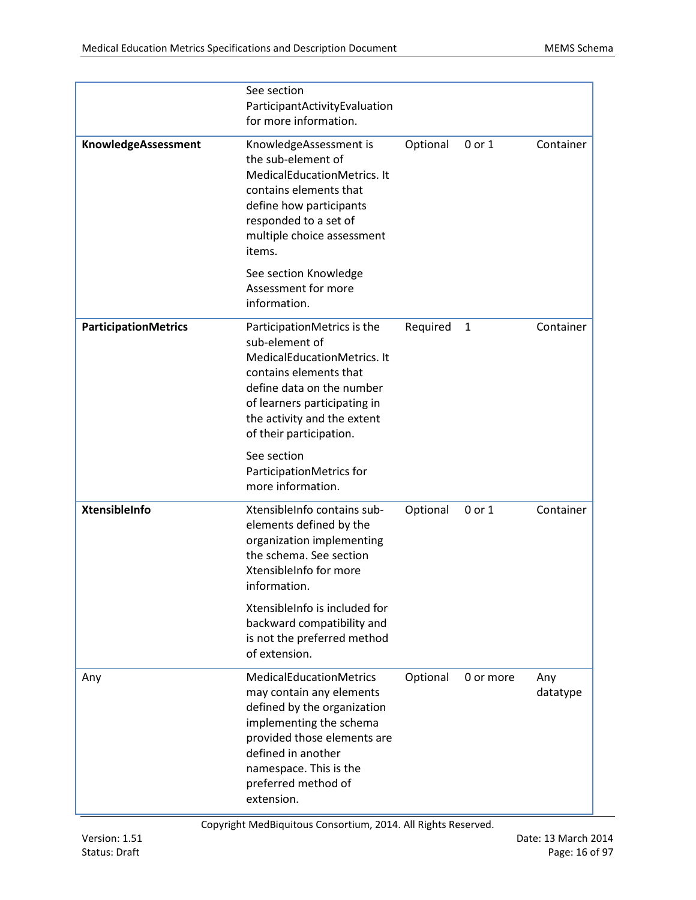| | | | | |
|---|---|---|---|---|
| | See section ParticipantActivityEvaluation for more information. | | | |
| **KnowledgeAssessment** | KnowledgeAssessment is the sub-element of MedicalEducationMetrics. It contains elements that define how participants responded to a set of multiple choice assessment items.<br><br>See section Knowledge Assessment for more information. | Optional | 0 or 1 | Container |
| **ParticipationMetrics** | ParticipationMetrics is the sub-element of MedicalEducationMetrics. It contains elements that define data on the number of learners participating in the activity and the extent of their participation.<br><br>See section ParticipationMetrics for more information. | Required | 1 | Container |
| **XtensibleInfo** | XtensibleInfo contains sub-elements defined by the organization implementing the schema. See section XtensibleInfo for more information.<br><br>XtensibleInfo is included for backward compatibility and is not the preferred method of extension. | Optional | 0 or 1 | Container |
| Any | MedicalEducationMetrics may contain any elements defined by the organization implementing the schema provided those elements are defined in another namespace. This is the preferred method of extension. | Optional | 0 or more | Any datatype |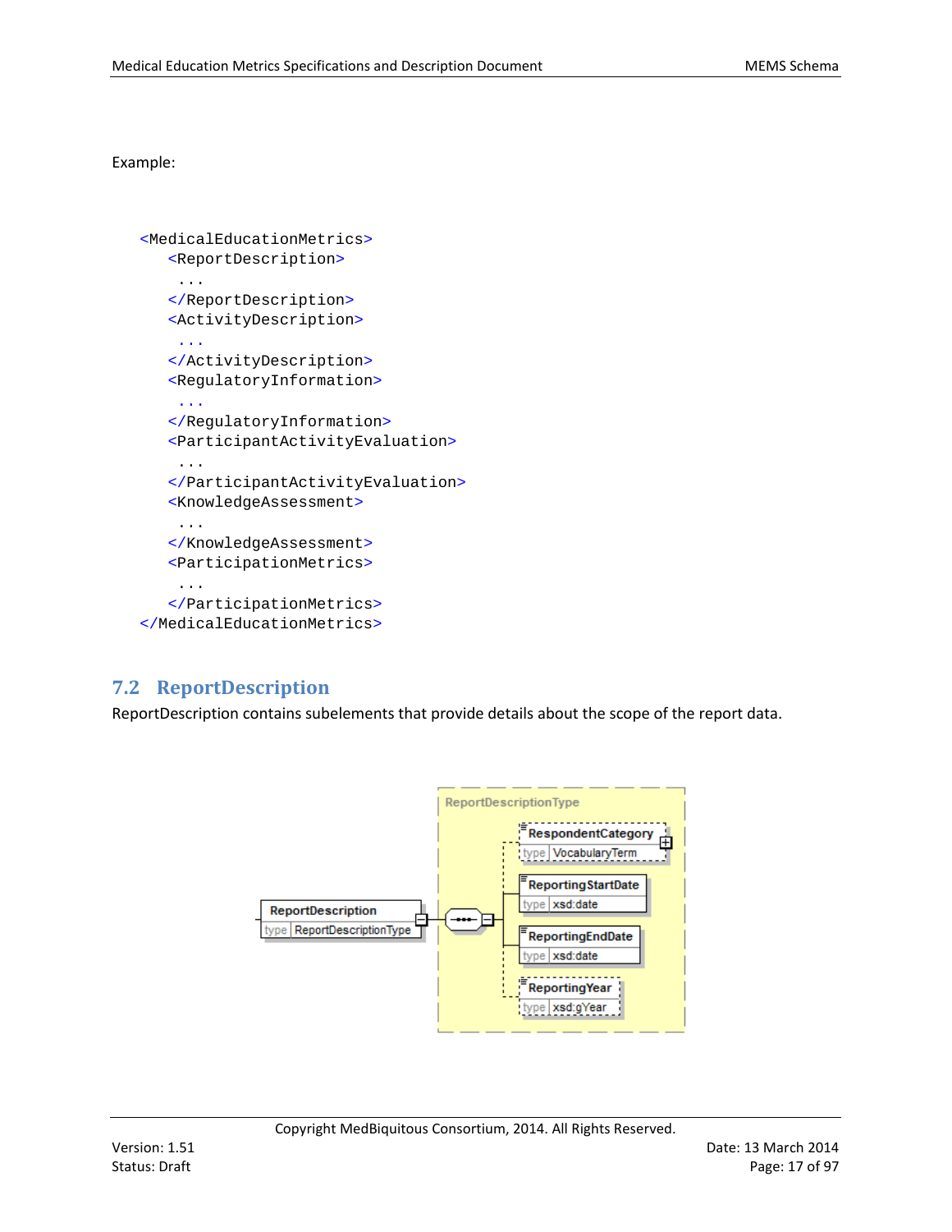Example:

```
<MedicalEducationMetrics>
   <ReportDescription>
    ...
   </ReportDescription>
   <ActivityDescription>
    ...
   </ActivityDescription>
   <RegulatoryInformation>
    ...
   </RegulatoryInformation>
   <ParticipantActivityEvaluation>
    ...
   </ParticipantActivityEvaluation>
   <KnowledgeAssessment>
    ...
   </KnowledgeAssessment>
   <ParticipationMetrics>
    ...
   </ParticipationMetrics>
</MedicalEducationMetrics>
```

## 7.2 ReportDescription

ReportDescription contains subelements that provide details about the scope of the report data.

ReportDescriptionType

ReportDescription
type ReportDescriptionType

RespondentCategory
type VocabularyTerm

ReportingStartDate
type xsd:date

ReportingEndDate
type xsd:date

ReportingYear
type xsd:gYear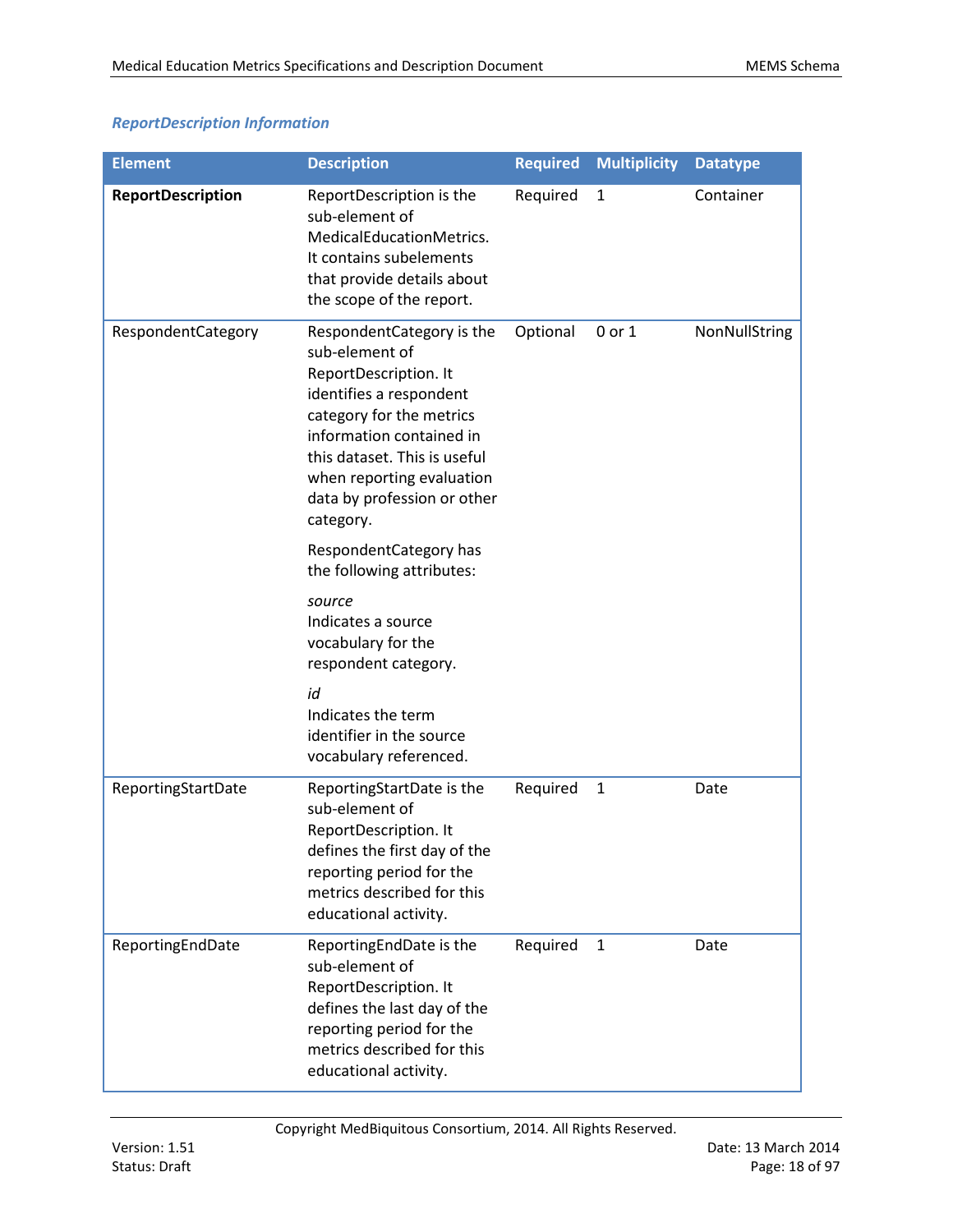### *ReportDescription Information*

| Element | Description | Required | Multiplicity | Datatype |
|---|---|---|---|---|
| **ReportDescription** | ReportDescription is the sub-element of MedicalEducationMetrics. It contains subelements that provide details about the scope of the report. | Required | 1 | Container |
| RespondentCategory | RespondentCategory is the sub-element of ReportDescription. It identifies a respondent category for the metrics information contained in this dataset. This is useful when reporting evaluation data by profession or other category.<br><br>RespondentCategory has the following attributes:<br><br>*source*<br>Indicates a source vocabulary for the respondent category.<br><br>*id*<br>Indicates the term identifier in the source vocabulary referenced. | Optional | 0 or 1 | NonNullString |
| ReportingStartDate | ReportingStartDate is the sub-element of ReportDescription. It defines the first day of the reporting period for the metrics described for this educational activity. | Required | 1 | Date |
| ReportingEndDate | ReportingEndDate is the sub-element of ReportDescription. It defines the last day of the reporting period for the metrics described for this educational activity. | Required | 1 | Date |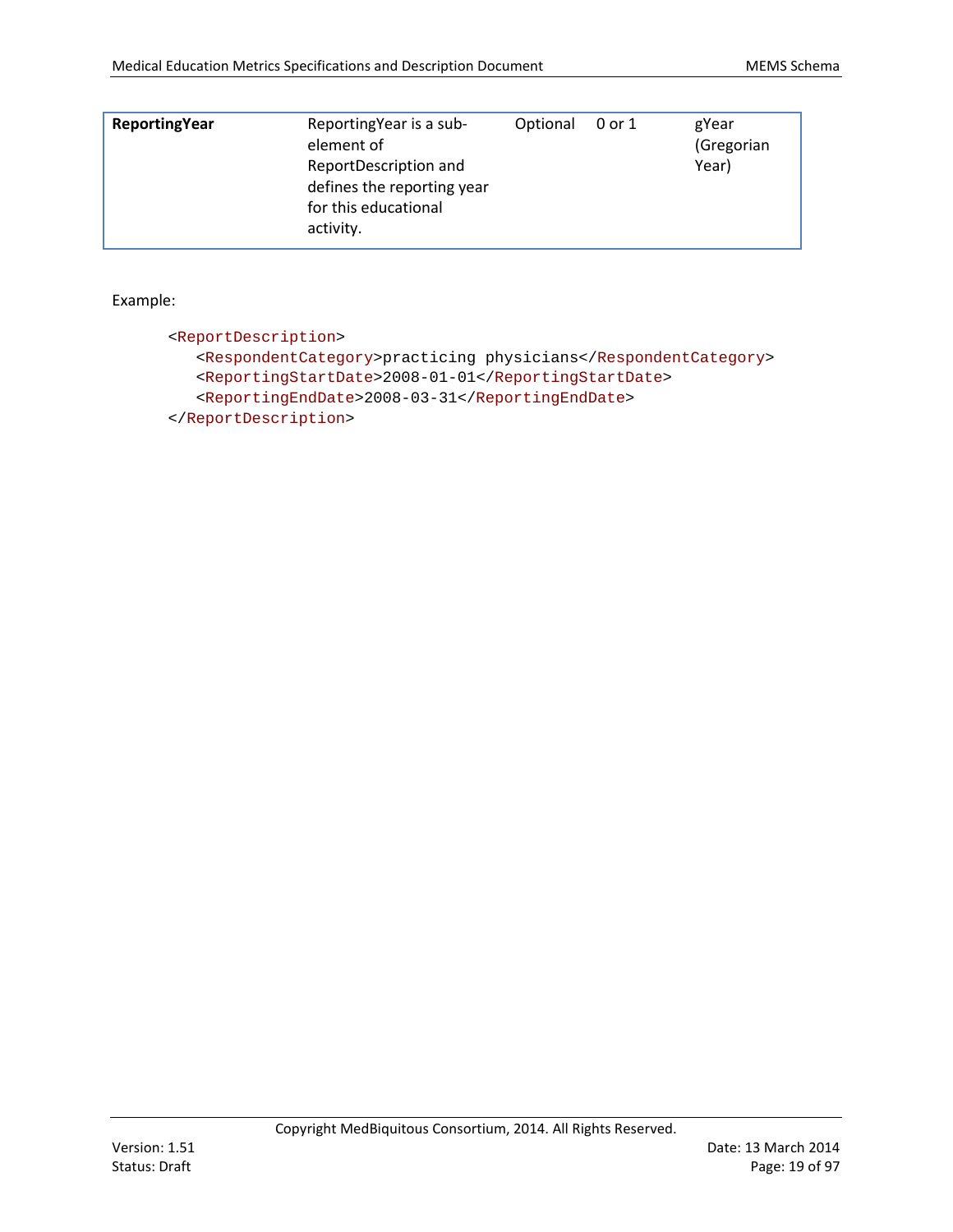| | | | | |
|---|---|---|---|---|
| **ReportingYear** | ReportingYear is a sub-element of ReportDescription and defines the reporting year for this educational activity. | Optional | 0 or 1 | gYear (Gregorian Year) |

Example:

```
<ReportDescription>
   <RespondentCategory>practicing physicians</RespondentCategory>
   <ReportingStartDate>2008-01-01</ReportingStartDate>
   <ReportingEndDate>2008-03-31</ReportingEndDate>
</ReportDescription>
```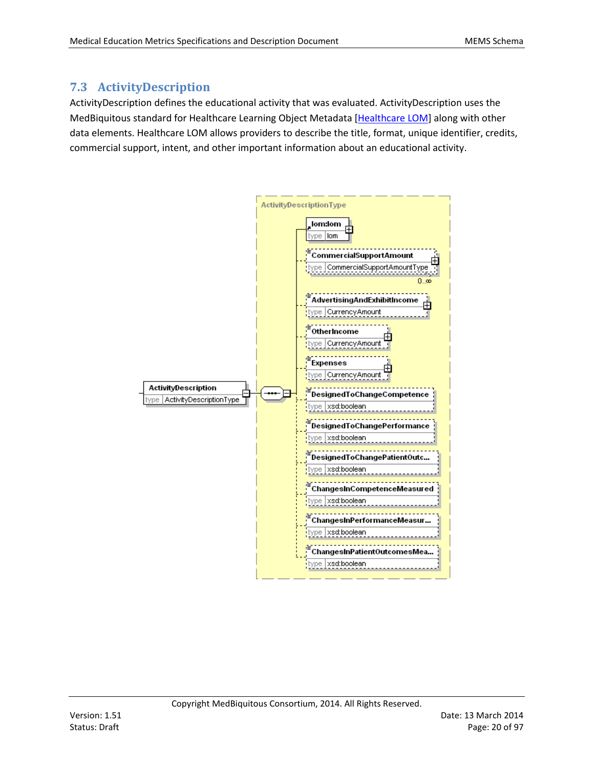## 7.3 ActivityDescription

ActivityDescription defines the educational activity that was evaluated. ActivityDescription uses the MedBiquitous standard for Healthcare Learning Object Metadata [Healthcare LOM] along with other data elements. Healthcare LOM allows providers to describe the title, format, unique identifier, credits, commercial support, intent, and other important information about an educational activity.

ActivityDescriptionType

lom:lom
type lom

CommercialSupportAmount
type CommercialSupportAmountType
0..∞

AdvertisingAndExhibitIncome
type CurrencyAmount

OtherIncome
type CurrencyAmount

Expenses
type CurrencyAmount

ActivityDescription
type ActivityDescriptionType

DesignedToChangeCompetence
type xsd:boolean

DesignedToChangePerformance
type xsd:boolean

DesignedToChangePatientOutc...
type xsd:boolean

ChangesInCompetenceMeasured
type xsd:boolean

ChangesInPerformanceMeasur...
type xsd:boolean

ChangesInPatientOutcomesMea...
type xsd:boolean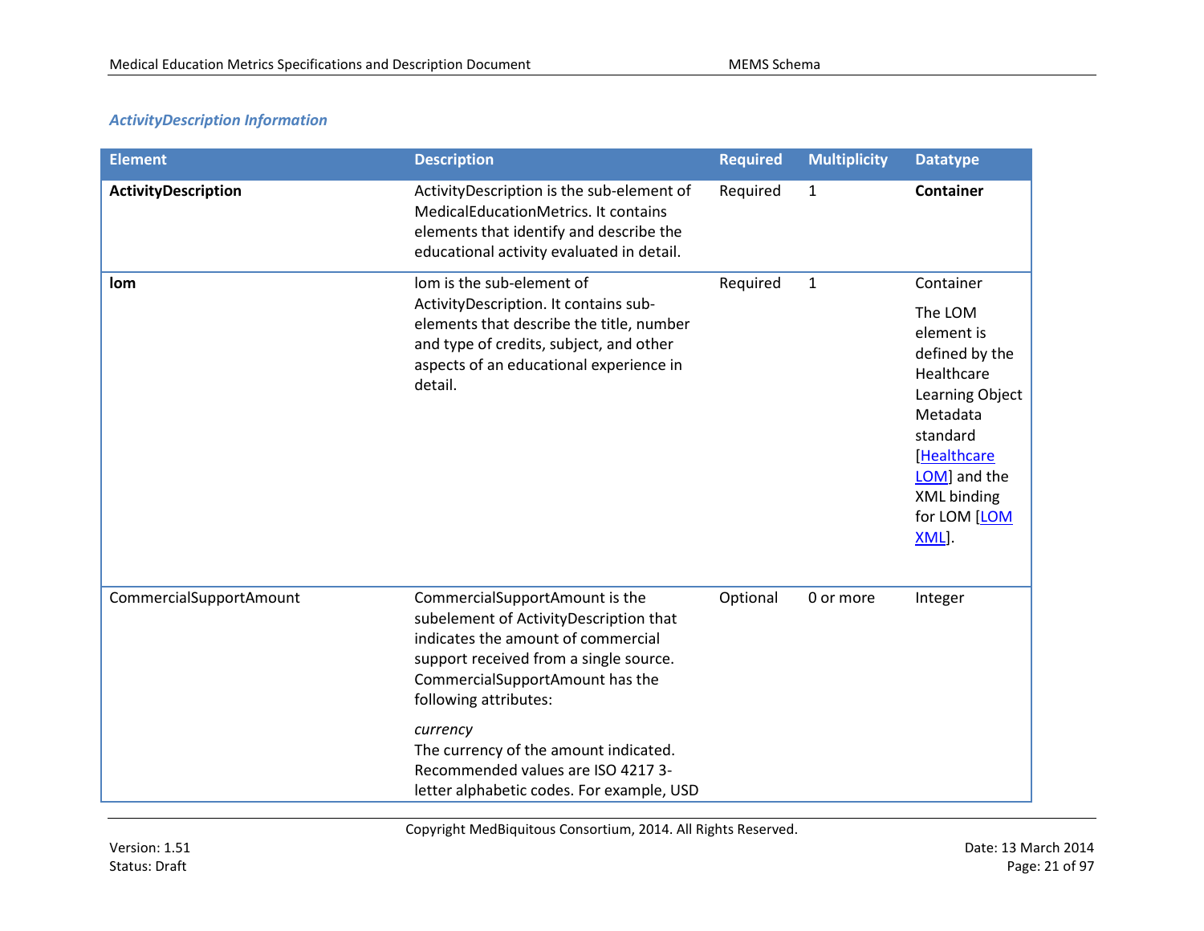### *ActivityDescription Information*

| Element | Description | Required | Multiplicity | Datatype |
|---|---|---|---|---|
| **ActivityDescription** | ActivityDescription is the sub-element of MedicalEducationMetrics. It contains elements that identify and describe the educational activity evaluated in detail. | Required | 1 | **Container** |
| **lom** | lom is the sub-element of ActivityDescription. It contains sub-elements that describe the title, number and type of credits, subject, and other aspects of an educational experience in detail. | Required | 1 | Container<br><br>The LOM element is defined by the Healthcare Learning Object Metadata standard [Healthcare LOM] and the XML binding for LOM [LOM XML]. |
| CommercialSupportAmount | CommercialSupportAmount is the subelement of ActivityDescription that indicates the amount of commercial support received from a single source. CommercialSupportAmount has the following attributes:<br><br>*currency*<br>The currency of the amount indicated. Recommended values are ISO 4217 3-letter alphabetic codes. For example, USD | Optional | 0 or more | Integer |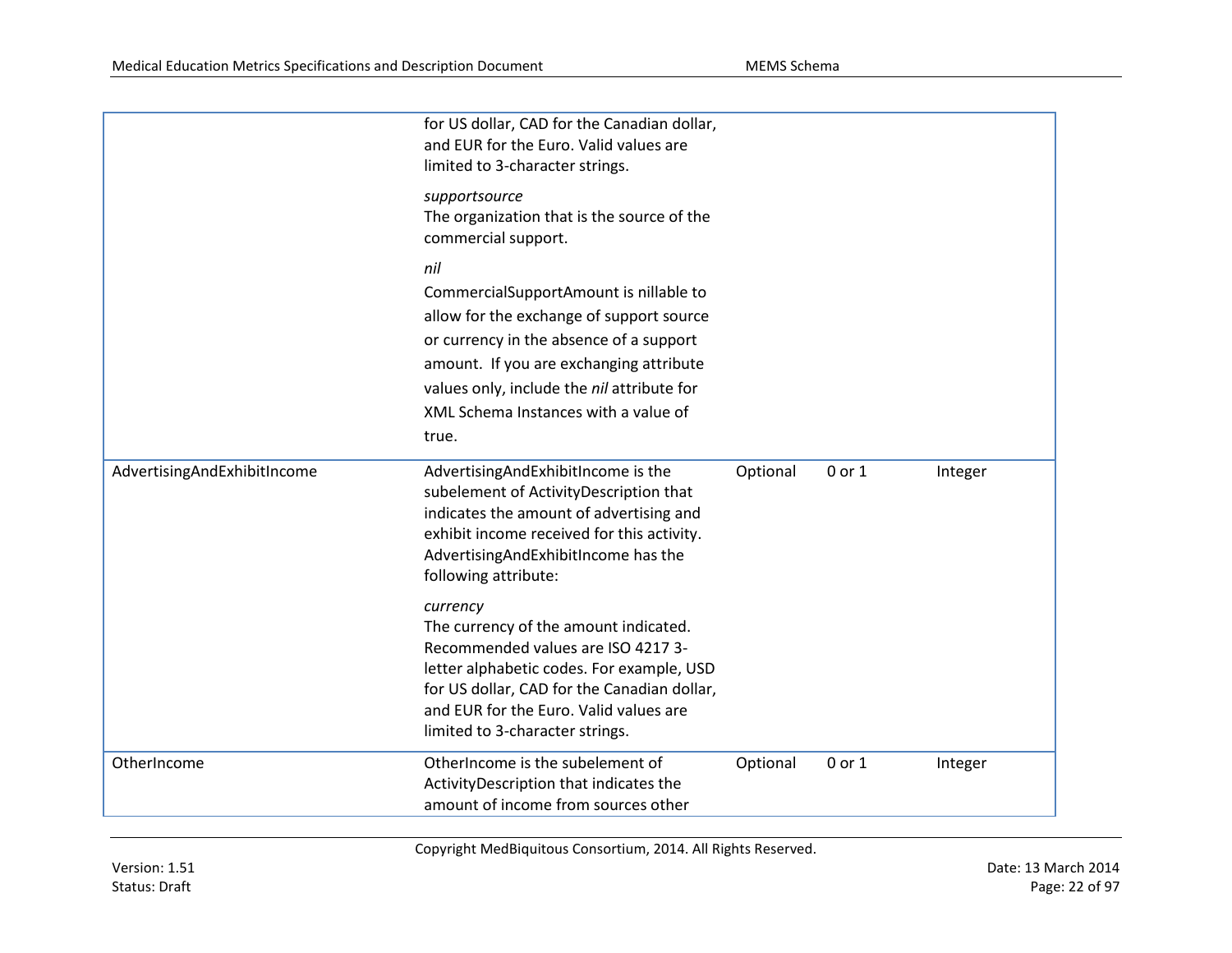| | | | | |
|---|---|---|---|---|
| | for US dollar, CAD for the Canadian dollar, and EUR for the Euro. Valid values are limited to 3-character strings.<br><br>*supportsource*<br>The organization that is the source of the commercial support.<br><br>*nil*<br>CommercialSupportAmount is nillable to allow for the exchange of support source or currency in the absence of a support amount. If you are exchanging attribute values only, include the *nil* attribute for XML Schema Instances with a value of true. | | | |
| AdvertisingAndExhibitIncome | AdvertisingAndExhibitIncome is the subelement of ActivityDescription that indicates the amount of advertising and exhibit income received for this activity. AdvertisingAndExhibitIncome has the following attribute:<br><br>*currency*<br>The currency of the amount indicated. Recommended values are ISO 4217 3-letter alphabetic codes. For example, USD for US dollar, CAD for the Canadian dollar, and EUR for the Euro. Valid values are limited to 3-character strings. | Optional | 0 or 1 | Integer |
| OtherIncome | OtherIncome is the subelement of ActivityDescription that indicates the amount of income from sources other | Optional | 0 or 1 | Integer |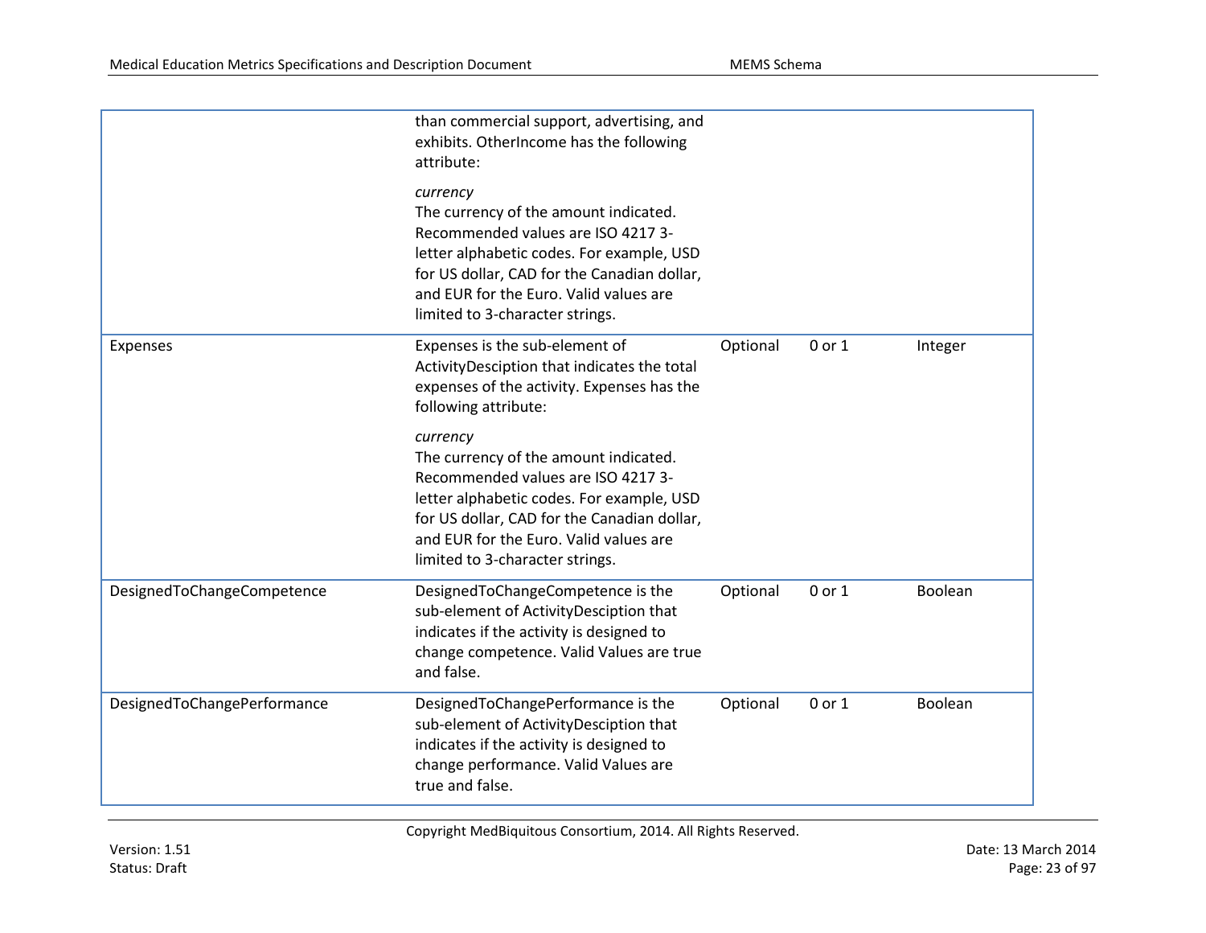| | | | | |
|---|---|---|---|---|
| | than commercial support, advertising, and exhibits. OtherIncome has the following attribute:<br><br>*currency*<br>The currency of the amount indicated. Recommended values are ISO 4217 3-letter alphabetic codes. For example, USD for US dollar, CAD for the Canadian dollar, and EUR for the Euro. Valid values are limited to 3-character strings. | | | |
| Expenses | Expenses is the sub-element of ActivityDesciption that indicates the total expenses of the activity. Expenses has the following attribute:<br><br>*currency*<br>The currency of the amount indicated. Recommended values are ISO 4217 3-letter alphabetic codes. For example, USD for US dollar, CAD for the Canadian dollar, and EUR for the Euro. Valid values are limited to 3-character strings. | Optional | 0 or 1 | Integer |
| DesignedToChangeCompetence | DesignedToChangeCompetence is the sub-element of ActivityDesciption that indicates if the activity is designed to change competence. Valid Values are true and false. | Optional | 0 or 1 | Boolean |
| DesignedToChangePerformance | DesignedToChangePerformance is the sub-element of ActivityDesciption that indicates if the activity is designed to change performance. Valid Values are true and false. | Optional | 0 or 1 | Boolean |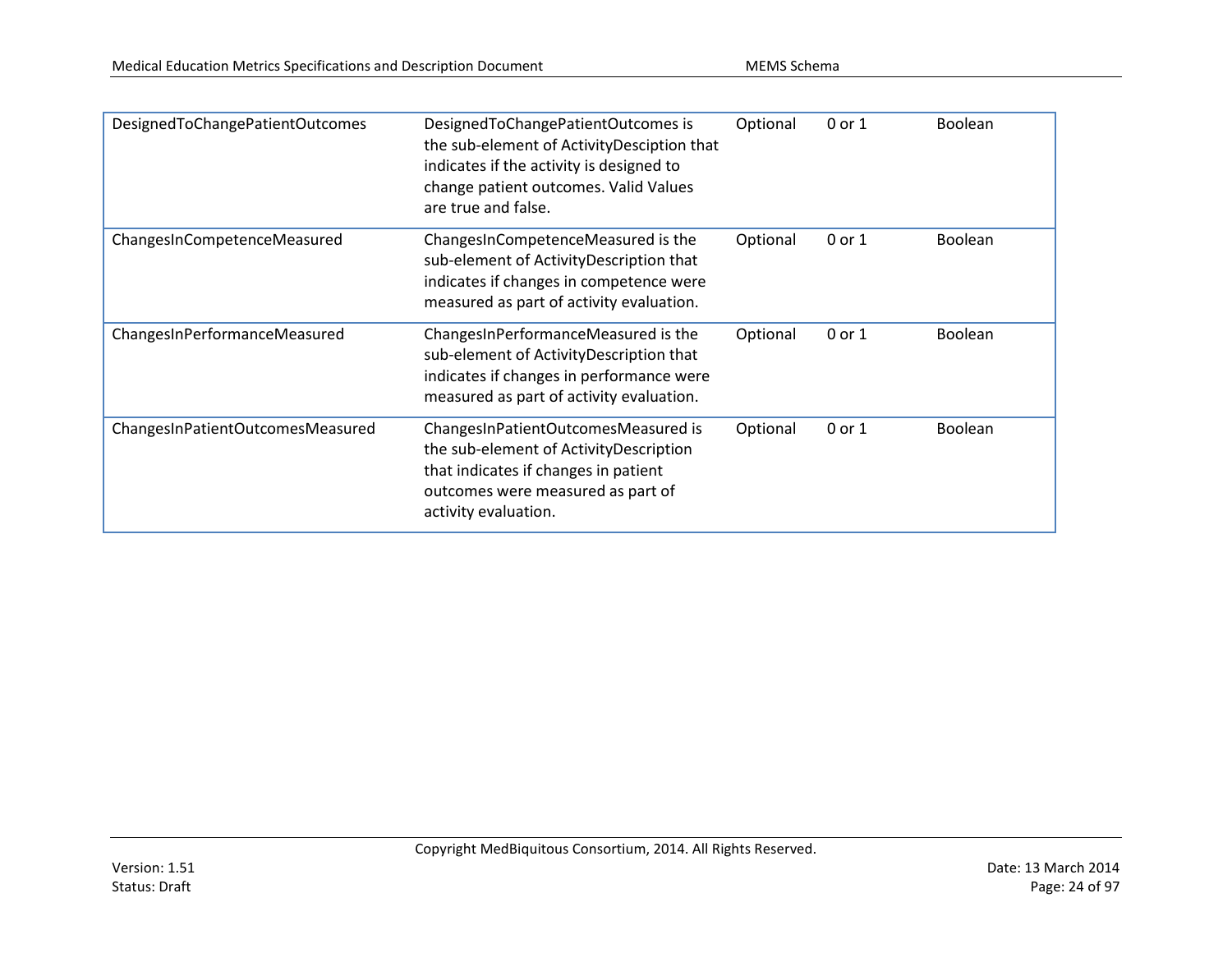| | | | | |
|---|---|---|---|---|
| DesignedToChangePatientOutcomes | DesignedToChangePatientOutcomes is the sub-element of ActivityDesciption that indicates if the activity is designed to change patient outcomes. Valid Values are true and false. | Optional | 0 or 1 | Boolean |
| ChangesInCompetenceMeasured | ChangesInCompetenceMeasured is the sub-element of ActivityDescription that indicates if changes in competence were measured as part of activity evaluation. | Optional | 0 or 1 | Boolean |
| ChangesInPerformanceMeasured | ChangesInPerformanceMeasured is the sub-element of ActivityDescription that indicates if changes in performance were measured as part of activity evaluation. | Optional | 0 or 1 | Boolean |
| ChangesInPatientOutcomesMeasured | ChangesInPatientOutcomesMeasured is the sub-element of ActivityDescription that indicates if changes in patient outcomes were measured as part of activity evaluation. | Optional | 0 or 1 | Boolean |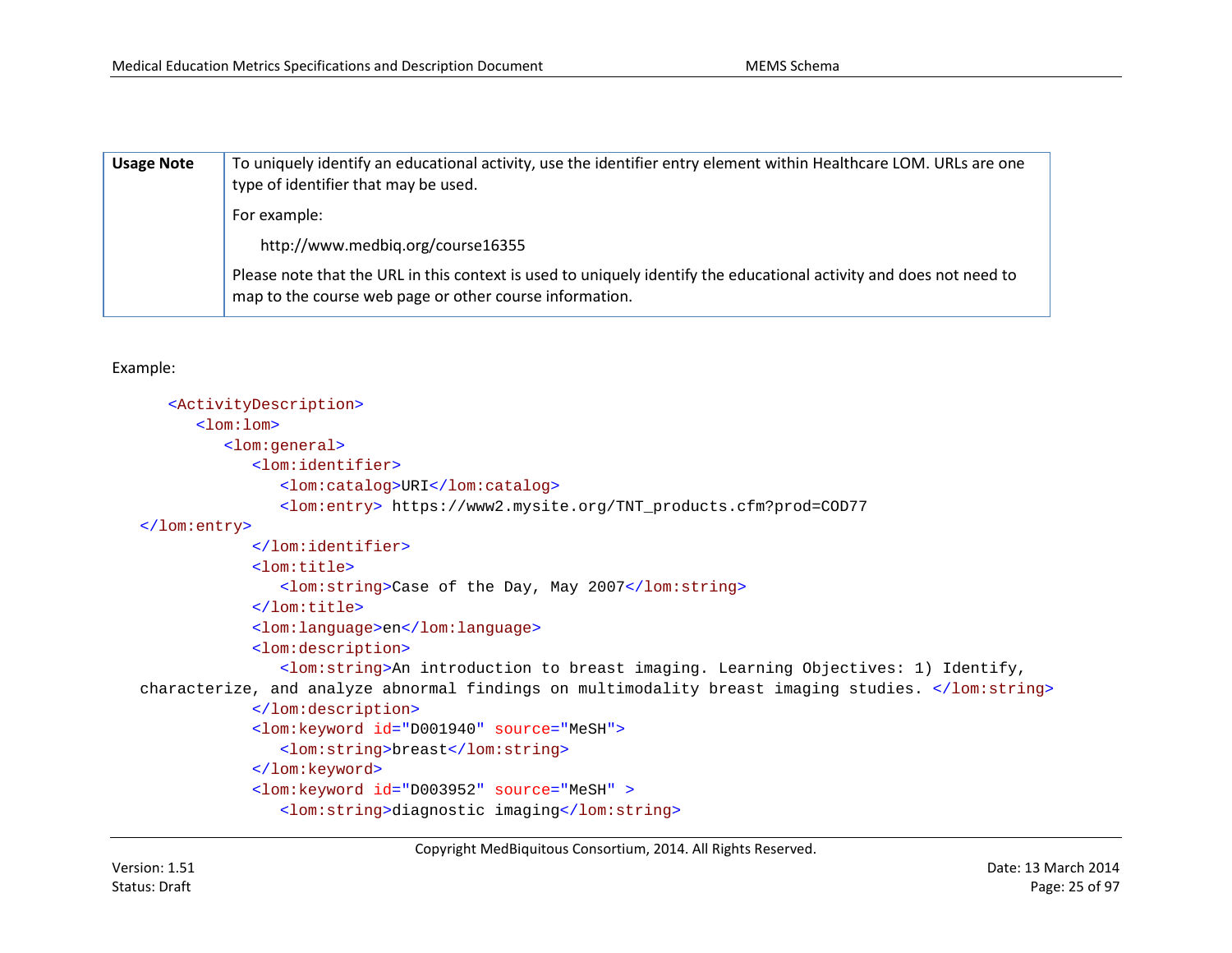| | |
|---|---|
| **Usage Note** | To uniquely identify an educational activity, use the identifier entry element within Healthcare LOM. URLs are one type of identifier that may be used.<br><br>For example:<br><br>http://www.medbiq.org/course16355<br><br>Please note that the URL in this context is used to uniquely identify the educational activity and does not need to map to the course web page or other course information. |

Example:

```
<ActivityDescription>
   <lom:lom>
      <lom:general>
         <lom:identifier>
            <lom:catalog>URI</lom:catalog>
            <lom:entry> https://www2.mysite.org/TNT_products.cfm?prod=COD77
</lom:entry>
         </lom:identifier>
         <lom:title>
            <lom:string>Case of the Day, May 2007</lom:string>
         </lom:title>
         <lom:language>en</lom:language>
         <lom:description>
            <lom:string>An introduction to breast imaging. Learning Objectives: 1) Identify,
characterize, and analyze abnormal findings on multimodality breast imaging studies. </lom:string>
         </lom:description>
         <lom:keyword id="D001940" source="MeSH">
            <lom:string>breast</lom:string>
         </lom:keyword>
         <lom:keyword id="D003952" source="MeSH" >
            <lom:string>diagnostic imaging</lom:string>
```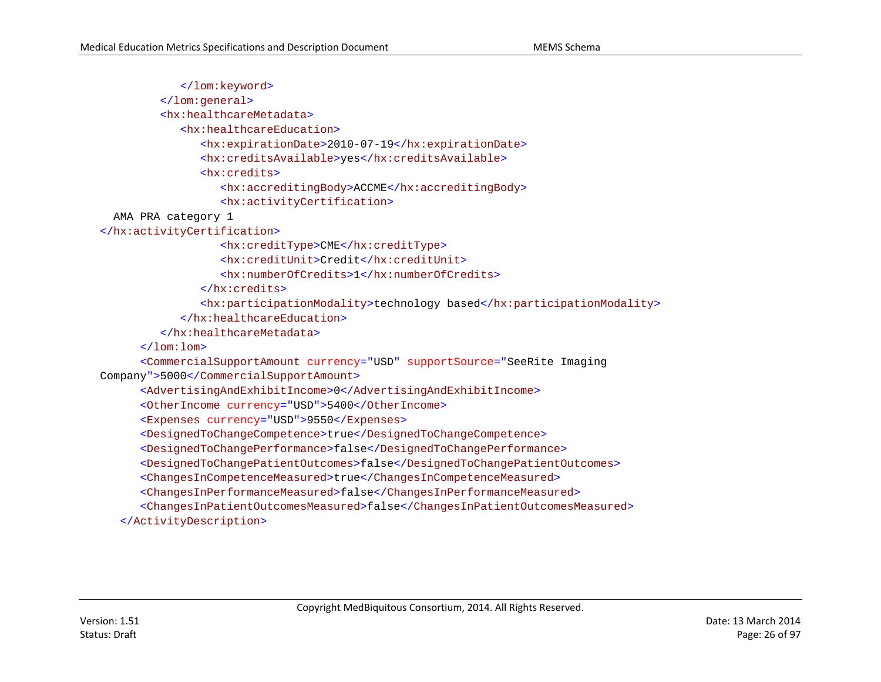```
            </lom:keyword>
         </lom:general>
         <hx:healthcareMetadata>
            <hx:healthcareEducation>
               <hx:expirationDate>2010-07-19</hx:expirationDate>
               <hx:creditsAvailable>yes</hx:creditsAvailable>
               <hx:credits>
                  <hx:accreditingBody>ACCME</hx:accreditingBody>
                  <hx:activityCertification>
   AMA PRA category 1
  </hx:activityCertification>
                  <hx:creditType>CME</hx:creditType>
                  <hx:creditUnit>Credit</hx:creditUnit>
                  <hx:numberOfCredits>1</hx:numberOfCredits>
               </hx:credits>
               <hx:participationModality>technology based</hx:participationModality>
            </hx:healthcareEducation>
         </hx:healthcareMetadata>
      </lom:lom>
      <CommercialSupportAmount currency="USD" supportSource="SeeRite Imaging
  Company">5000</CommercialSupportAmount>
      <AdvertisingAndExhibitIncome>0</AdvertisingAndExhibitIncome>
      <OtherIncome currency="USD">5400</OtherIncome>
      <Expenses currency="USD">9550</Expenses>
      <DesignedToChangeCompetence>true</DesignedToChangeCompetence>
      <DesignedToChangePerformance>false</DesignedToChangePerformance>
      <DesignedToChangePatientOutcomes>false</DesignedToChangePatientOutcomes>
      <ChangesInCompetenceMeasured>true</ChangesInCompetenceMeasured>
      <ChangesInPerformanceMeasured>false</ChangesInPerformanceMeasured>
      <ChangesInPatientOutcomesMeasured>false</ChangesInPatientOutcomesMeasured>
    </ActivityDescription>
```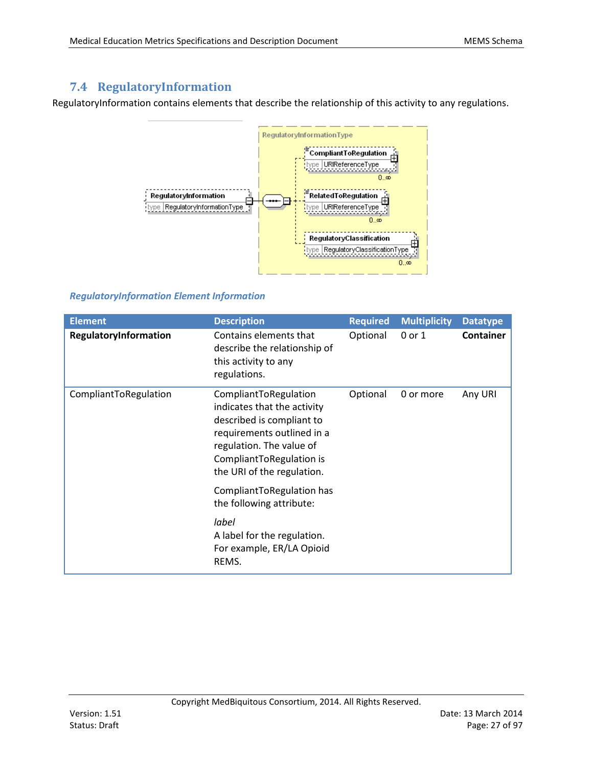## 7.4 RegulatoryInformation

RegulatoryInformation contains elements that describe the relationship of this activity to any regulations.

RegulatoryInformation
type RegulatoryInformationType

RegulatoryInformationType

CompliantToRegulation
type URIReferenceType
0..∞

RelatedToRegulation
type URIReferenceType
0..∞

RegulatoryClassification
type RegulatoryClassificationType
0..∞

### *RegulatoryInformation Element Information*

| Element | Description | Required | Multiplicity | Datatype |
|---|---|---|---|---|
| **RegulatoryInformation** | Contains elements that describe the relationship of this activity to any regulations. | Optional | 0 or 1 | **Container** |
| CompliantToRegulation | CompliantToRegulation indicates that the activity described is compliant to requirements outlined in a regulation. The value of CompliantToRegulation is the URI of the regulation.<br><br>CompliantToRegulation has the following attribute:<br><br>*label*<br>A label for the regulation. For example, ER/LA Opioid REMS. | Optional | 0 or more | Any URI |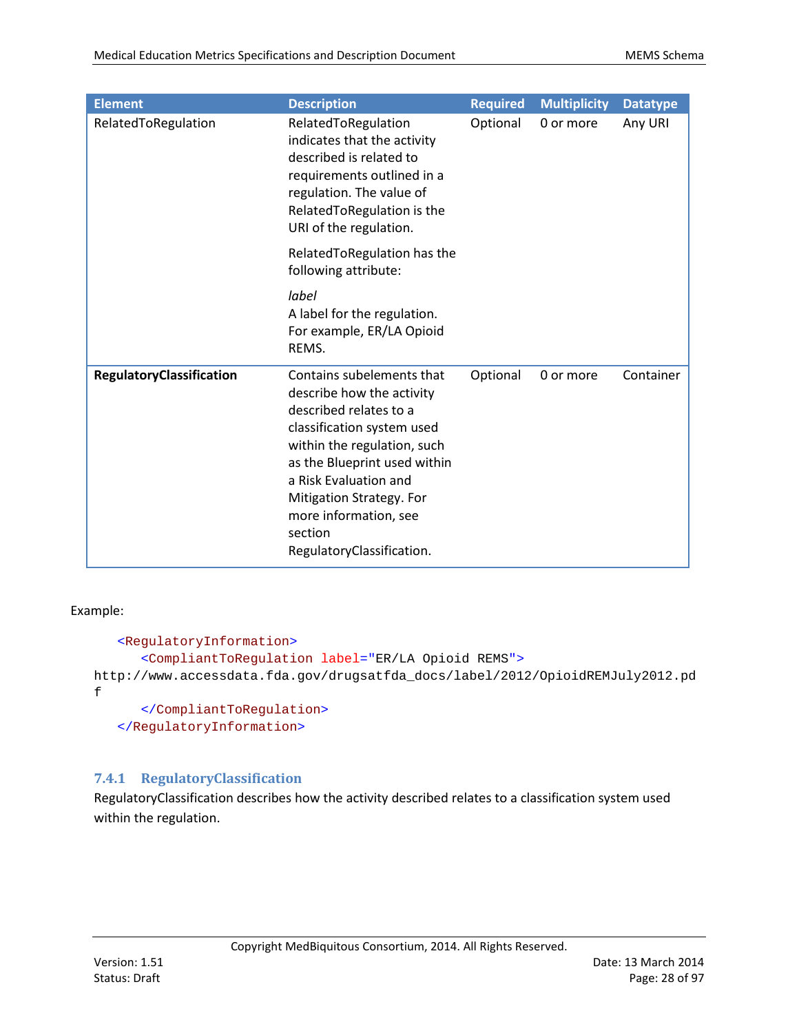| Element | Description | Required | Multiplicity | Datatype |
|---|---|---|---|---|
| RelatedToRegulation | RelatedToRegulation indicates that the activity described is related to requirements outlined in a regulation. The value of RelatedToRegulation is the URI of the regulation.<br><br>RelatedToRegulation has the following attribute:<br><br>*label*<br>A label for the regulation. For example, ER/LA Opioid REMS. | Optional | 0 or more | Any URI |
| **RegulatoryClassification** | Contains subelements that describe how the activity described relates to a classification system used within the regulation, such as the Blueprint used within a Risk Evaluation and Mitigation Strategy. For more information, see section RegulatoryClassification. | Optional | 0 or more | Container |

Example:

```
    <RegulatoryInformation>
       <CompliantToRegulation label="ER/LA Opioid REMS">
http://www.accessdata.fda.gov/drugsatfda_docs/label/2012/OpioidREMJuly2012.pd
f
       </CompliantToRegulation>
    </RegulatoryInformation>
```

### 7.4.1 RegulatoryClassification

RegulatoryClassification describes how the activity described relates to a classification system used within the regulation.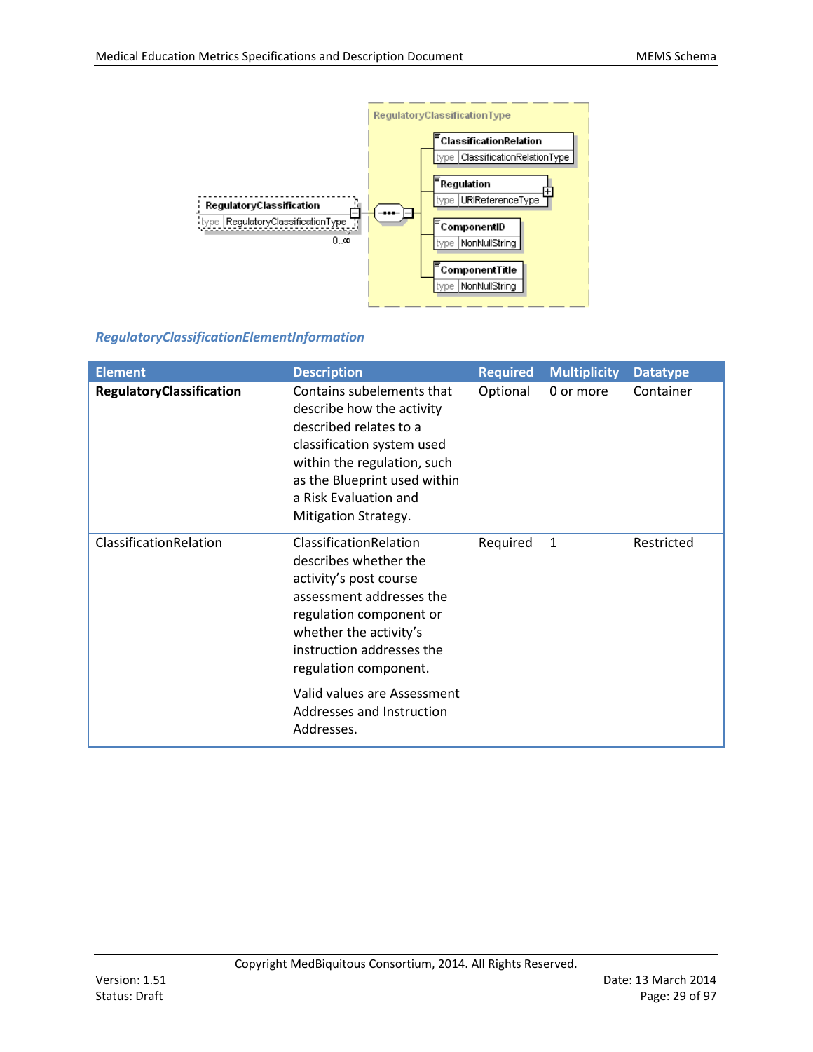RegulatoryClassificationType

RegulatoryClassification
type RegulatoryClassificationType
0..∞

ClassificationRelation
type ClassificationRelationType

Regulation
type URIReferenceType

ComponentID
type NonNullString

ComponentTitle
type NonNullString

### *RegulatoryClassificationElementInformation*

| Element | Description | Required | Multiplicity | Datatype |
|---|---|---|---|---|
| **RegulatoryClassification** | Contains subelements that describe how the activity described relates to a classification system used within the regulation, such as the Blueprint used within a Risk Evaluation and Mitigation Strategy. | Optional | 0 or more | Container |
| ClassificationRelation | ClassificationRelation describes whether the activity's post course assessment addresses the regulation component or whether the activity's instruction addresses the regulation component.<br><br>Valid values are Assessment Addresses and Instruction Addresses. | Required | 1 | Restricted |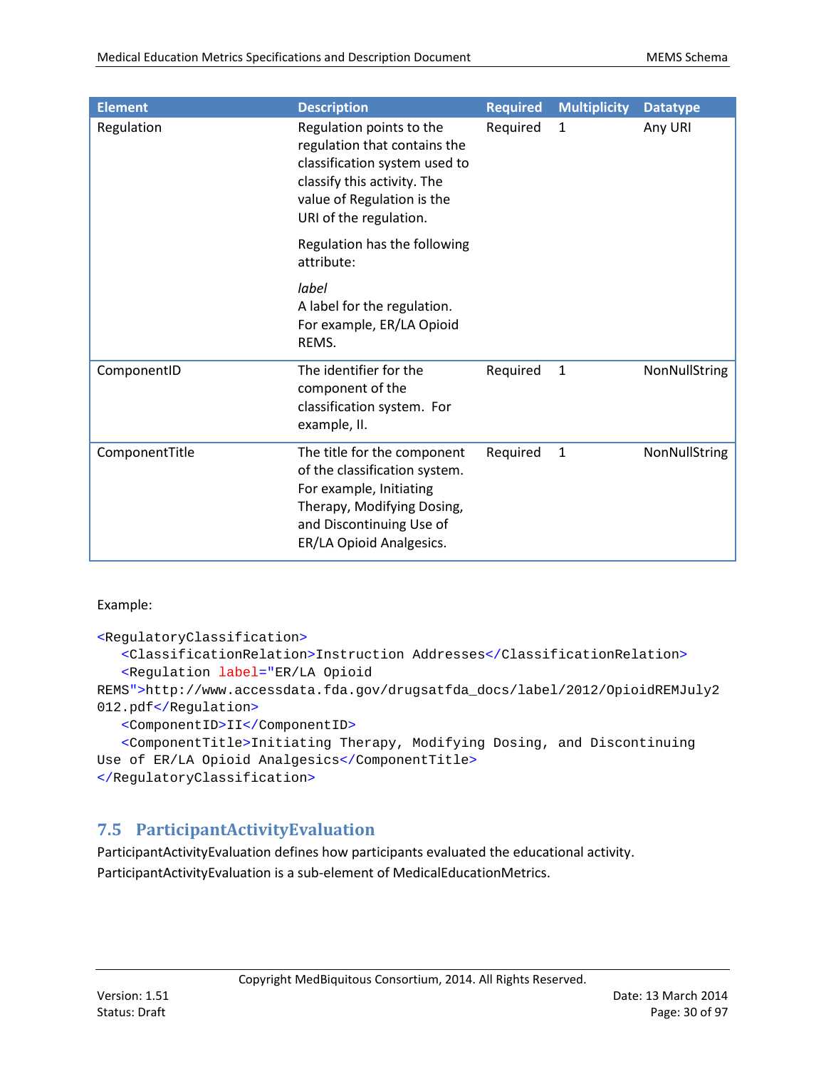| Element | Description | Required | Multiplicity | Datatype |
|---|---|---|---|---|
| Regulation | Regulation points to the regulation that contains the classification system used to classify this activity. The value of Regulation is the URI of the regulation.<br><br>Regulation has the following attribute:<br><br>*label*<br>A label for the regulation. For example, ER/LA Opioid REMS. | Required | 1 | Any URI |
| ComponentID | The identifier for the component of the classification system. For example, II. | Required | 1 | NonNullString |
| ComponentTitle | The title for the component of the classification system. For example, Initiating Therapy, Modifying Dosing, and Discontinuing Use of ER/LA Opioid Analgesics. | Required | 1 | NonNullString |

Example:

```
<RegulatoryClassification>
   <ClassificationRelation>Instruction Addresses</ClassificationRelation>
   <Regulation label="ER/LA Opioid
REMS">http://www.accessdata.fda.gov/drugsatfda_docs/label/2012/OpioidREMJuly2
012.pdf</Regulation>
   <ComponentID>II</ComponentID>
   <ComponentTitle>Initiating Therapy, Modifying Dosing, and Discontinuing
Use of ER/LA Opioid Analgesics</ComponentTitle>
</RegulatoryClassification>
```

## 7.5 ParticipantActivityEvaluation

ParticipantActivityEvaluation defines how participants evaluated the educational activity. ParticipantActivityEvaluation is a sub-element of MedicalEducationMetrics.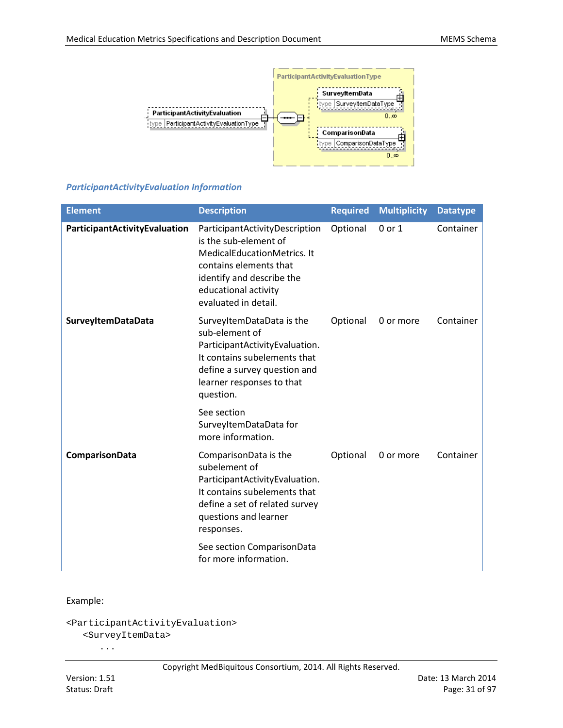ParticipantActivityEvaluationType

ParticipantActivityEvaluation
type ParticipantActivityEvaluationType

SurveyItemData
type SurveyItemDataType
0..∞

ComparisonData
type ComparisonDataType
0..∞

### *ParticipantActivityEvaluation Information*

| Element | Description | Required | Multiplicity | Datatype |
|---|---|---|---|---|
| **ParticipantActivityEvaluation** | ParticipantActivityDescription is the sub-element of MedicalEducationMetrics. It contains elements that identify and describe the educational activity evaluated in detail. | Optional | 0 or 1 | Container |
| **SurveyItemDataData** | SurveyItemDataData is the sub-element of ParticipantActivityEvaluation. It contains subelements that define a survey question and learner responses to that question.<br><br>See section SurveyItemDataData for more information. | Optional | 0 or more | Container |
| **ComparisonData** | ComparisonData is the subelement of ParticipantActivityEvaluation. It contains subelements that define a set of related survey questions and learner responses.<br><br>See section ComparisonData for more information. | Optional | 0 or more | Container |

Example:

```
<ParticipantActivityEvaluation>
   <SurveyItemData>
      ...
```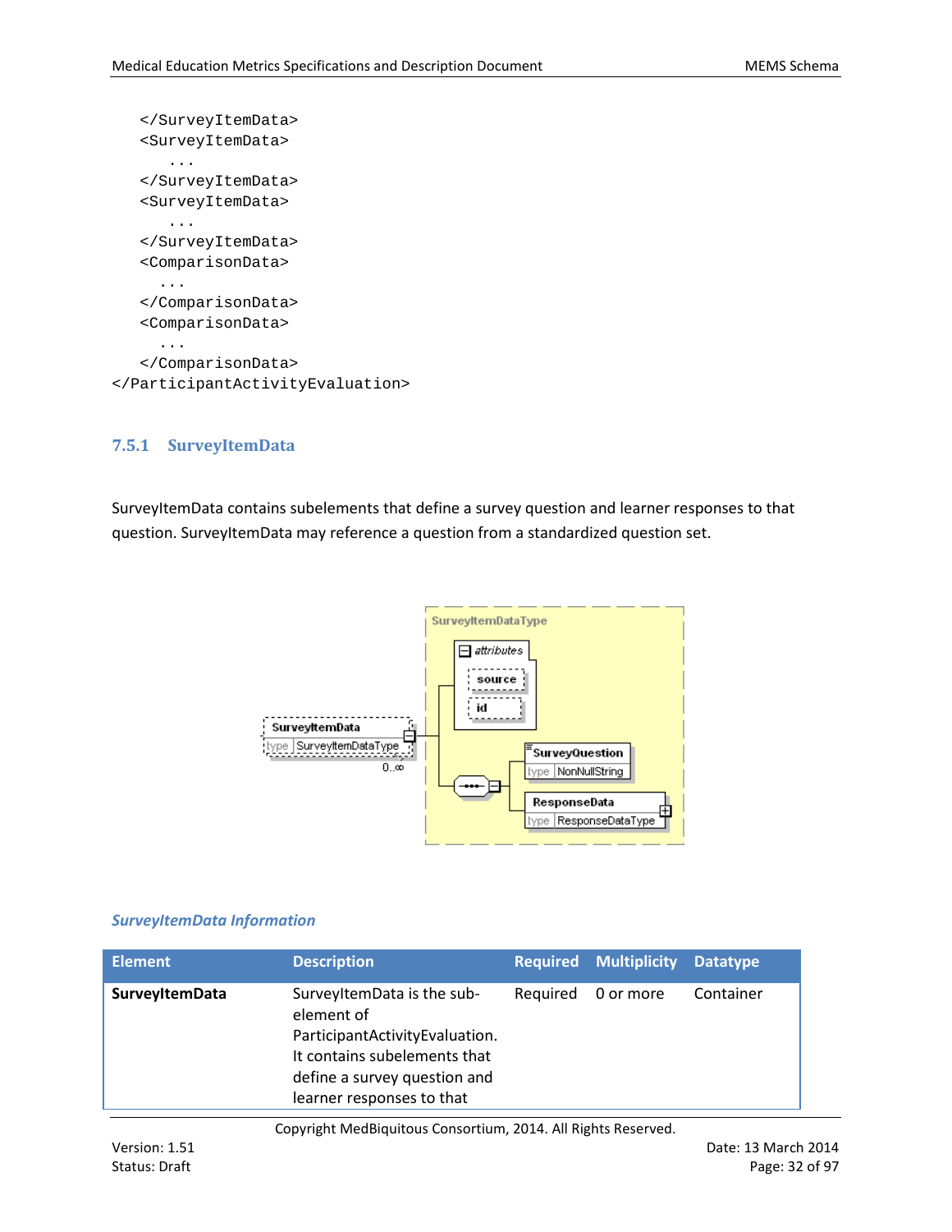```
    </SurveyItemData>
    <SurveyItemData>
       ...
    </SurveyItemData>
    <SurveyItemData>
       ...
    </SurveyItemData>
    <ComparisonData>
      ...
    </ComparisonData>
    <ComparisonData>
      ...
    </ComparisonData>
</ParticipantActivityEvaluation>
```

### 7.5.1 SurveyItemData

SurveyItemData contains subelements that define a survey question and learner responses to that question. SurveyItemData may reference a question from a standardized question set.

SurveyItemDataType
attributes
source
id
SurveyItemData
type SurveyItemDataType
0..∞
SurveyQuestion
type NonNullString
ResponseData
type ResponseDataType

*SurveyItemData Information*

| Element | Description | Required | Multiplicity | Datatype |
| --- | --- | --- | --- | --- |
| **SurveyItemData** | SurveyItemData is the sub-element of ParticipantActivityEvaluation. It contains subelements that define a survey question and learner responses to that | Required | 0 or more | Container |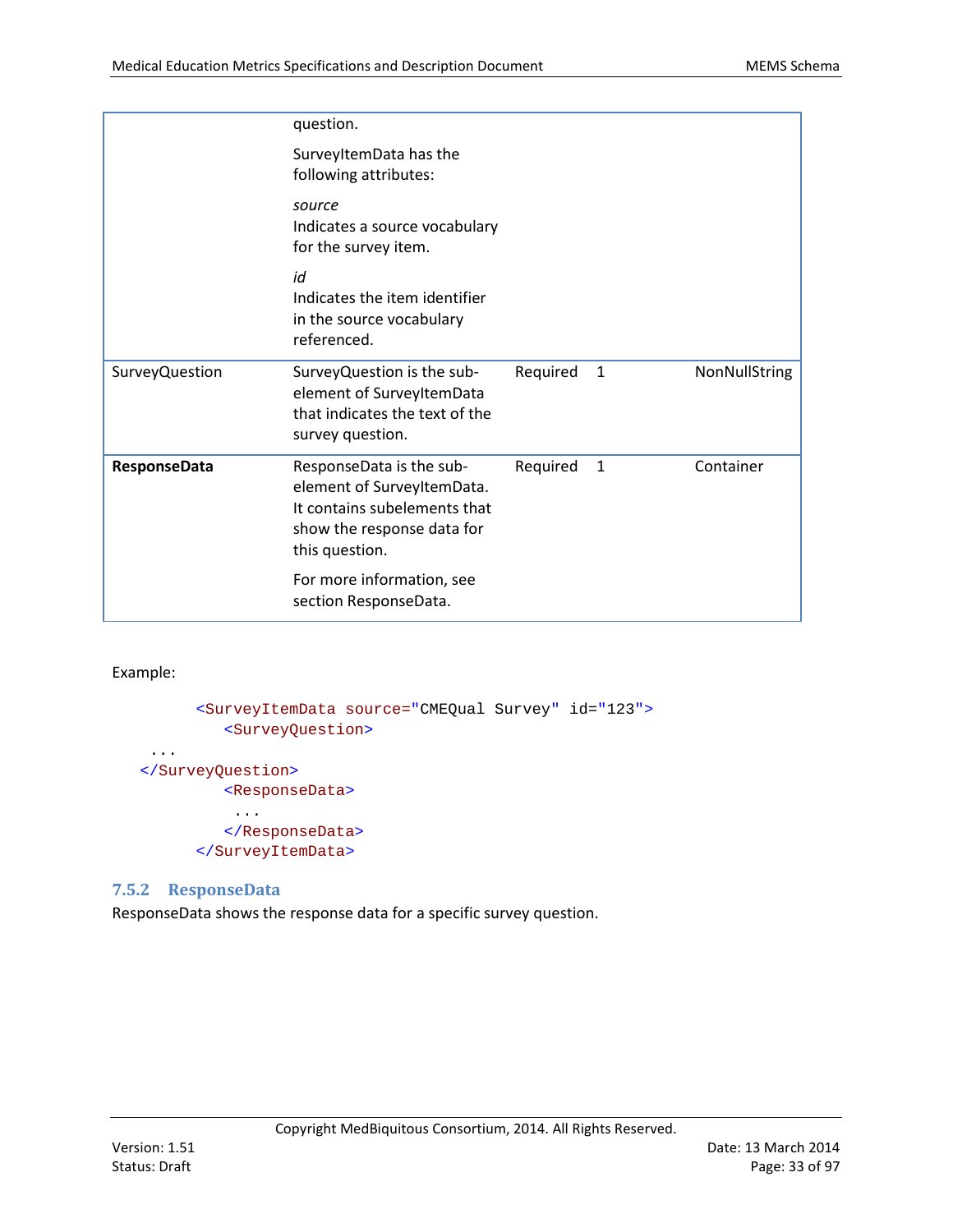| | | | | |
|---|---|---|---|---|
| | question.<br><br>SurveyItemData has the following attributes:<br><br>*source*<br>Indicates a source vocabulary for the survey item.<br><br>*id*<br>Indicates the item identifier in the source vocabulary referenced. | | | |
| SurveyQuestion | SurveyQuestion is the sub-element of SurveyItemData that indicates the text of the survey question. | Required | 1 | NonNullString |
| **ResponseData** | ResponseData is the sub-element of SurveyItemData. It contains subelements that show the response data for this question.<br><br>For more information, see section ResponseData. | Required | 1 | Container |

Example:

```
        <SurveyItemData source="CMEQual Survey" id="123">
           <SurveyQuestion>
    ...
   </SurveyQuestion>
           <ResponseData>
            ...
           </ResponseData>
        </SurveyItemData>
```

### 7.5.2 ResponseData

ResponseData shows the response data for a specific survey question.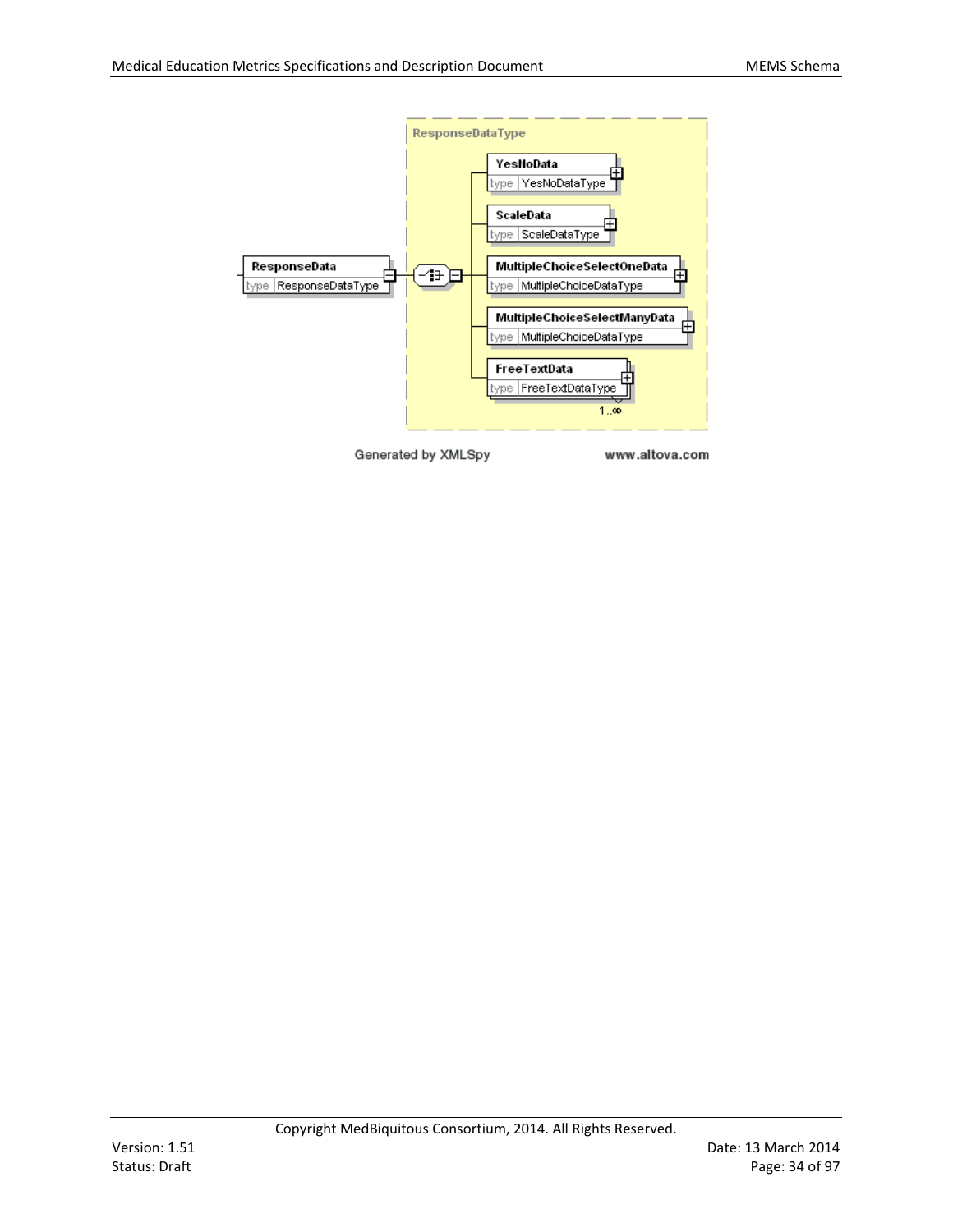ResponseDataType

ResponseData

type ResponseDataType

YesNoData

type YesNoDataType

ScaleData

type ScaleDataType

MultipleChoiceSelectOneData

type MultipleChoiceDataType

MultipleChoiceSelectManyData

type MultipleChoiceDataType

FreeTextData

type FreeTextDataType

1..∞

Generated by XMLSpy www.altova.com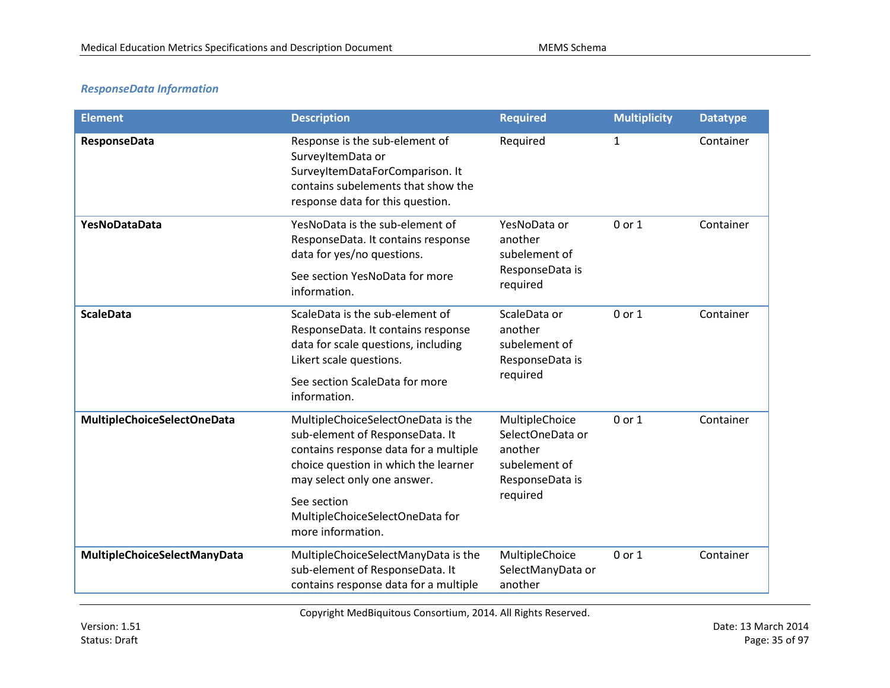### *ResponseData Information*

| Element | Description | Required | Multiplicity | Datatype |
|---|---|---|---|---|
| **ResponseData** | Response is the sub-element of SurveyItemData or SurveyItemDataForComparison. It contains subelements that show the response data for this question. | Required | 1 | Container |
| **YesNoDataData** | YesNoData is the sub-element of ResponseData. It contains response data for yes/no questions. See section YesNoData for more information. | YesNoData or another subelement of ResponseData is required | 0 or 1 | Container |
| **ScaleData** | ScaleData is the sub-element of ResponseData. It contains response data for scale questions, including Likert scale questions. See section ScaleData for more information. | ScaleData or another subelement of ResponseData is required | 0 or 1 | Container |
| **MultipleChoiceSelectOneData** | MultipleChoiceSelectOneData is the sub-element of ResponseData. It contains response data for a multiple choice question in which the learner may select only one answer. See section MultipleChoiceSelectOneData for more information. | MultipleChoice SelectOneData or another subelement of ResponseData is required | 0 or 1 | Container |
| **MultipleChoiceSelectManyData** | MultipleChoiceSelectManyData is the sub-element of ResponseData. It contains response data for a multiple | MultipleChoice SelectManyData or another | 0 or 1 | Container |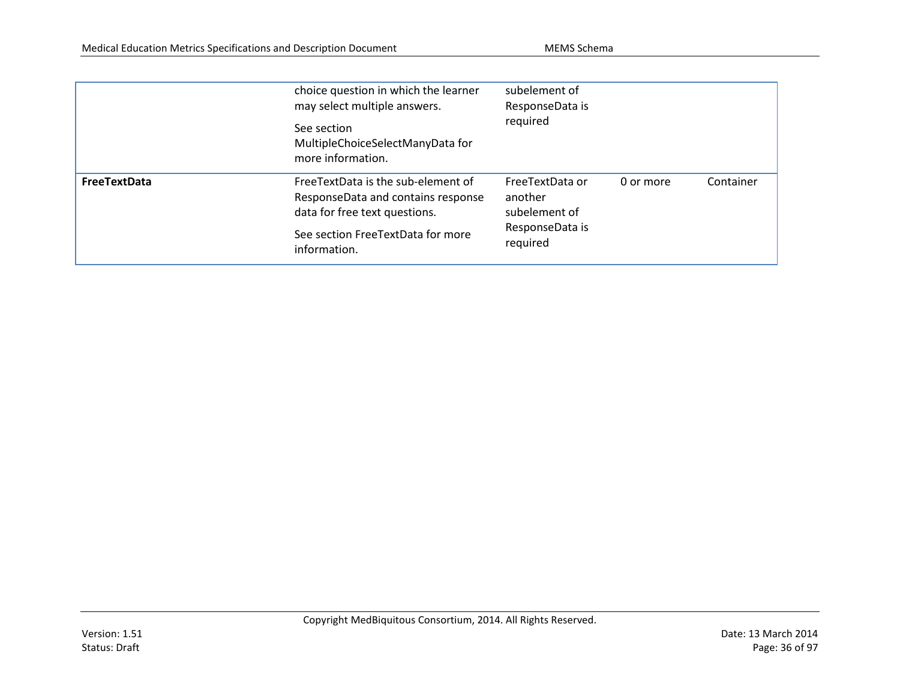| | | | | |
|---|---|---|---|---|
| | choice question in which the learner may select multiple answers.<br><br>See section MultipleChoiceSelectManyData for more information. | subelement of ResponseData is required | | |
| **FreeTextData** | FreeTextData is the sub-element of ResponseData and contains response data for free text questions.<br><br>See section FreeTextData for more information. | FreeTextData or another subelement of ResponseData is required | 0 or more | Container |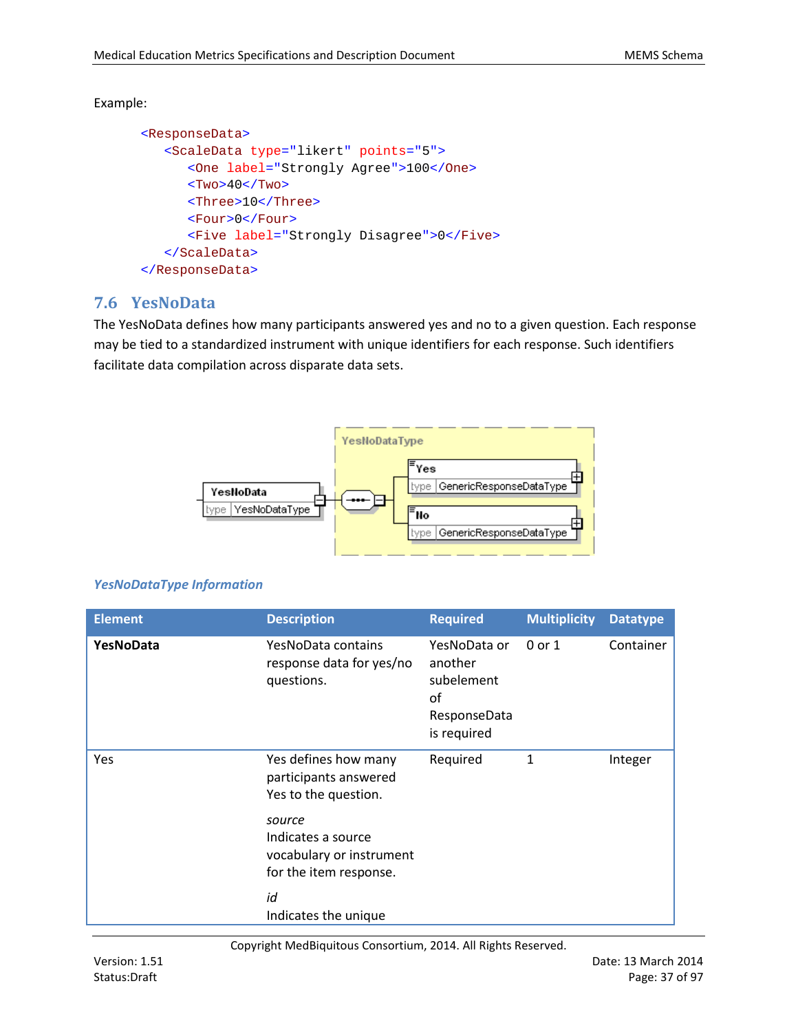Example:

```
<ResponseData>
   <ScaleData type="likert" points="5">
      <One label="Strongly Agree">100</One>
      <Two>40</Two>
      <Three>10</Three>
      <Four>0</Four>
      <Five label="Strongly Disagree">0</Five>
   </ScaleData>
</ResponseData>
```

## 7.6 YesNoData

The YesNoData defines how many participants answered yes and no to a given question. Each response may be tied to a standardized instrument with unique identifiers for each response. Such identifiers facilitate data compilation across disparate data sets.

YesNoDataType

YesNoData
type YesNoDataType

Yes
type GenericResponseDataType

No
type GenericResponseDataType

*YesNoDataType Information*

| Element | Description | Required | Multiplicity | Datatype |
|---|---|---|---|---|
| **YesNoData** | YesNoData contains response data for yes/no questions. | YesNoData or another subelement of ResponseData is required | 0 or 1 | Container |
| Yes | Yes defines how many participants answered Yes to the question.<br><br>*source*<br>Indicates a source vocabulary or instrument for the item response.<br><br>*id*<br>Indicates the unique | Required | 1 | Integer |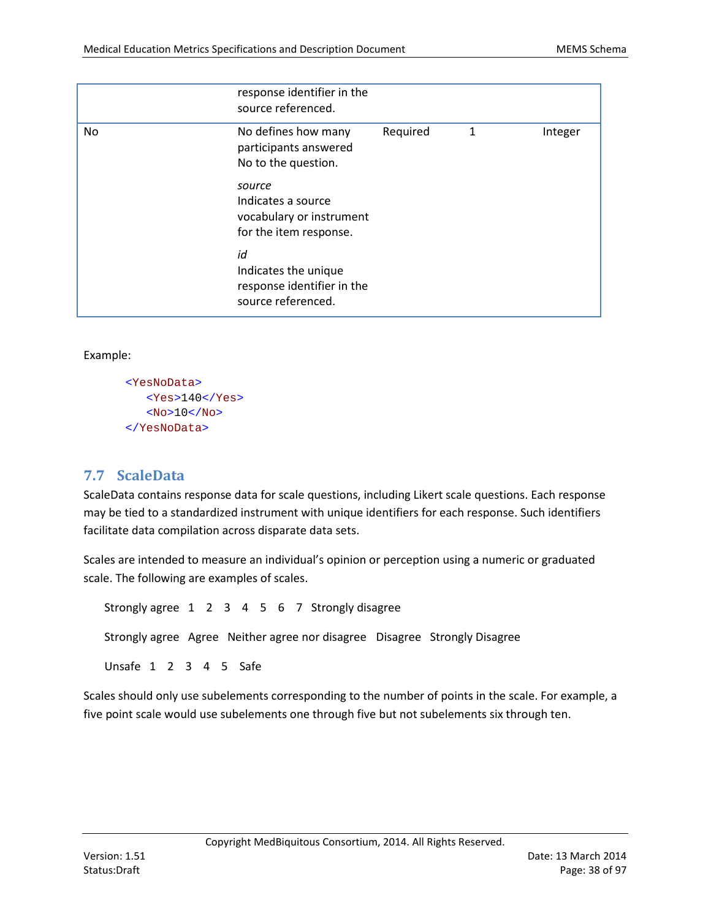| | | | | |
|---|---|---|---|---|
| | response identifier in the source referenced. | | | |
| No | No defines how many participants answered No to the question.<br><br>*source*<br>Indicates a source vocabulary or instrument for the item response.<br><br>*id*<br>Indicates the unique response identifier in the source referenced. | Required | 1 | Integer |

Example:

```
<YesNoData>
   <Yes>140</Yes>
   <No>10</No>
</YesNoData>
```

## 7.7 ScaleData

ScaleData contains response data for scale questions, including Likert scale questions. Each response may be tied to a standardized instrument with unique identifiers for each response. Such identifiers facilitate data compilation across disparate data sets.

Scales are intended to measure an individual's opinion or perception using a numeric or graduated scale. The following are examples of scales.

Strongly agree 1 2 3 4 5 6 7 Strongly disagree

Strongly agree Agree Neither agree nor disagree Disagree Strongly Disagree

Unsafe 1 2 3 4 5 Safe

Scales should only use subelements corresponding to the number of points in the scale. For example, a five point scale would use subelements one through five but not subelements six through ten.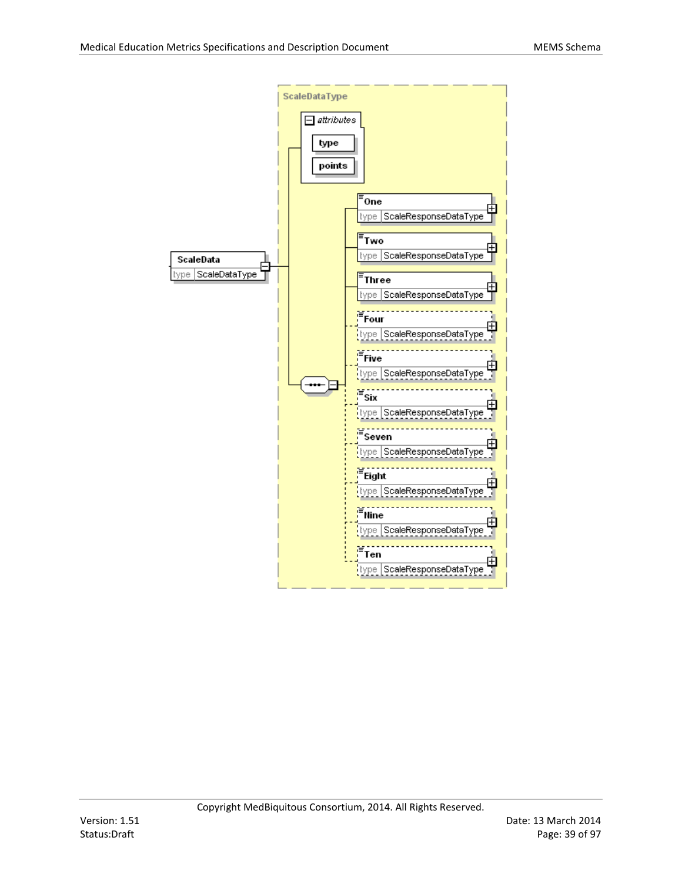ScaleDataType

attributes

type

points

ScaleData
type ScaleDataType

One
type ScaleResponseDataType

Two
type ScaleResponseDataType

Three
type ScaleResponseDataType

Four
type ScaleResponseDataType

Five
type ScaleResponseDataType

Six
type ScaleResponseDataType

Seven
type ScaleResponseDataType

Eight
type ScaleResponseDataType

Nine
type ScaleResponseDataType

Ten
type ScaleResponseDataType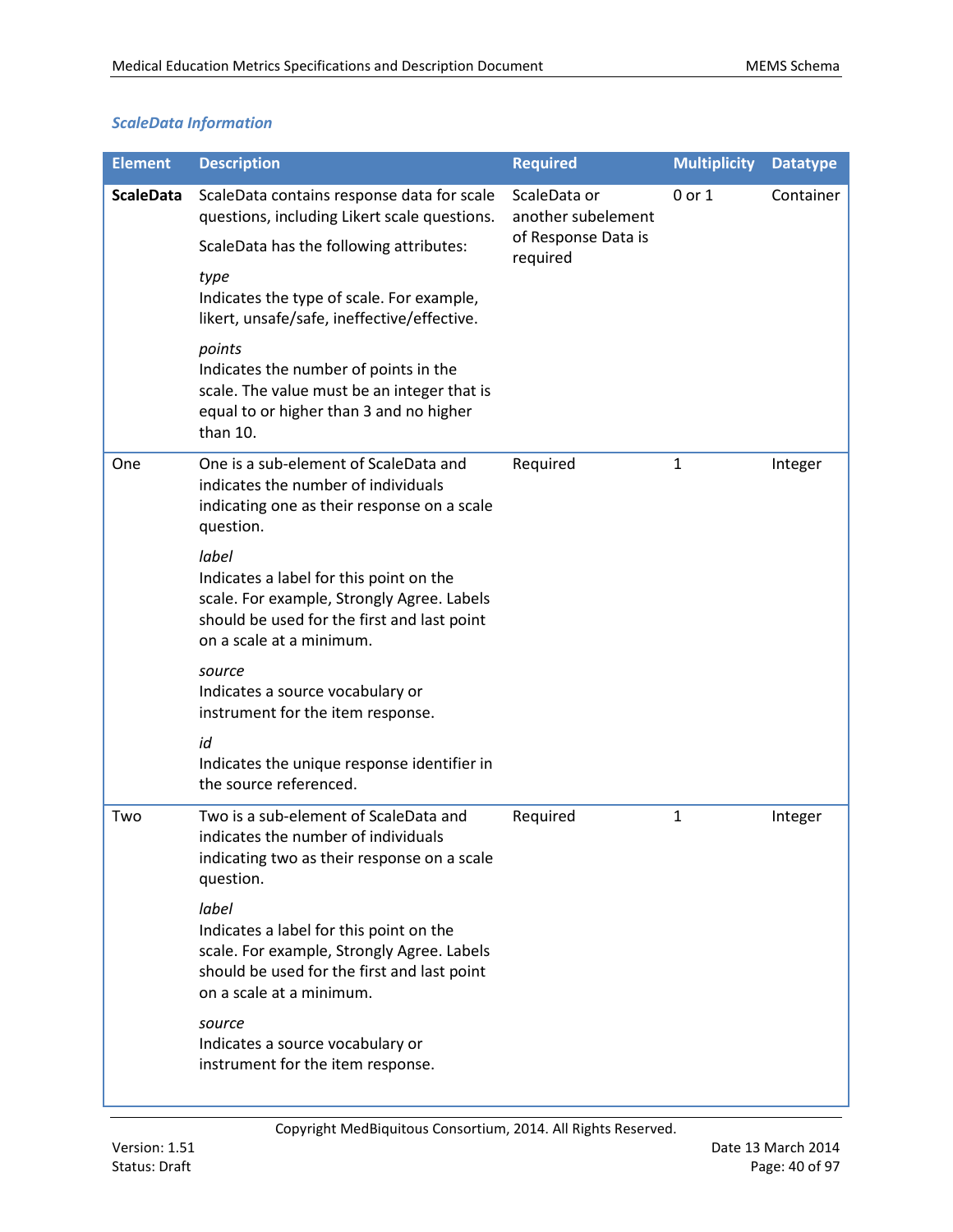### *ScaleData Information*

| Element | Description | Required | Multiplicity | Datatype |
|---|---|---|---|---|
| **ScaleData** | ScaleData contains response data for scale questions, including Likert scale questions.<br><br>ScaleData has the following attributes:<br><br>*type*<br>Indicates the type of scale. For example, likert, unsafe/safe, ineffective/effective.<br><br>*points*<br>Indicates the number of points in the scale. The value must be an integer that is equal to or higher than 3 and no higher than 10. | ScaleData or another subelement of Response Data is required | 0 or 1 | Container |
| One | One is a sub-element of ScaleData and indicates the number of individuals indicating one as their response on a scale question.<br><br>*label*<br>Indicates a label for this point on the scale. For example, Strongly Agree. Labels should be used for the first and last point on a scale at a minimum.<br><br>*source*<br>Indicates a source vocabulary or instrument for the item response.<br><br>*id*<br>Indicates the unique response identifier in the source referenced. | Required | 1 | Integer |
| Two | Two is a sub-element of ScaleData and indicates the number of individuals indicating two as their response on a scale question.<br><br>*label*<br>Indicates a label for this point on the scale. For example, Strongly Agree. Labels should be used for the first and last point on a scale at a minimum.<br><br>*source*<br>Indicates a source vocabulary or instrument for the item response. | Required | 1 | Integer |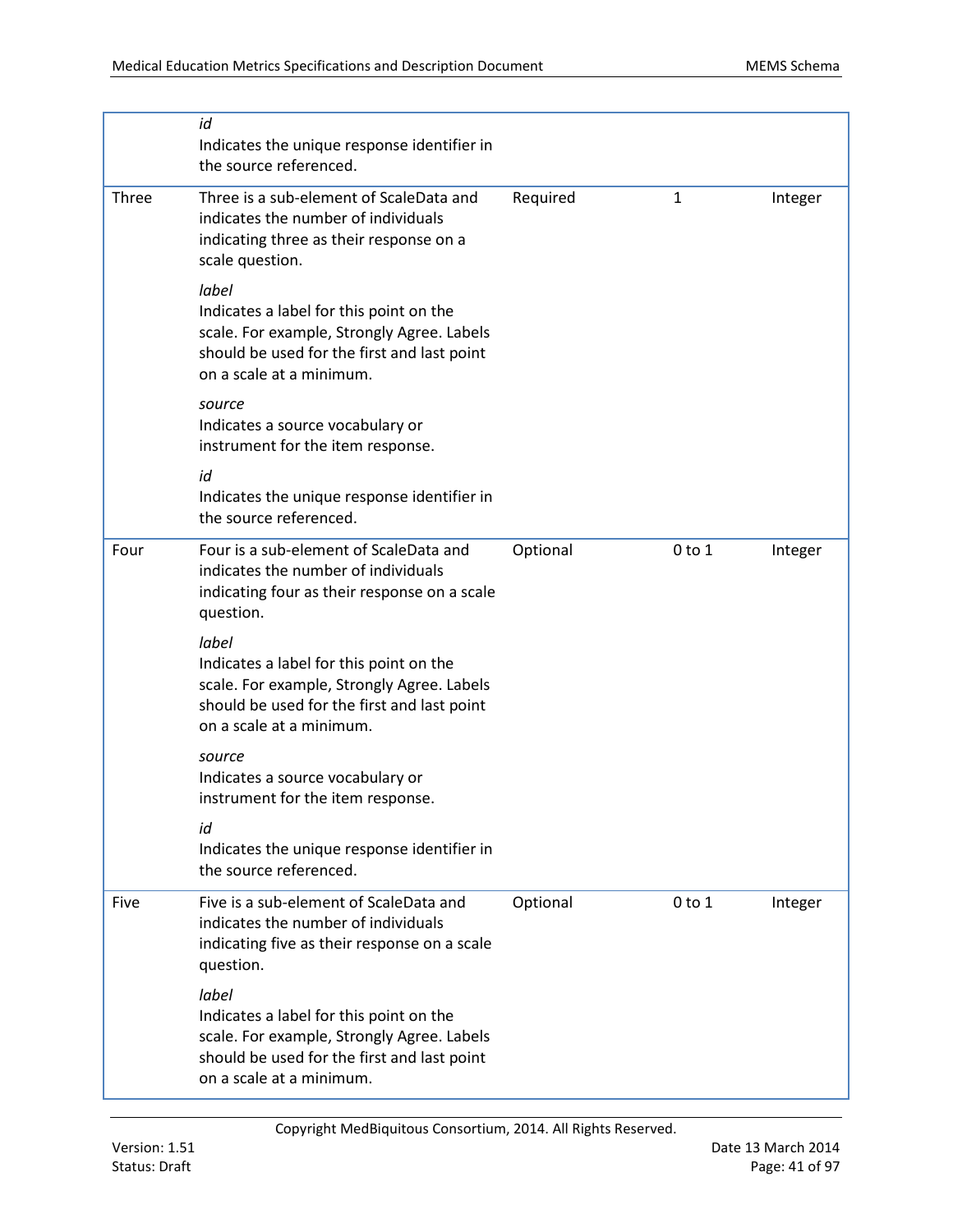| | | | | |
|---|---|---|---|---|
| | *id*<br>Indicates the unique response identifier in the source referenced. | | | |
| Three | Three is a sub-element of ScaleData and indicates the number of individuals indicating three as their response on a scale question.<br><br>*label*<br>Indicates a label for this point on the scale. For example, Strongly Agree. Labels should be used for the first and last point on a scale at a minimum.<br><br>*source*<br>Indicates a source vocabulary or instrument for the item response.<br><br>*id*<br>Indicates the unique response identifier in the source referenced. | Required | 1 | Integer |
| Four | Four is a sub-element of ScaleData and indicates the number of individuals indicating four as their response on a scale question.<br><br>*label*<br>Indicates a label for this point on the scale. For example, Strongly Agree. Labels should be used for the first and last point on a scale at a minimum.<br><br>*source*<br>Indicates a source vocabulary or instrument for the item response.<br><br>*id*<br>Indicates the unique response identifier in the source referenced. | Optional | 0 to 1 | Integer |
| Five | Five is a sub-element of ScaleData and indicates the number of individuals indicating five as their response on a scale question.<br><br>*label*<br>Indicates a label for this point on the scale. For example, Strongly Agree. Labels should be used for the first and last point on a scale at a minimum. | Optional | 0 to 1 | Integer |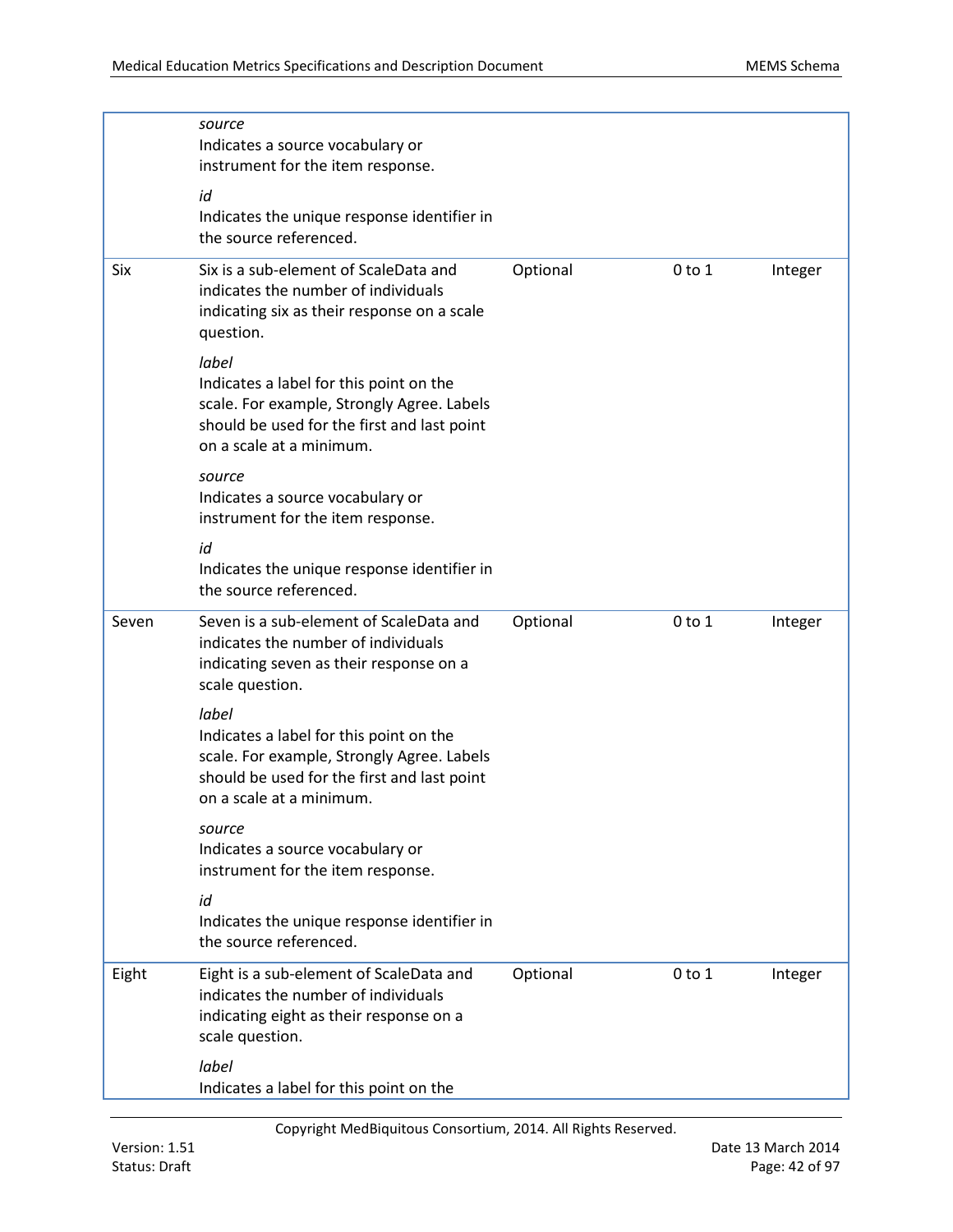| | | | | |
|---|---|---|---|---|
| | *source*<br>Indicates a source vocabulary or instrument for the item response.<br><br>*id*<br>Indicates the unique response identifier in the source referenced. | | | |
| Six | Six is a sub-element of ScaleData and indicates the number of individuals indicating six as their response on a scale question.<br><br>*label*<br>Indicates a label for this point on the scale. For example, Strongly Agree. Labels should be used for the first and last point on a scale at a minimum.<br><br>*source*<br>Indicates a source vocabulary or instrument for the item response.<br><br>*id*<br>Indicates the unique response identifier in the source referenced. | Optional | 0 to 1 | Integer |
| Seven | Seven is a sub-element of ScaleData and indicates the number of individuals indicating seven as their response on a scale question.<br><br>*label*<br>Indicates a label for this point on the scale. For example, Strongly Agree. Labels should be used for the first and last point on a scale at a minimum.<br><br>*source*<br>Indicates a source vocabulary or instrument for the item response.<br><br>*id*<br>Indicates the unique response identifier in the source referenced. | Optional | 0 to 1 | Integer |
| Eight | Eight is a sub-element of ScaleData and indicates the number of individuals indicating eight as their response on a scale question.<br><br>*label*<br>Indicates a label for this point on the | Optional | 0 to 1 | Integer |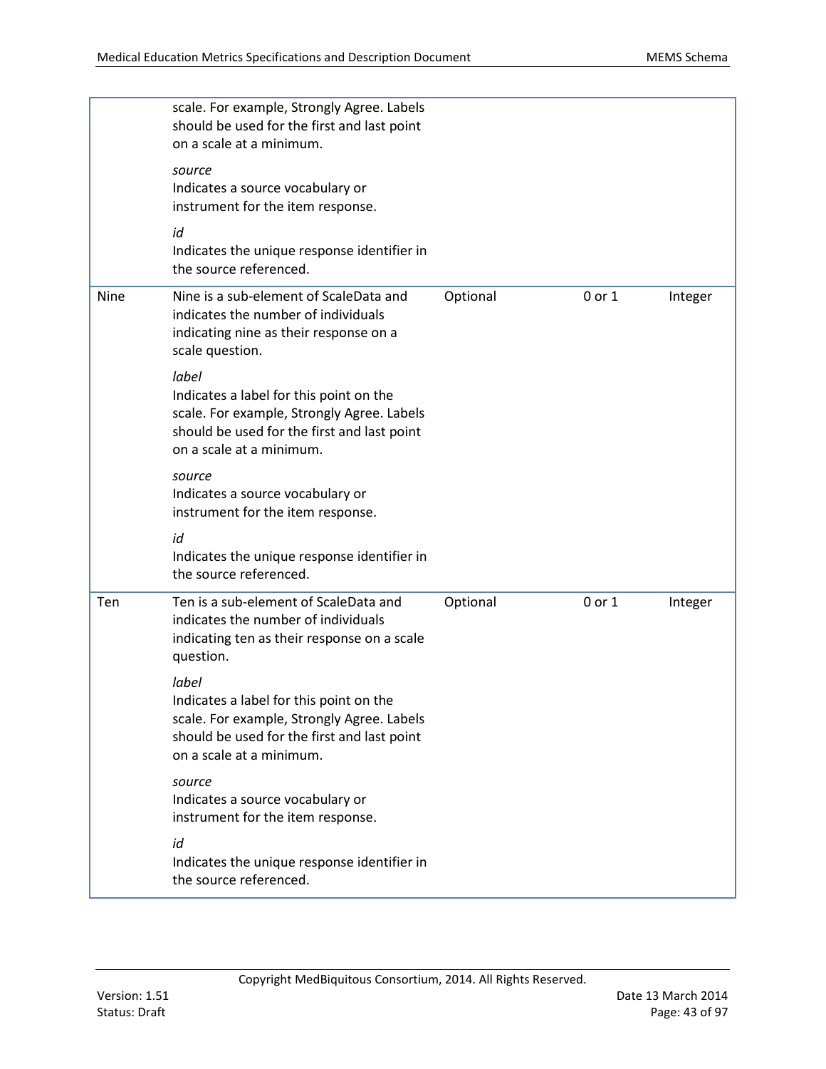| | | | | |
|---|---|---|---|---|
| | scale. For example, Strongly Agree. Labels should be used for the first and last point on a scale at a minimum.<br><br>*source*<br>Indicates a source vocabulary or instrument for the item response.<br><br>*id*<br>Indicates the unique response identifier in the source referenced. | | | |
| Nine | Nine is a sub-element of ScaleData and indicates the number of individuals indicating nine as their response on a scale question.<br><br>*label*<br>Indicates a label for this point on the scale. For example, Strongly Agree. Labels should be used for the first and last point on a scale at a minimum.<br><br>*source*<br>Indicates a source vocabulary or instrument for the item response.<br><br>*id*<br>Indicates the unique response identifier in the source referenced. | Optional | 0 or 1 | Integer |
| Ten | Ten is a sub-element of ScaleData and indicates the number of individuals indicating ten as their response on a scale question.<br><br>*label*<br>Indicates a label for this point on the scale. For example, Strongly Agree. Labels should be used for the first and last point on a scale at a minimum.<br><br>*source*<br>Indicates a source vocabulary or instrument for the item response.<br><br>*id*<br>Indicates the unique response identifier in the source referenced. | Optional | 0 or 1 | Integer |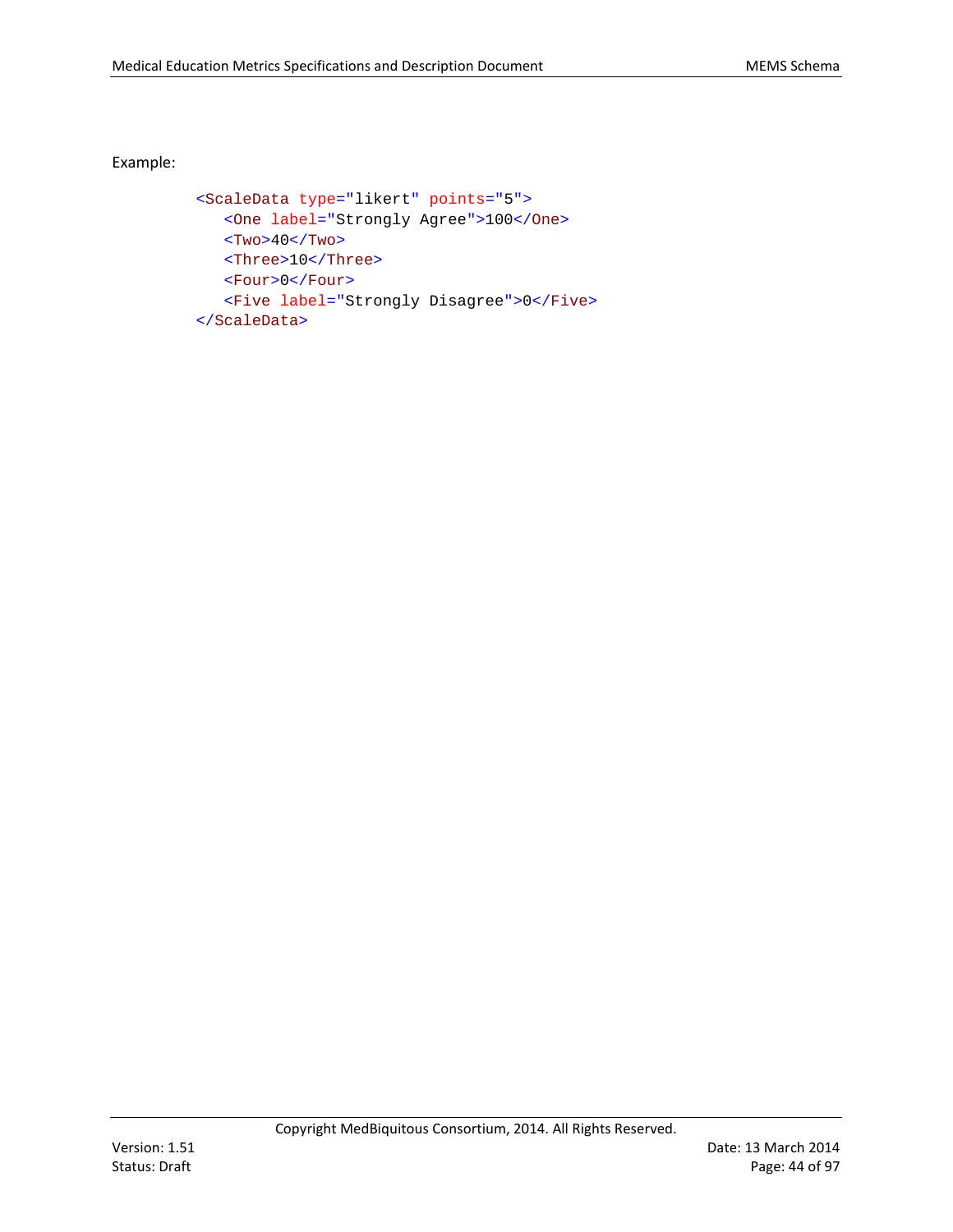Example:

```
<ScaleData type="likert" points="5">
   <One label="Strongly Agree">100</One>
   <Two>40</Two>
   <Three>10</Three>
   <Four>0</Four>
   <Five label="Strongly Disagree">0</Five>
</ScaleData>
```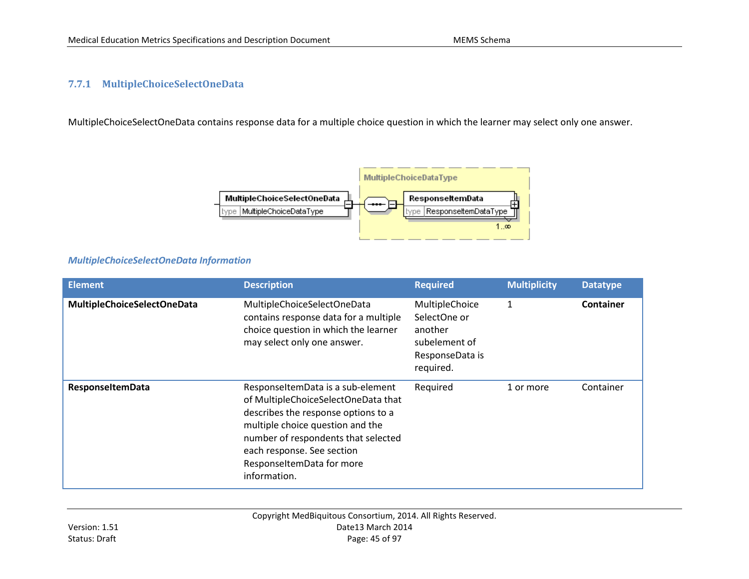### 7.7.1 MultipleChoiceSelectOneData

MultipleChoiceSelectOneData contains response data for a multiple choice question in which the learner may select only one answer.

*MultipleChoiceSelectOneData Information*

| Element | Description | Required | Multiplicity | Datatype |
|---|---|---|---|---|
| **MultipleChoiceSelectOneData** | MultipleChoiceSelectOneData contains response data for a multiple choice question in which the learner may select only one answer. | MultipleChoice SelectOne or another subelement of ResponseData is required. | 1 | **Container** |
| **ResponseItemData** | ResponseItemData is a sub-element of MultipleChoiceSelectOneData that describes the response options to a multiple choice question and the number of respondents that selected each response. See section ResponseItemData for more information. | Required | 1 or more | Container |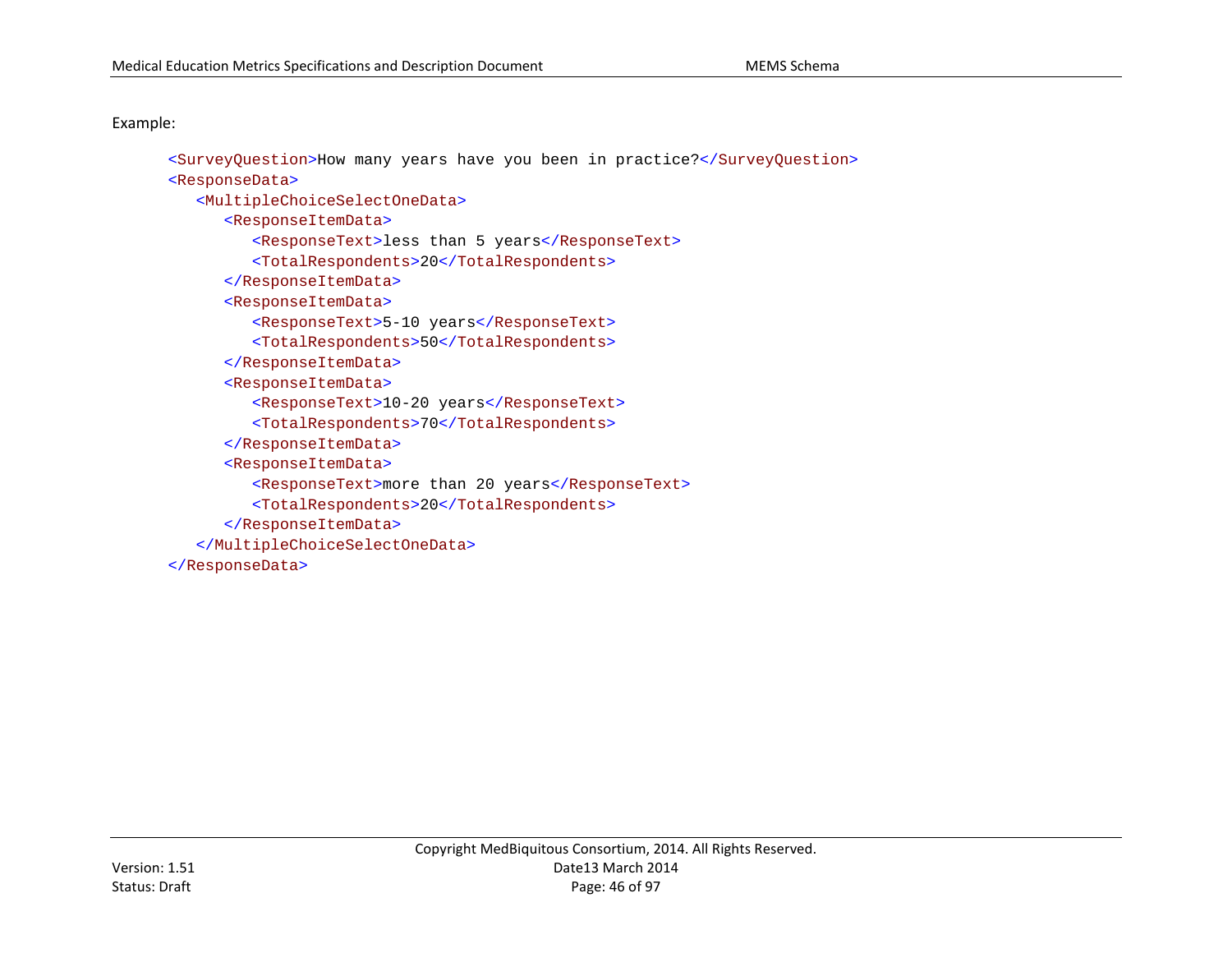Example:

```
<SurveyQuestion>How many years have you been in practice?</SurveyQuestion>
<ResponseData>
   <MultipleChoiceSelectOneData>
      <ResponseItemData>
         <ResponseText>less than 5 years</ResponseText>
         <TotalRespondents>20</TotalRespondents>
      </ResponseItemData>
      <ResponseItemData>
         <ResponseText>5-10 years</ResponseText>
         <TotalRespondents>50</TotalRespondents>
      </ResponseItemData>
      <ResponseItemData>
         <ResponseText>10-20 years</ResponseText>
         <TotalRespondents>70</TotalRespondents>
      </ResponseItemData>
      <ResponseItemData>
         <ResponseText>more than 20 years</ResponseText>
         <TotalRespondents>20</TotalRespondents>
      </ResponseItemData>
   </MultipleChoiceSelectOneData>
</ResponseData>
```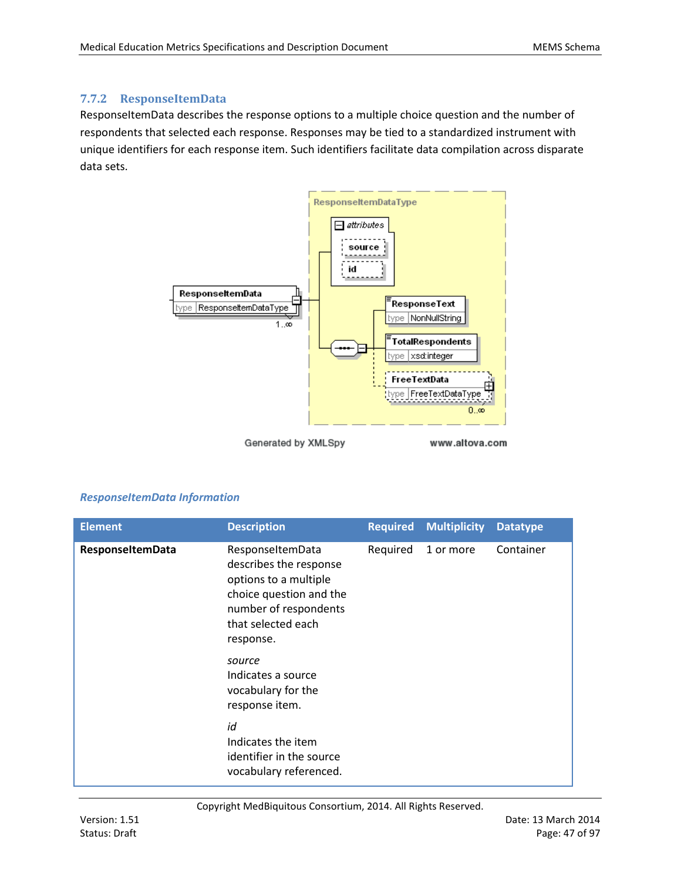### 7.7.2 ResponseItemData

ResponseItemData describes the response options to a multiple choice question and the number of respondents that selected each response. Responses may be tied to a standardized instrument with unique identifiers for each response item. Such identifiers facilitate data compilation across disparate data sets.

ResponseItemDataType

attributes

source

id

ResponseItemData

type ResponseItemDataType

1..∞

ResponseText

type NonNullString

TotalRespondents

type xsd:integer

FreeTextData

type FreeTextDataType

0..∞

Generated by XMLSpy www.altova.com

*ResponseItemData Information*

| Element | Description | Required | Multiplicity | Datatype |
|---|---|---|---|---|
| **ResponseItemData** | ResponseItemData describes the response options to a multiple choice question and the number of respondents that selected each response.<br><br>*source*<br>Indicates a source vocabulary for the response item.<br><br>*id*<br>Indicates the item identifier in the source vocabulary referenced. | Required | 1 or more | Container |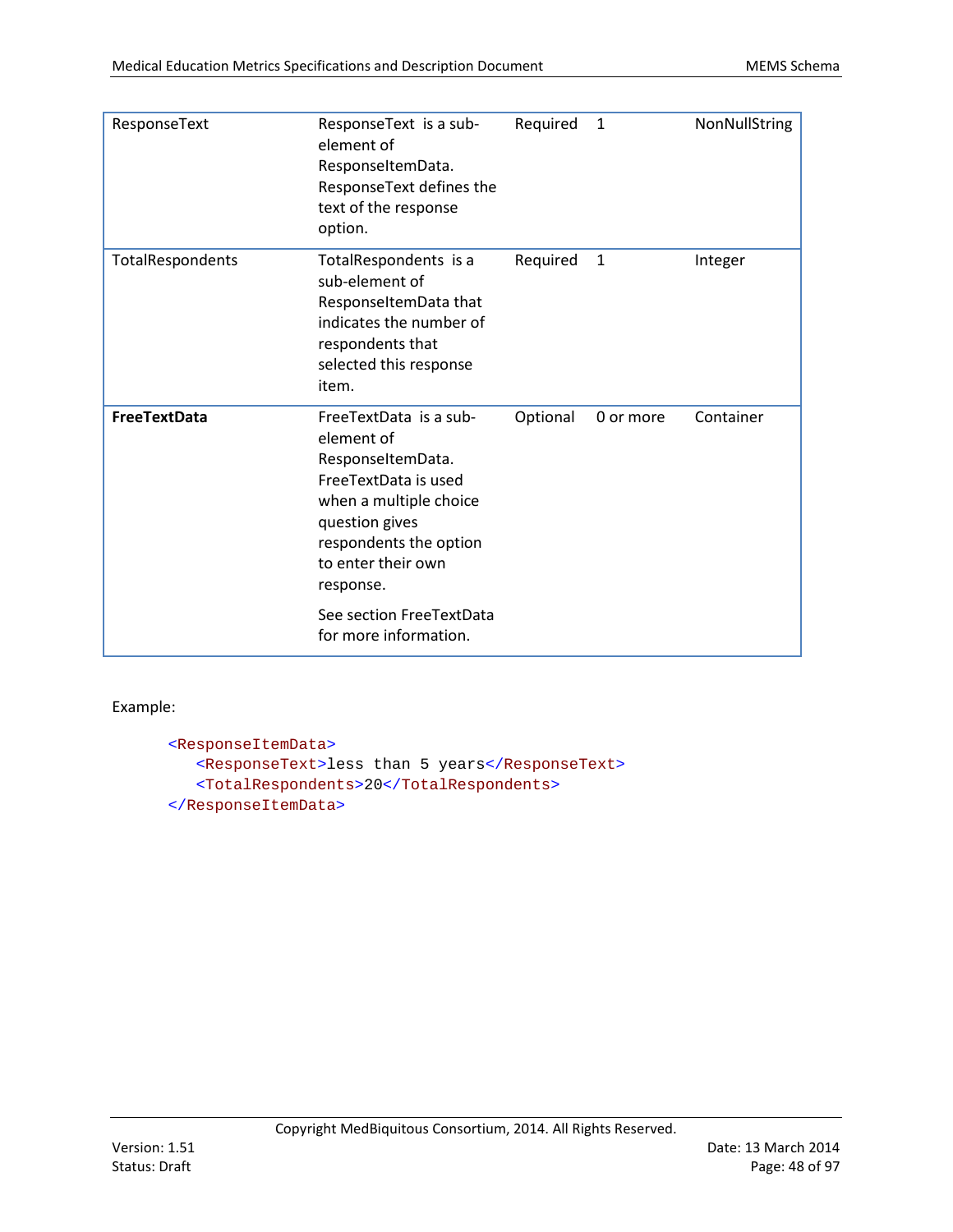| | | | | |
|---|---|---|---|---|
| ResponseText | ResponseText is a sub-element of ResponseItemData. ResponseText defines the text of the response option. | Required | 1 | NonNullString |
| TotalRespondents | TotalRespondents is a sub-element of ResponseItemData that indicates the number of respondents that selected this response item. | Required | 1 | Integer |
| **FreeTextData** | FreeTextData is a sub-element of ResponseItemData. FreeTextData is used when a multiple choice question gives respondents the option to enter their own response.<br><br>See section FreeTextData for more information. | Optional | 0 or more | Container |

Example:

```
<ResponseItemData>
   <ResponseText>less than 5 years</ResponseText>
   <TotalRespondents>20</TotalRespondents>
</ResponseItemData>
```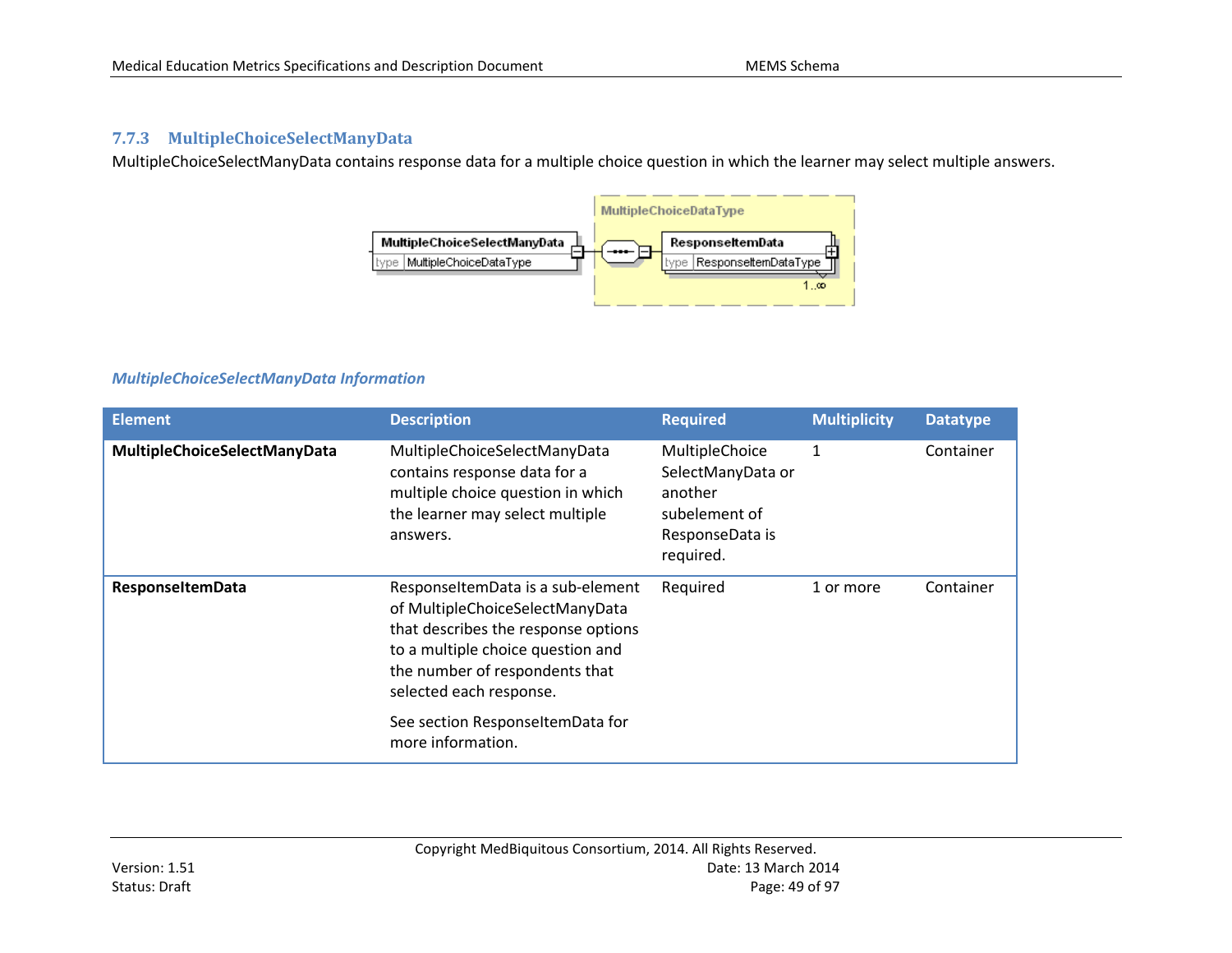### 7.7.3 MultipleChoiceSelectManyData

MultipleChoiceSelectManyData contains response data for a multiple choice question in which the learner may select multiple answers.

MultipleChoiceDataType

MultipleChoiceSelectManyData
type MultipleChoiceDataType

ResponseItemData
type ResponseItemDataType

1..∞

*MultipleChoiceSelectManyData Information*

| Element | Description | Required | Multiplicity | Datatype |
|---|---|---|---|---|
| **MultipleChoiceSelectManyData** | MultipleChoiceSelectManyData contains response data for a multiple choice question in which the learner may select multiple answers. | MultipleChoice SelectManyData or another subelement of ResponseData is required. | 1 | Container |
| **ResponseItemData** | ResponseItemData is a sub-element of MultipleChoiceSelectManyData that describes the response options to a multiple choice question and the number of respondents that selected each response.<br><br>See section ResponseItemData for more information. | Required | 1 or more | Container |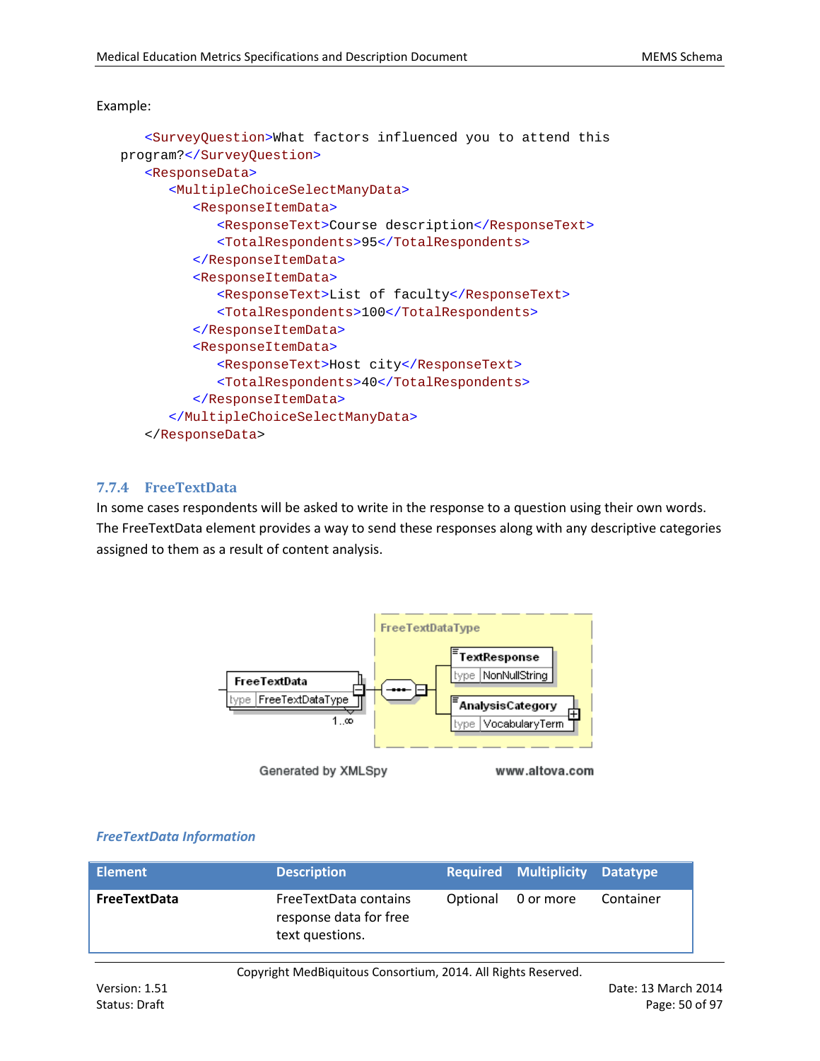Example:

```
<SurveyQuestion>What factors influenced you to attend this
program?</SurveyQuestion>
<ResponseData>
   <MultipleChoiceSelectManyData>
      <ResponseItemData>
         <ResponseText>Course description</ResponseText>
         <TotalRespondents>95</TotalRespondents>
      </ResponseItemData>
      <ResponseItemData>
         <ResponseText>List of faculty</ResponseText>
         <TotalRespondents>100</TotalRespondents>
      </ResponseItemData>
      <ResponseItemData>
         <ResponseText>Host city</ResponseText>
         <TotalRespondents>40</TotalRespondents>
      </ResponseItemData>
   </MultipleChoiceSelectManyData>
</ResponseData>
```

### 7.7.4 FreeTextData

In some cases respondents will be asked to write in the response to a question using their own words. The FreeTextData element provides a way to send these responses along with any descriptive categories assigned to them as a result of content analysis.

FreeTextDataType

TextResponse
type NonNullString

FreeTextData
type FreeTextDataType
1..∞

AnalysisCategory
type VocabularyTerm

Generated by XMLSpy www.altova.com

*FreeTextData Information*

| Element | Description | Required | Multiplicity | Datatype |
|---|---|---|---|---|
| **FreeTextData** | FreeTextData contains response data for free text questions. | Optional | 0 or more | Container |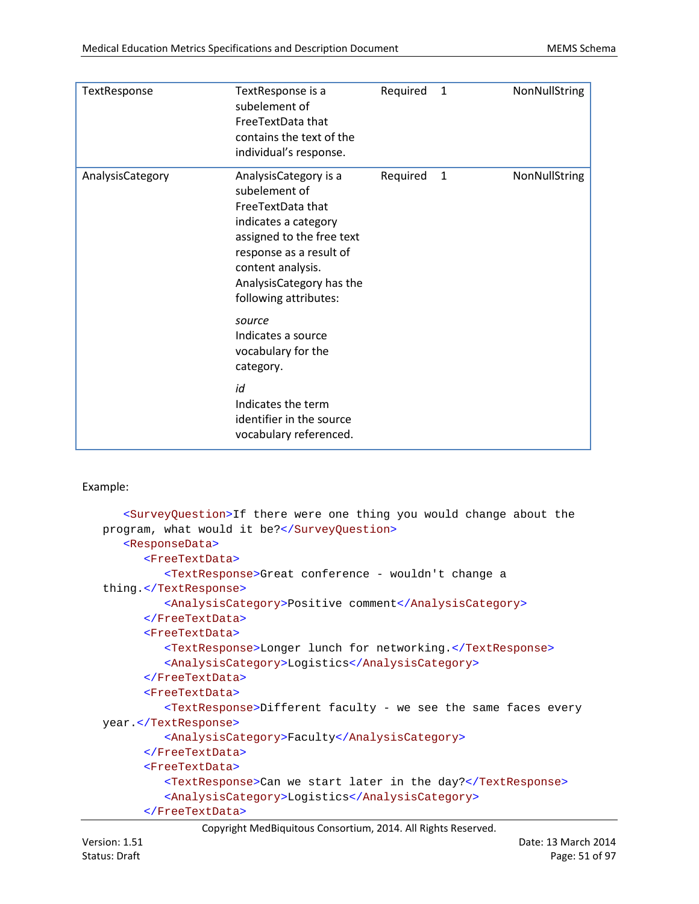| | | | | |
|---|---|---|---|---|
| TextResponse | TextResponse is a subelement of FreeTextData that contains the text of the individual's response. | Required | 1 | NonNullString |
| AnalysisCategory | AnalysisCategory is a subelement of FreeTextData that indicates a category assigned to the free text response as a result of content analysis. AnalysisCategory has the following attributes:<br><br>*source*<br>Indicates a source vocabulary for the category.<br><br>*id*<br>Indicates the term identifier in the source vocabulary referenced. | Required | 1 | NonNullString |

Example:

```
<SurveyQuestion>If there were one thing you would change about the
program, what would it be?</SurveyQuestion>
   <ResponseData>
      <FreeTextData>
         <TextResponse>Great conference - wouldn't change a
thing.</TextResponse>
         <AnalysisCategory>Positive comment</AnalysisCategory>
      </FreeTextData>
      <FreeTextData>
         <TextResponse>Longer lunch for networking.</TextResponse>
         <AnalysisCategory>Logistics</AnalysisCategory>
      </FreeTextData>
      <FreeTextData>
         <TextResponse>Different faculty - we see the same faces every
year.</TextResponse>
         <AnalysisCategory>Faculty</AnalysisCategory>
      </FreeTextData>
      <FreeTextData>
         <TextResponse>Can we start later in the day?</TextResponse>
         <AnalysisCategory>Logistics</AnalysisCategory>
      </FreeTextData>
```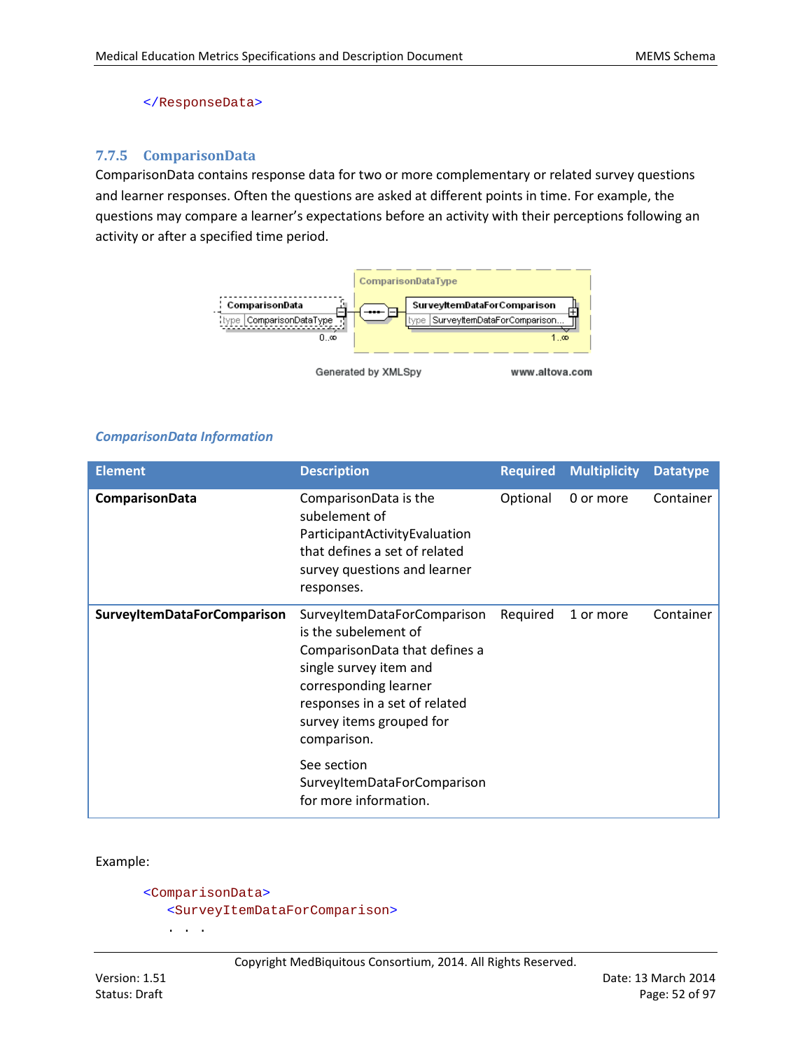```
</ResponseData>
```

### 7.7.5 ComparisonData

ComparisonData contains response data for two or more complementary or related survey questions and learner responses. Often the questions are asked at different points in time. For example, the questions may compare a learner's expectations before an activity with their perceptions following an activity or after a specified time period.

ComparisonDataType

ComparisonData
type ComparisonDataType
0..∞

SurveyItemDataForComparison
type SurveyItemDataForComparison...
1..∞

Generated by XMLSpy www.altova.com

*ComparisonData Information*

| Element | Description | Required | Multiplicity | Datatype |
|---|---|---|---|---|
| **ComparisonData** | ComparisonData is the subelement of ParticipantActivityEvaluation that defines a set of related survey questions and learner responses. | Optional | 0 or more | Container |
| **SurveyItemDataForComparison** | SurveyItemDataForComparison is the subelement of ComparisonData that defines a single survey item and corresponding learner responses in a set of related survey items grouped for comparison.<br><br>See section SurveyItemDataForComparison for more information. | Required | 1 or more | Container |

Example:

```
<ComparisonData>
   <SurveyItemDataForComparison>
   . . .
```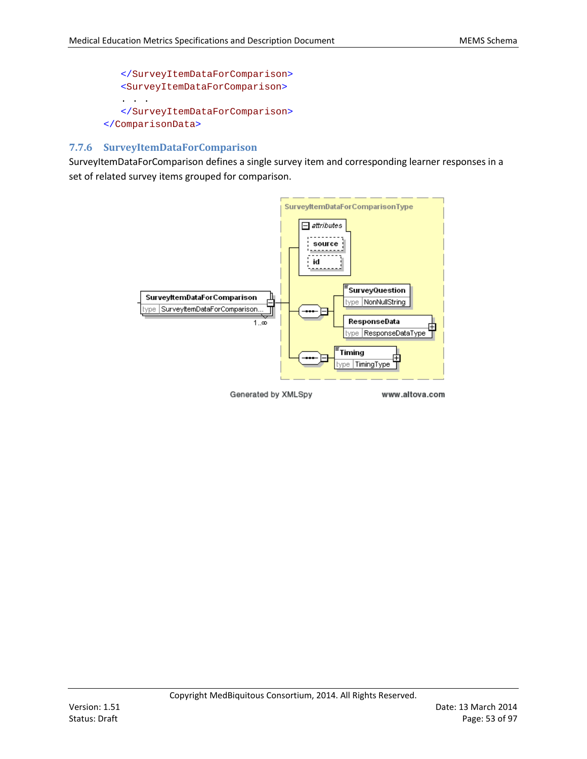```
    </SurveyItemDataForComparison>
    <SurveyItemDataForComparison>
    . . .
    </SurveyItemDataForComparison>
</ComparisonData>
```

### 7.7.6 SurveyItemDataForComparison

SurveyItemDataForComparison defines a single survey item and corresponding learner responses in a set of related survey items grouped for comparison.

SurveyItemDataForComparisonType

attributes

source

id

SurveyItemDataForComparison

type SurveyItemDataForComparison...

1..∞

SurveyQuestion

type NonNullString

ResponseData

type ResponseDataType

Timing

type TimingType

Generated by XMLSpy www.altova.com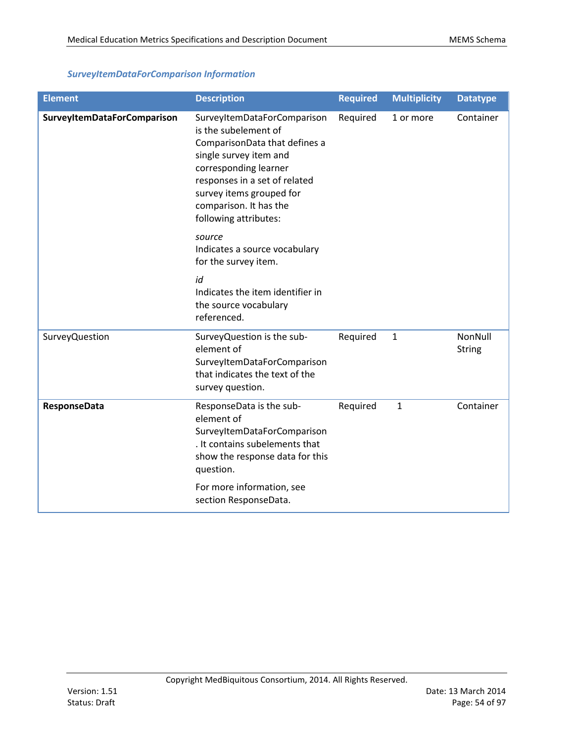### *SurveyItemDataForComparison Information*

| Element | Description | Required | Multiplicity | Datatype |
|---|---|---|---|---|
| **SurveyItemDataForComparison** | SurveyItemDataForComparison is the subelement of ComparisonData that defines a single survey item and corresponding learner responses in a set of related survey items grouped for comparison. It has the following attributes:<br><br>*source*<br>Indicates a source vocabulary for the survey item.<br><br>*id*<br>Indicates the item identifier in the source vocabulary referenced. | Required | 1 or more | Container |
| SurveyQuestion | SurveyQuestion is the sub-element of SurveyItemDataForComparison that indicates the text of the survey question. | Required | 1 | NonNull String |
| **ResponseData** | ResponseData is the sub-element of SurveyItemDataForComparison. It contains subelements that show the response data for this question.<br><br>For more information, see section ResponseData. | Required | 1 | Container |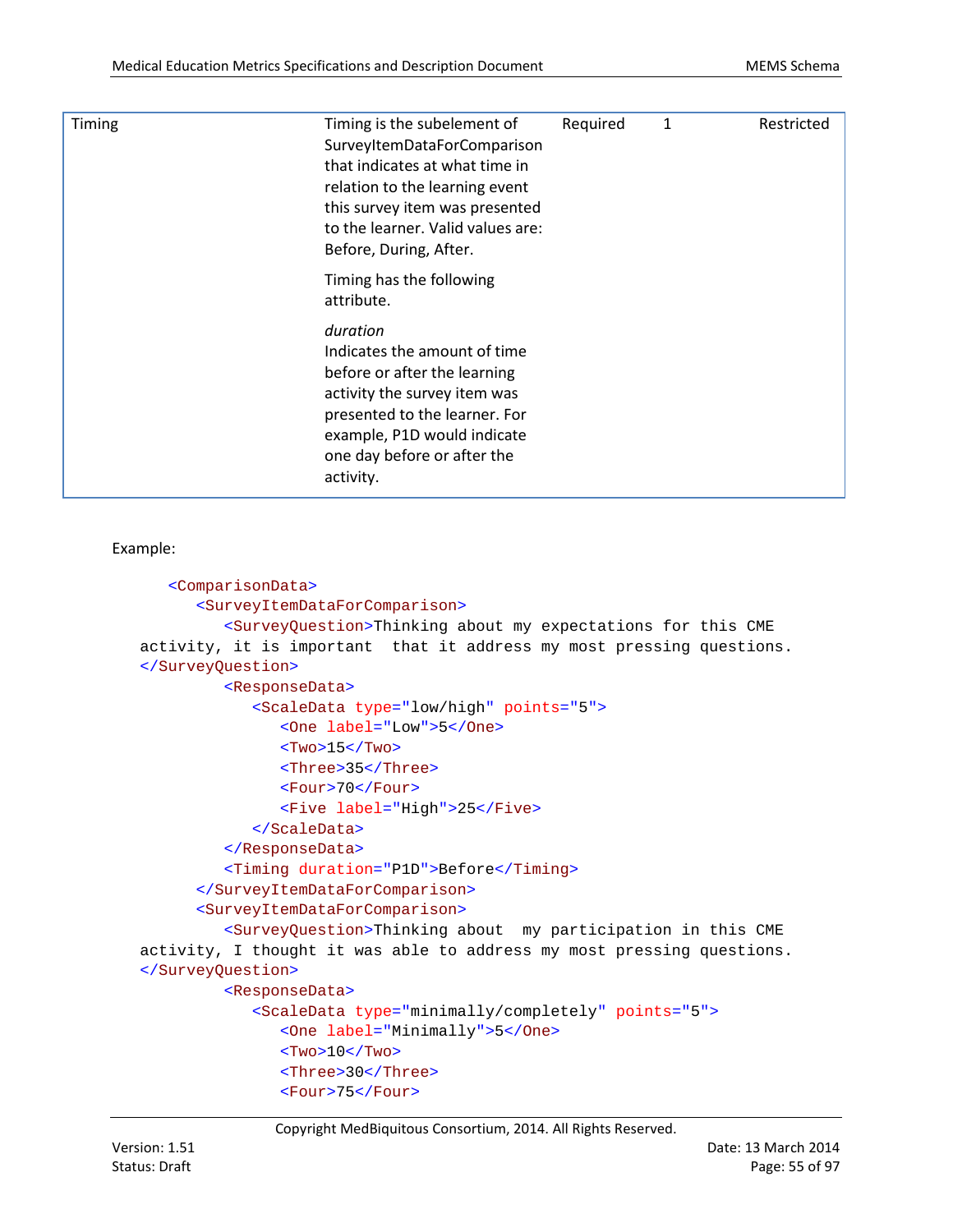| | | | | |
|---|---|---|---|---|
| Timing | Timing is the subelement of SurveyItemDataForComparison that indicates at what time in relation to the learning event this survey item was presented to the learner. Valid values are: Before, During, After.<br><br>Timing has the following attribute.<br><br>*duration*<br>Indicates the amount of time before or after the learning activity the survey item was presented to the learner. For example, P1D would indicate one day before or after the activity. | Required | 1 | Restricted |

Example:

```
<ComparisonData>
   <SurveyItemDataForComparison>
      <SurveyQuestion>Thinking about my expectations for this CME
activity, it is important  that it address my most pressing questions.
</SurveyQuestion>
      <ResponseData>
         <ScaleData type="low/high" points="5">
            <One label="Low">5</One>
            <Two>15</Two>
            <Three>35</Three>
            <Four>70</Four>
            <Five label="High">25</Five>
         </ScaleData>
      </ResponseData>
      <Timing duration="P1D">Before</Timing>
   </SurveyItemDataForComparison>
   <SurveyItemDataForComparison>
      <SurveyQuestion>Thinking about  my participation in this CME
activity, I thought it was able to address my most pressing questions.
</SurveyQuestion>
      <ResponseData>
         <ScaleData type="minimally/completely" points="5">
            <One label="Minimally">5</One>
            <Two>10</Two>
            <Three>30</Three>
            <Four>75</Four>
```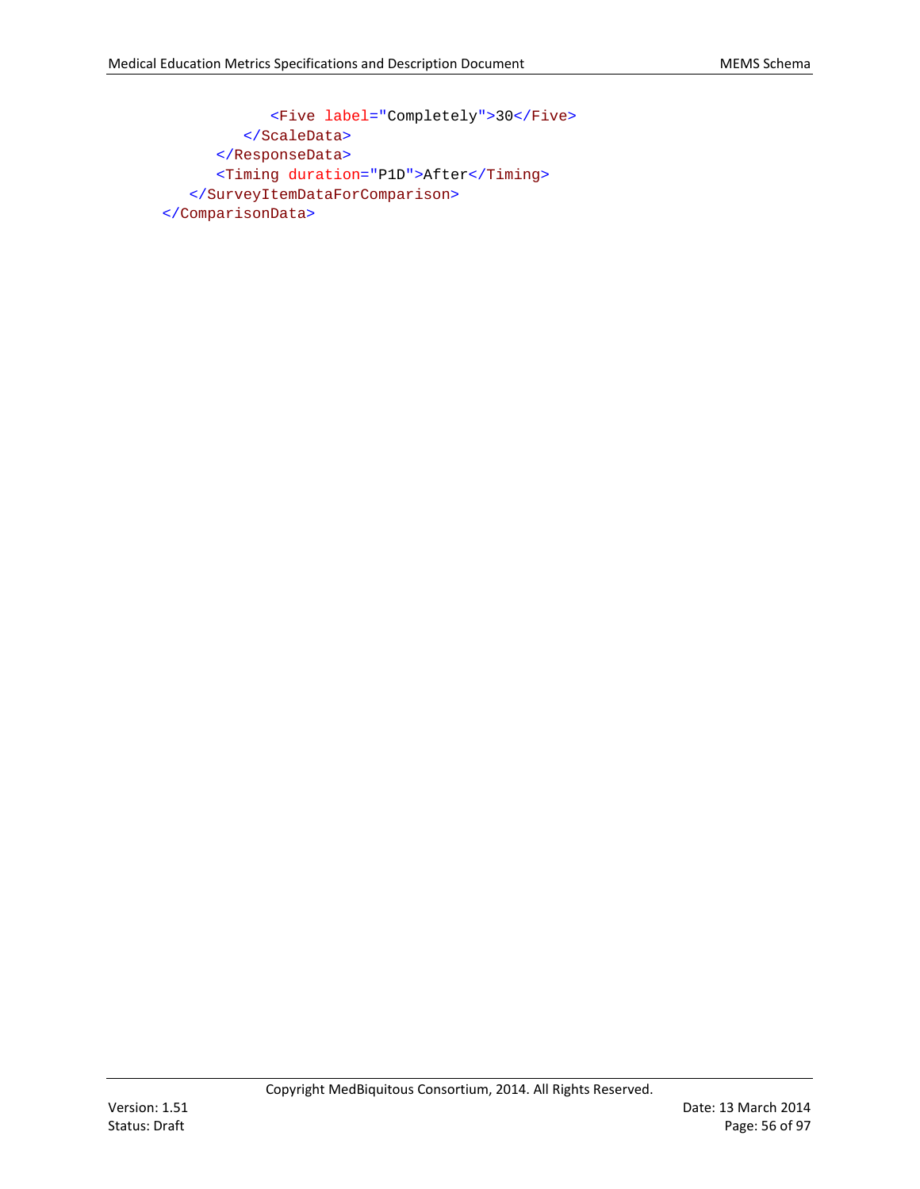```
            <Five label="Completely">30</Five>
          </ScaleData>
        </ResponseData>
        <Timing duration="P1D">After</Timing>
      </SurveyItemDataForComparison>
    </ComparisonData>
```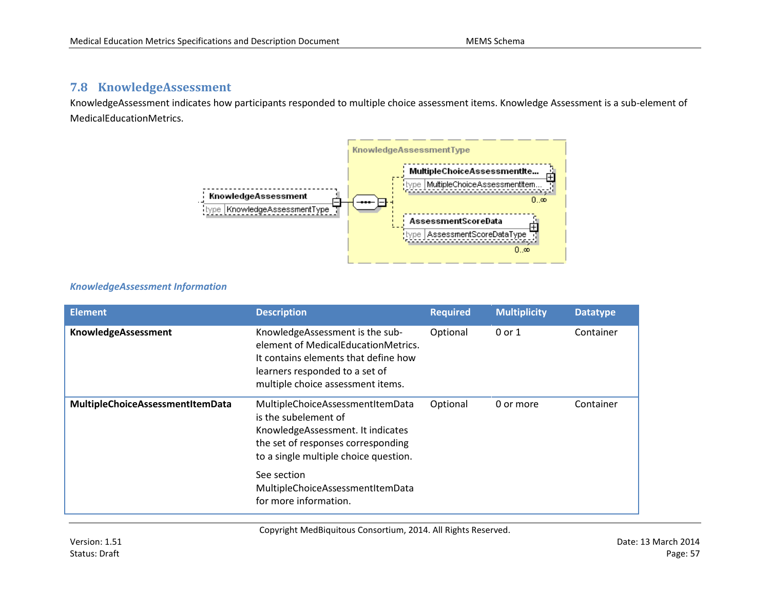## 7.8 KnowledgeAssessment

KnowledgeAssessment indicates how participants responded to multiple choice assessment items. Knowledge Assessment is a sub-element of MedicalEducationMetrics.

KnowledgeAssessmentType

KnowledgeAssessment
type KnowledgeAssessmentType

MultipleChoiceAssessmentIte...
type MultipleChoiceAssessmentItem...
0..∞

AssessmentScoreData
type AssessmentScoreDataType
0..∞

### *KnowledgeAssessment Information*

| Element | Description | Required | Multiplicity | Datatype |
|---|---|---|---|---|
| **KnowledgeAssessment** | KnowledgeAssessment is the sub-element of MedicalEducationMetrics. It contains elements that define how learners responded to a set of multiple choice assessment items. | Optional | 0 or 1 | Container |
| **MultipleChoiceAssessmentItemData** | MultipleChoiceAssessmentItemData is the subelement of KnowledgeAssessment. It indicates the set of responses corresponding to a single multiple choice question.<br><br>See section MultipleChoiceAssessmentItemData for more information. | Optional | 0 or more | Container |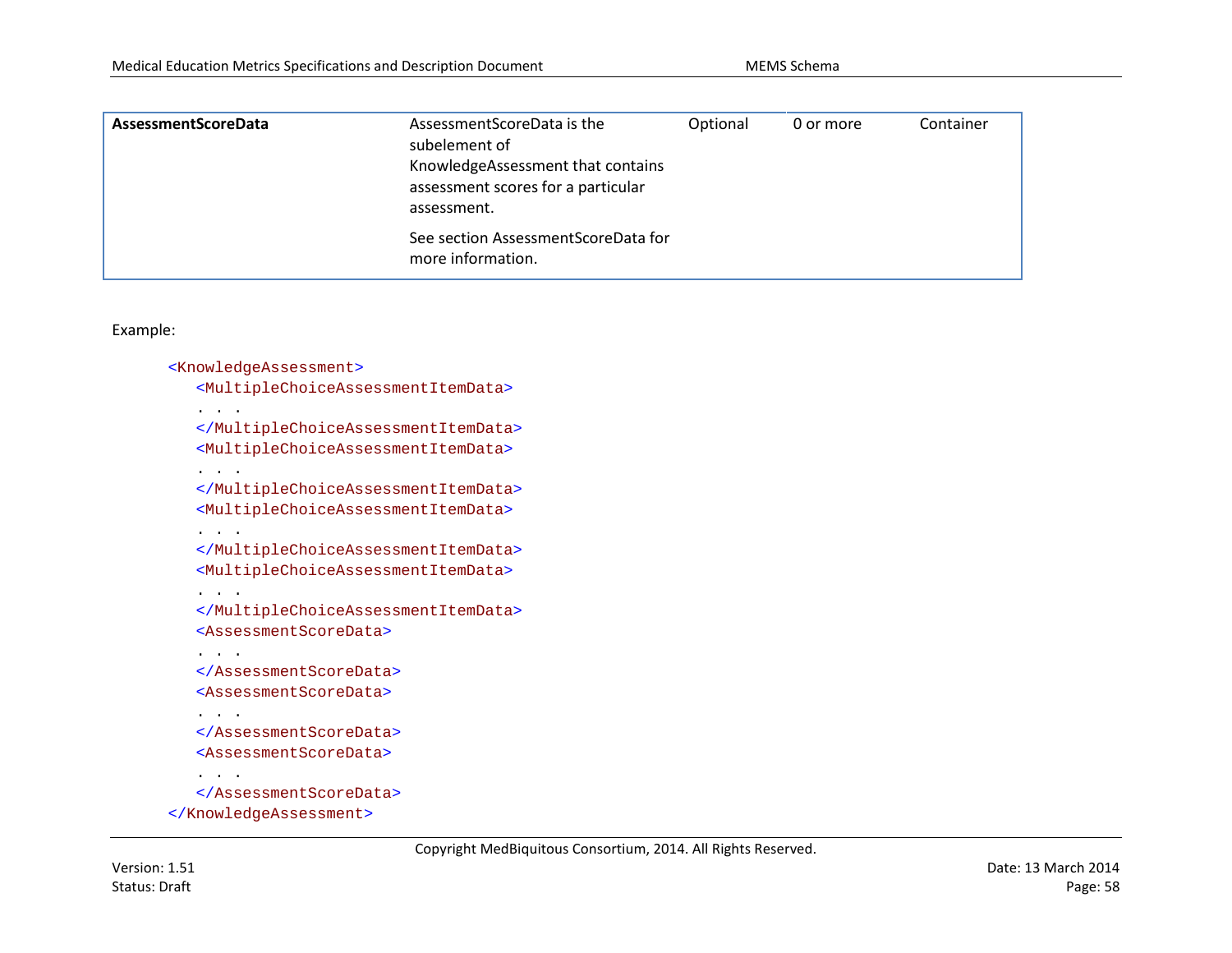| | | | | |
|---|---|---|---|---|
| **AssessmentScoreData** | AssessmentScoreData is the subelement of KnowledgeAssessment that contains assessment scores for a particular assessment.<br><br>See section AssessmentScoreData for more information. | Optional | 0 or more | Container |

Example:

```
<KnowledgeAssessment>
   <MultipleChoiceAssessmentItemData>
   . . .
   </MultipleChoiceAssessmentItemData>
   <MultipleChoiceAssessmentItemData>
   . . .
   </MultipleChoiceAssessmentItemData>
   <MultipleChoiceAssessmentItemData>
   . . .
   </MultipleChoiceAssessmentItemData>
   <MultipleChoiceAssessmentItemData>
   . . .
   </MultipleChoiceAssessmentItemData>
   <AssessmentScoreData>
   . . .
   </AssessmentScoreData>
   <AssessmentScoreData>
   . . .
   </AssessmentScoreData>
   <AssessmentScoreData>
   . . .
   </AssessmentScoreData>
</KnowledgeAssessment>
```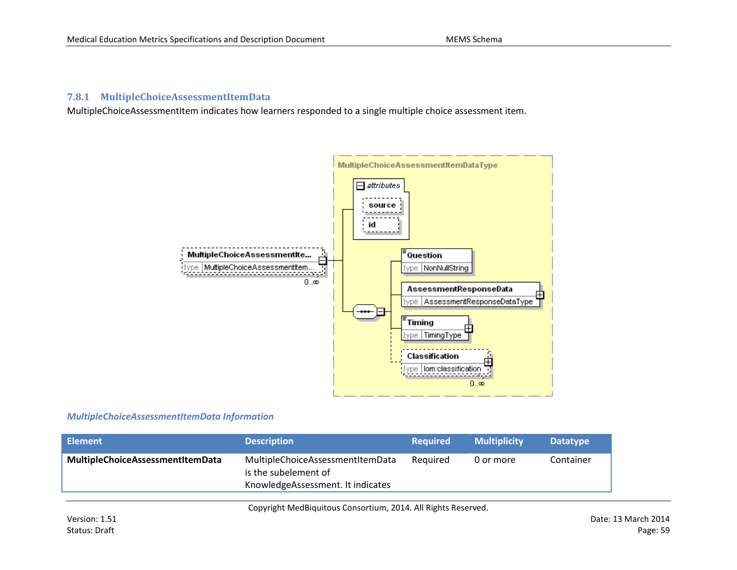### 7.8.1 MultipleChoiceAssessmentItemData

MultipleChoiceAssessmentItem indicates how learners responded to a single multiple choice assessment item.

MultipleChoiceAssessmentItemDataType

attributes

source

id

MultipleChoiceAssessmentIte...

type MultipleChoiceAssessmentItem...

0..∞

Question

type NonNullString

AssessmentResponseData

type AssessmentResponseDataType

Timing

type TimingType

Classification

type lom:classification

0..∞

*MultipleChoiceAssessmentItemData Information*

| Element | Description | Required | Multiplicity | Datatype |
|---|---|---|---|---|
| **MultipleChoiceAssessmentItemData** | MultipleChoiceAssessmentItemData is the subelement of KnowledgeAssessment. It indicates | Required | 0 or more | Container |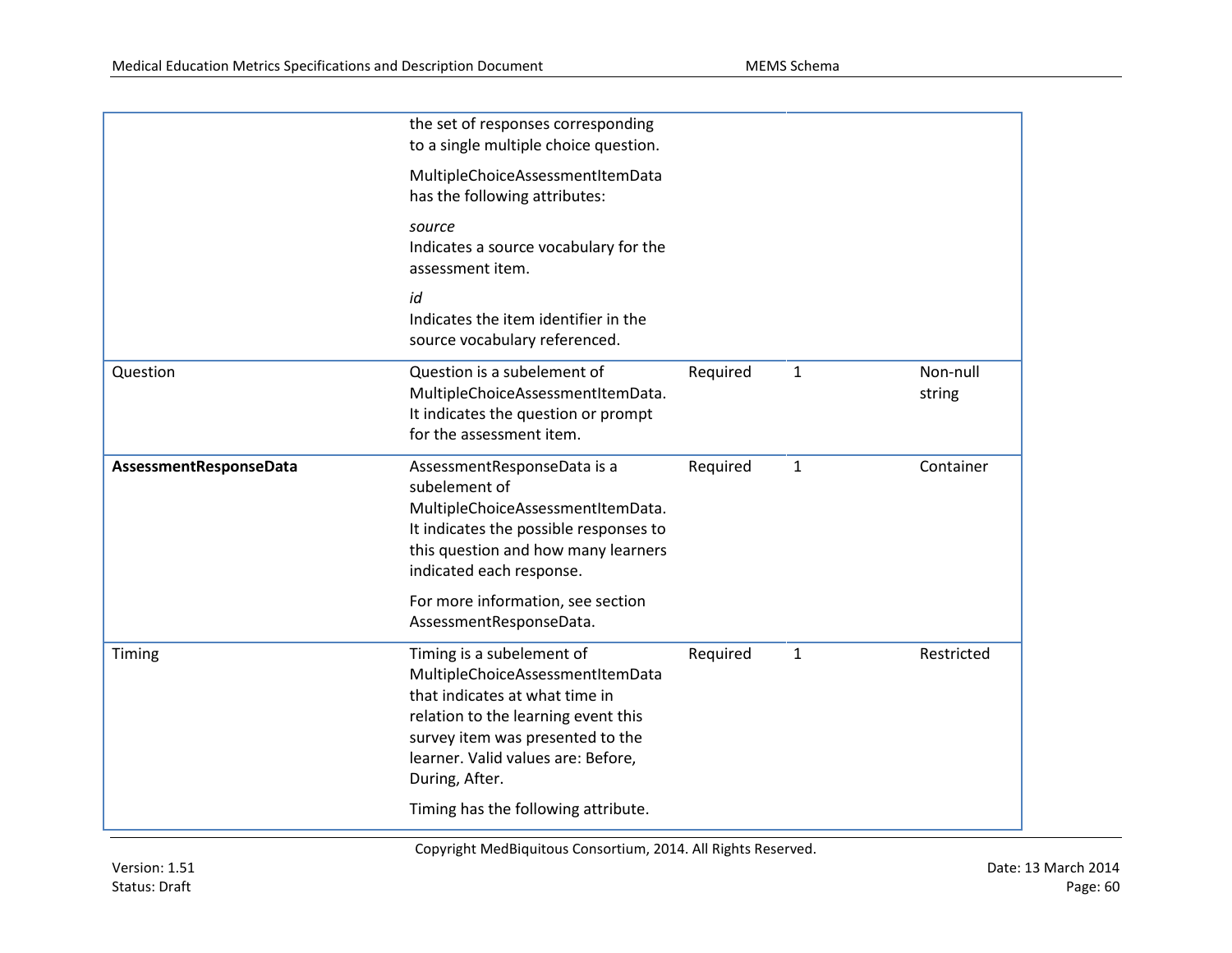| | | | | |
|---|---|---|---|---|
| | the set of responses corresponding to a single multiple choice question.<br><br>MultipleChoiceAssessmentItemData has the following attributes:<br><br>*source*<br>Indicates a source vocabulary for the assessment item.<br><br>*id*<br>Indicates the item identifier in the source vocabulary referenced. | | | |
| Question | Question is a subelement of MultipleChoiceAssessmentItemData. It indicates the question or prompt for the assessment item. | Required | 1 | Non-null string |
| **AssessmentResponseData** | AssessmentResponseData is a subelement of MultipleChoiceAssessmentItemData. It indicates the possible responses to this question and how many learners indicated each response.<br><br>For more information, see section AssessmentResponseData. | Required | 1 | Container |
| Timing | Timing is a subelement of MultipleChoiceAssessmentItemData that indicates at what time in relation to the learning event this survey item was presented to the learner. Valid values are: Before, During, After.<br><br>Timing has the following attribute. | Required | 1 | Restricted |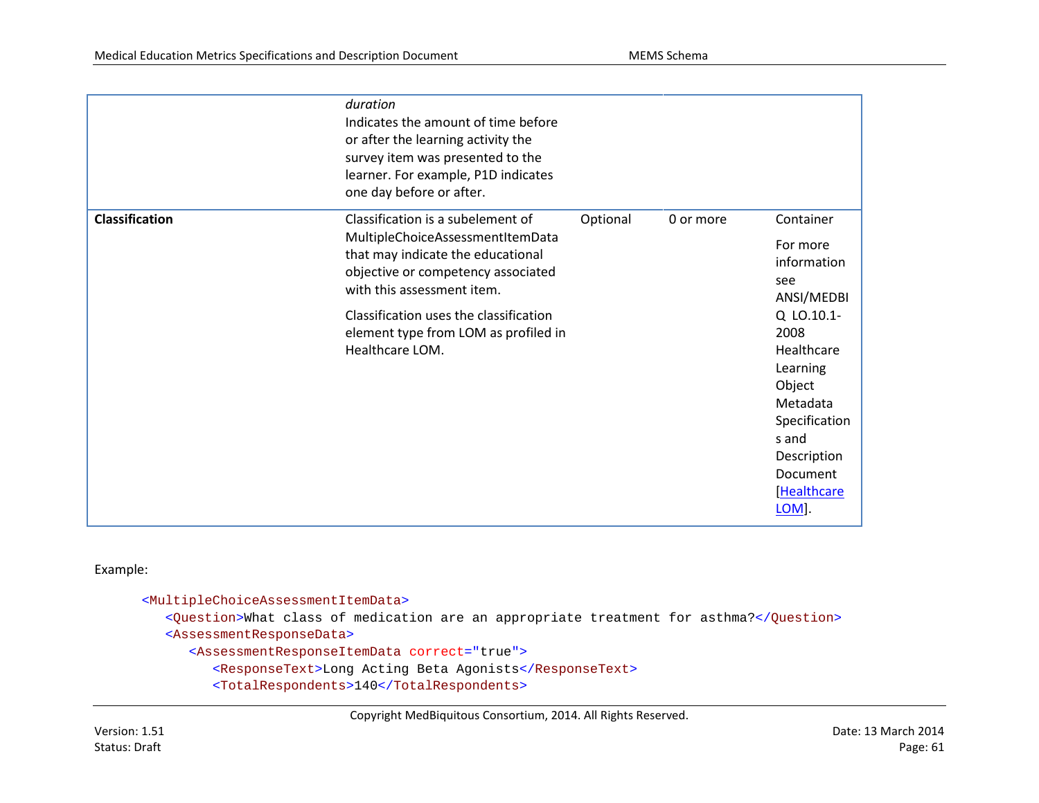| | | | | |
|---|---|---|---|---|
| | *duration* Indicates the amount of time before or after the learning activity the survey item was presented to the learner. For example, P1D indicates one day before or after. | | | |
| **Classification** | Classification is a subelement of MultipleChoiceAssessmentItemData that may indicate the educational objective or competency associated with this assessment item. Classification uses the classification element type from LOM as profiled in Healthcare LOM. | Optional | 0 or more | Container For more information see ANSI/MEDBIQ LO.10.1-2008 Healthcare Learning Object Metadata Specifications and Description Document [Healthcare LOM]. |

Example:

```
<MultipleChoiceAssessmentItemData>
   <Question>What class of medication are an appropriate treatment for asthma?</Question>
   <AssessmentResponseData>
      <AssessmentResponseItemData correct="true">
         <ResponseText>Long Acting Beta Agonists</ResponseText>
         <TotalRespondents>140</TotalRespondents>
```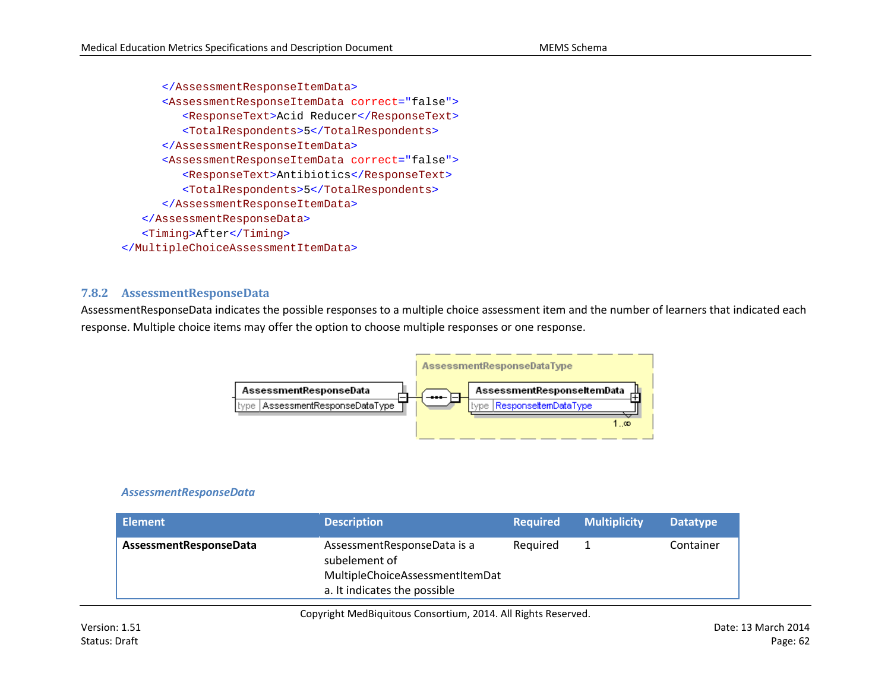```
        </AssessmentResponseItemData>
        <AssessmentResponseItemData correct="false">
            <ResponseText>Acid Reducer</ResponseText>
            <TotalRespondents>5</TotalRespondents>
        </AssessmentResponseItemData>
        <AssessmentResponseItemData correct="false">
            <ResponseText>Antibiotics</ResponseText>
            <TotalRespondents>5</TotalRespondents>
        </AssessmentResponseItemData>
    </AssessmentResponseData>
    <Timing>After</Timing>
</MultipleChoiceAssessmentItemData>
```

### 7.8.2 AssessmentResponseData

AssessmentResponseData indicates the possible responses to a multiple choice assessment item and the number of learners that indicated each response. Multiple choice items may offer the option to choose multiple responses or one response.

AssessmentResponseDataType

AssessmentResponseData
type AssessmentResponseDataType

AssessmentResponseItemData
type ResponseItemDataType
1..∞

*AssessmentResponseData*

| Element | Description | Required | Multiplicity | Datatype |
|---|---|---|---|---|
| **AssessmentResponseData** | AssessmentResponseData is a subelement of MultipleChoiceAssessmentItemData. It indicates the possible | Required | 1 | Container |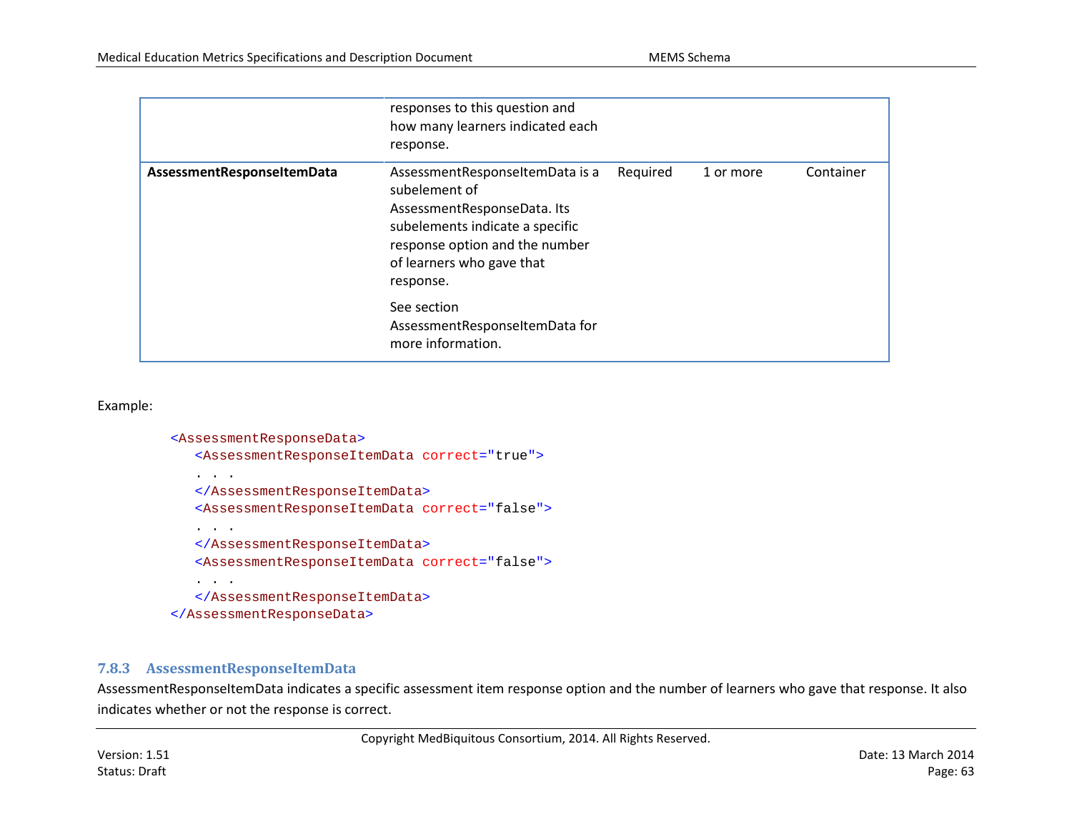| | | | | |
|---|---|---|---|---|
| | responses to this question and how many learners indicated each response. | | | |
| **AssessmentResponseItemData** | AssessmentResponseItemData is a subelement of AssessmentResponseData. Its subelements indicate a specific response option and the number of learners who gave that response.<br><br>See section AssessmentResponseItemData for more information. | Required | 1 or more | Container |

Example:

```
<AssessmentResponseData>
   <AssessmentResponseItemData correct="true">
   . . .
   </AssessmentResponseItemData>
   <AssessmentResponseItemData correct="false">
   . . .
   </AssessmentResponseItemData>
   <AssessmentResponseItemData correct="false">
   . . .
   </AssessmentResponseItemData>
</AssessmentResponseData>
```

### 7.8.3 AssessmentResponseItemData

AssessmentResponseItemData indicates a specific assessment item response option and the number of learners who gave that response. It also indicates whether or not the response is correct.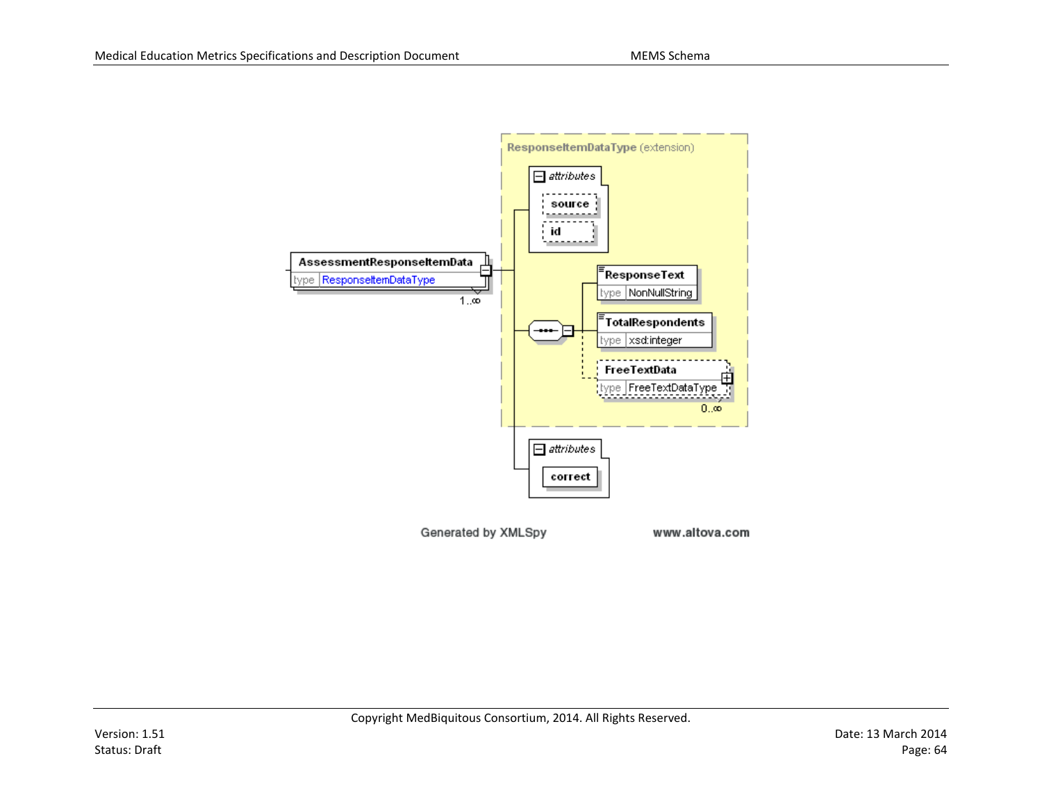AssessmentResponseItemData
type ResponseItemDataType
1..∞

ResponseItemDataType (extension)

attributes
source
id

ResponseText
type NonNullString

TotalRespondents
type xsd:integer

FreeTextData
type FreeTextDataType
0..∞

attributes
correct

Generated by XMLSpy www.altova.com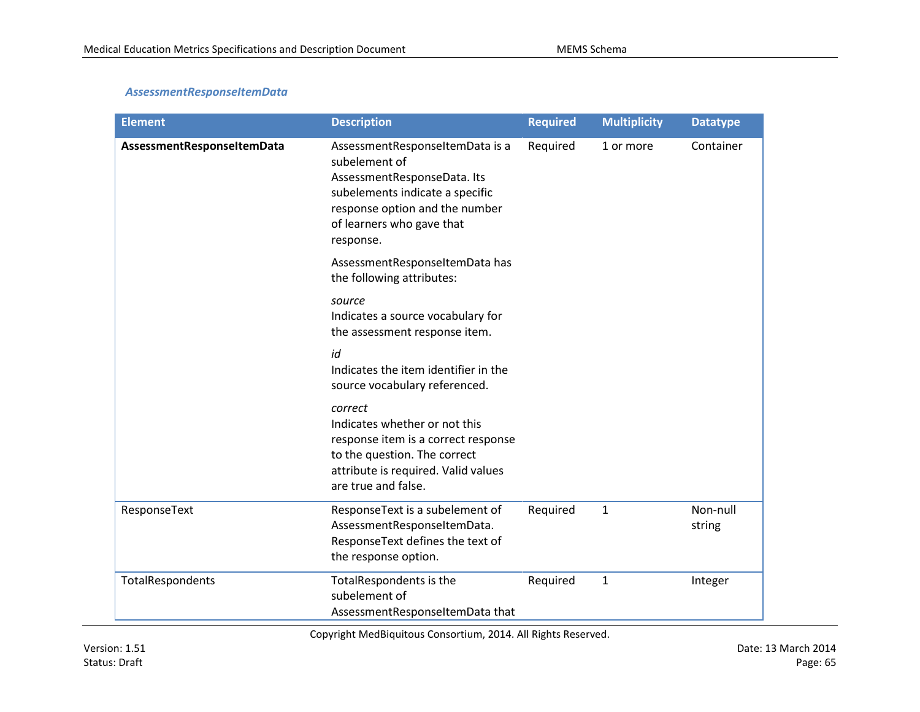### *AssessmentResponseItemData*

| Element | Description | Required | Multiplicity | Datatype |
|---|---|---|---|---|
| **AssessmentResponseItemData** | AssessmentResponseItemData is a subelement of AssessmentResponseData. Its subelements indicate a specific response option and the number of learners who gave that response.<br><br>AssessmentResponseItemData has the following attributes:<br><br>*source*<br>Indicates a source vocabulary for the assessment response item.<br><br>*id*<br>Indicates the item identifier in the source vocabulary referenced.<br><br>*correct*<br>Indicates whether or not this response item is a correct response to the question. The correct attribute is required. Valid values are true and false. | Required | 1 or more | Container |
| ResponseText | ResponseText is a subelement of AssessmentResponseItemData. ResponseText defines the text of the response option. | Required | 1 | Non-null string |
| TotalRespondents | TotalRespondents is the subelement of AssessmentResponseItemData that | Required | 1 | Integer |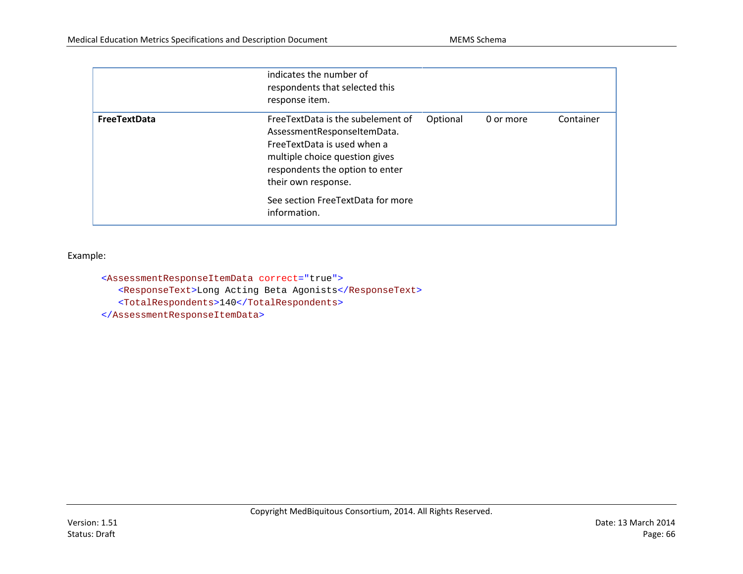| | | | | |
|---|---|---|---|---|
| | indicates the number of respondents that selected this response item. | | | |
| **FreeTextData** | FreeTextData is the subelement of AssessmentResponseItemData. FreeTextData is used when a multiple choice question gives respondents the option to enter their own response.<br><br>See section FreeTextData for more information. | Optional | 0 or more | Container |

Example:

```
<AssessmentResponseItemData correct="true">
   <ResponseText>Long Acting Beta Agonists</ResponseText>
   <TotalRespondents>140</TotalRespondents>
</AssessmentResponseItemData>
```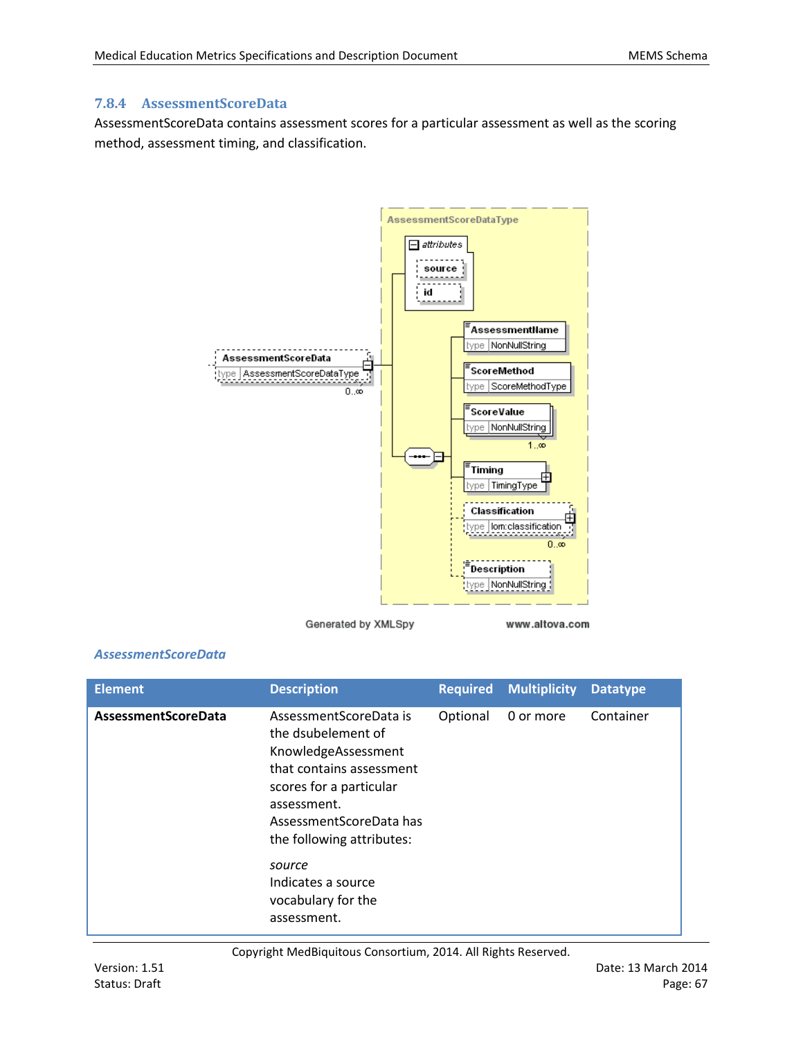### 7.8.4 AssessmentScoreData

AssessmentScoreData contains assessment scores for a particular assessment as well as the scoring method, assessment timing, and classification.

AssessmentScoreDataType

attributes

source

id

AssessmentName

type NonNullString

ScoreMethod

type ScoreMethodType

ScoreValue

type NonNullString

1..∞

Timing

type TimingType

Classification

type lom:classification

0..∞

Description

type NonNullString

AssessmentScoreData

type AssessmentScoreDataType

0..∞

Generated by XMLSpy www.altova.com

*AssessmentScoreData*

| Element | Description | Required | Multiplicity | Datatype |
|---|---|---|---|---|
| **AssessmentScoreData** | AssessmentScoreData is the dsubelement of KnowledgeAssessment that contains assessment scores for a particular assessment. AssessmentScoreData has the following attributes:<br><br>*source*<br>Indicates a source vocabulary for the assessment. | Optional | 0 or more | Container |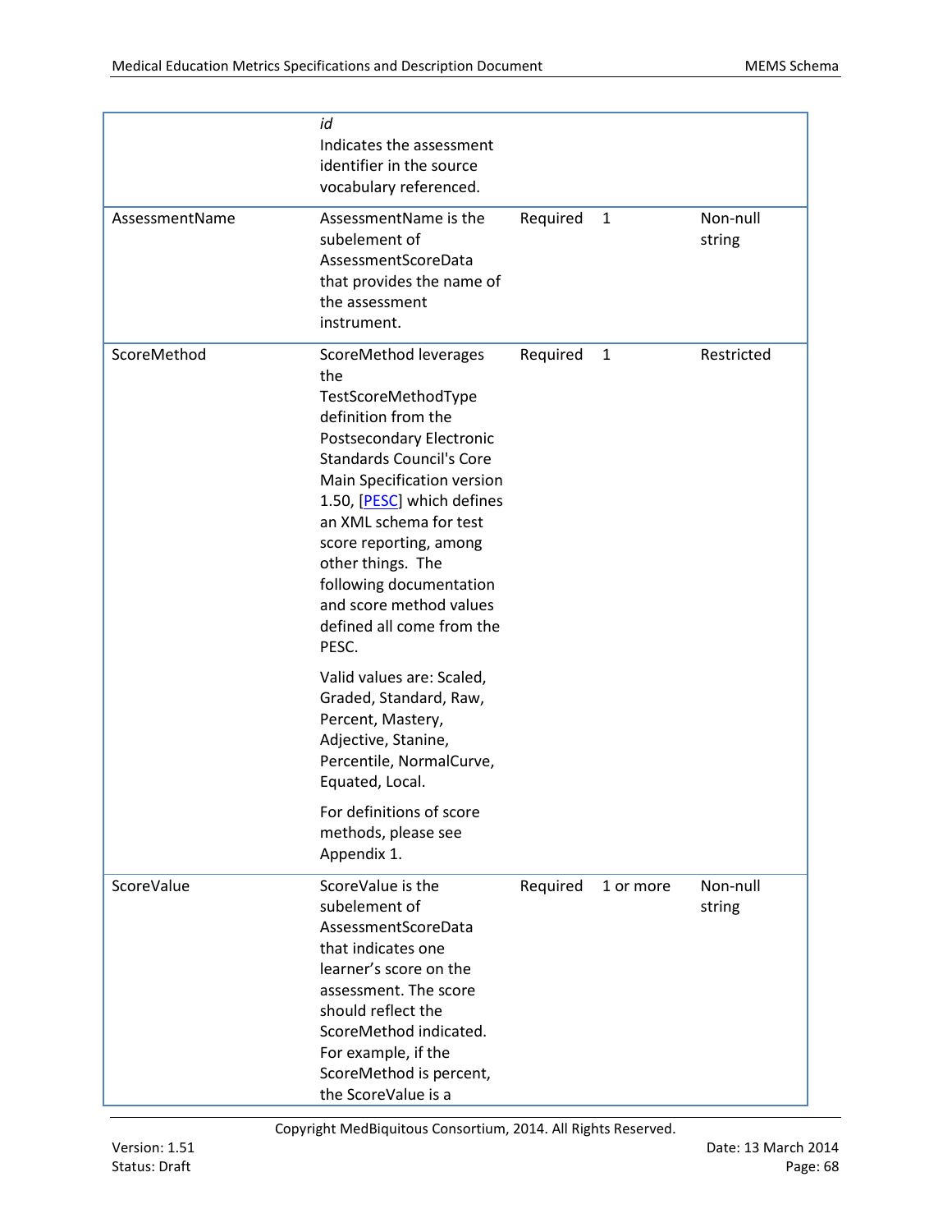| | | | | |
|---|---|---|---|---|
| | *id*<br>Indicates the assessment identifier in the source vocabulary referenced. | | | |
| AssessmentName | AssessmentName is the subelement of AssessmentScoreData that provides the name of the assessment instrument. | Required | 1 | Non-null string |
| ScoreMethod | ScoreMethod leverages the TestScoreMethodType definition from the Postsecondary Electronic Standards Council's Core Main Specification version 1.50, [PESC] which defines an XML schema for test score reporting, among other things. The following documentation and score method values defined all come from the PESC.<br><br>Valid values are: Scaled, Graded, Standard, Raw, Percent, Mastery, Adjective, Stanine, Percentile, NormalCurve, Equated, Local.<br><br>For definitions of score methods, please see Appendix 1. | Required | 1 | Restricted |
| ScoreValue | ScoreValue is the subelement of AssessmentScoreData that indicates one learner's score on the assessment. The score should reflect the ScoreMethod indicated. For example, if the ScoreMethod is percent, the ScoreValue is a | Required | 1 or more | Non-null string |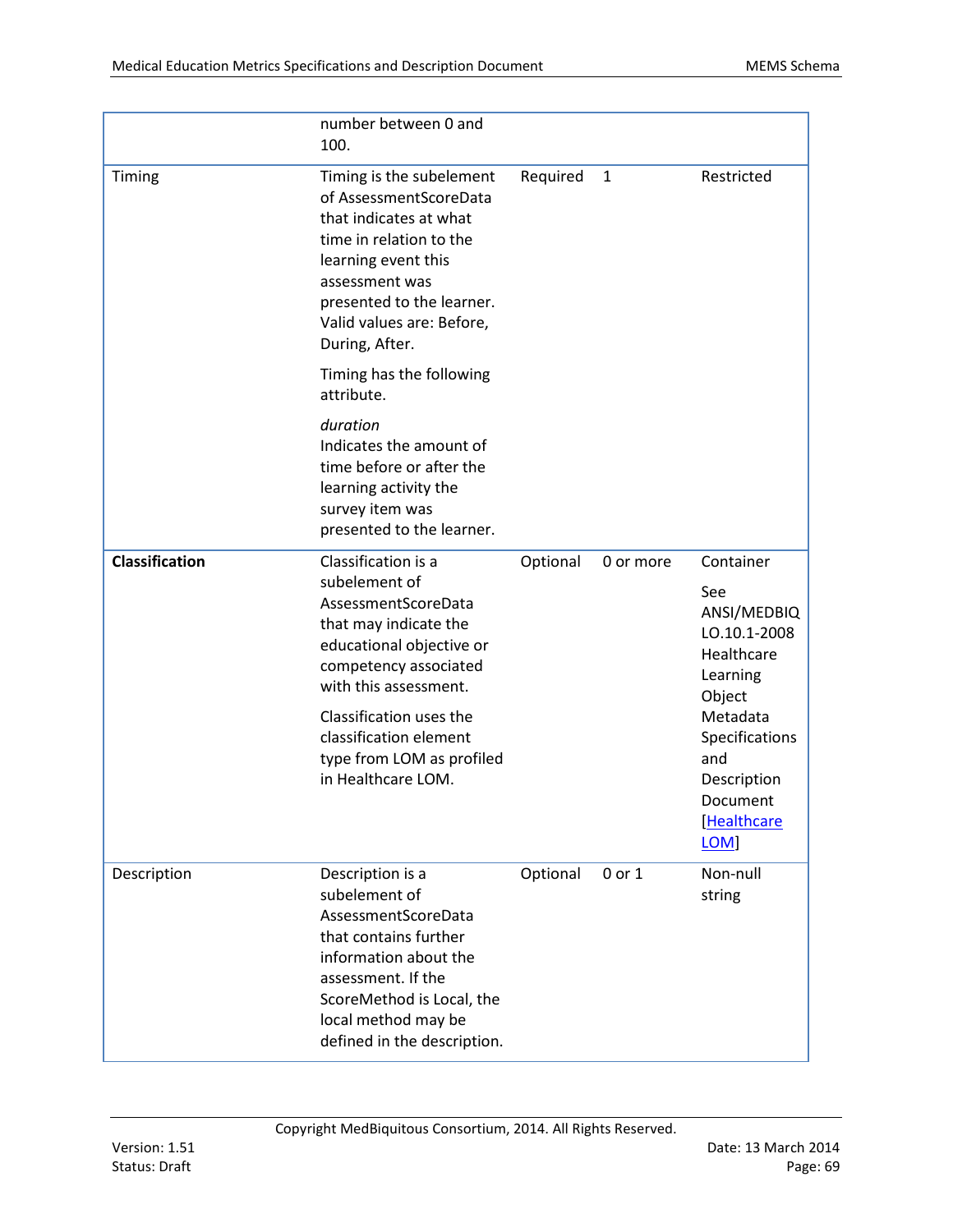| | | | | |
|---|---|---|---|---|
| | number between 0 and 100. | | | |
| Timing | Timing is the subelement of AssessmentScoreData that indicates at what time in relation to the learning event this assessment was presented to the learner. Valid values are: Before, During, After.<br><br>Timing has the following attribute.<br><br>*duration*<br>Indicates the amount of time before or after the learning activity the survey item was presented to the learner. | Required | 1 | Restricted |
| **Classification** | Classification is a subelement of AssessmentScoreData that may indicate the educational objective or competency associated with this assessment.<br><br>Classification uses the classification element type from LOM as profiled in Healthcare LOM. | Optional | 0 or more | Container<br><br>See ANSI/MEDBIQ LO.10.1-2008 Healthcare Learning Object Metadata Specifications and Description Document [Healthcare LOM] |
| Description | Description is a subelement of AssessmentScoreData that contains further information about the assessment. If the ScoreMethod is Local, the local method may be defined in the description. | Optional | 0 or 1 | Non-null string |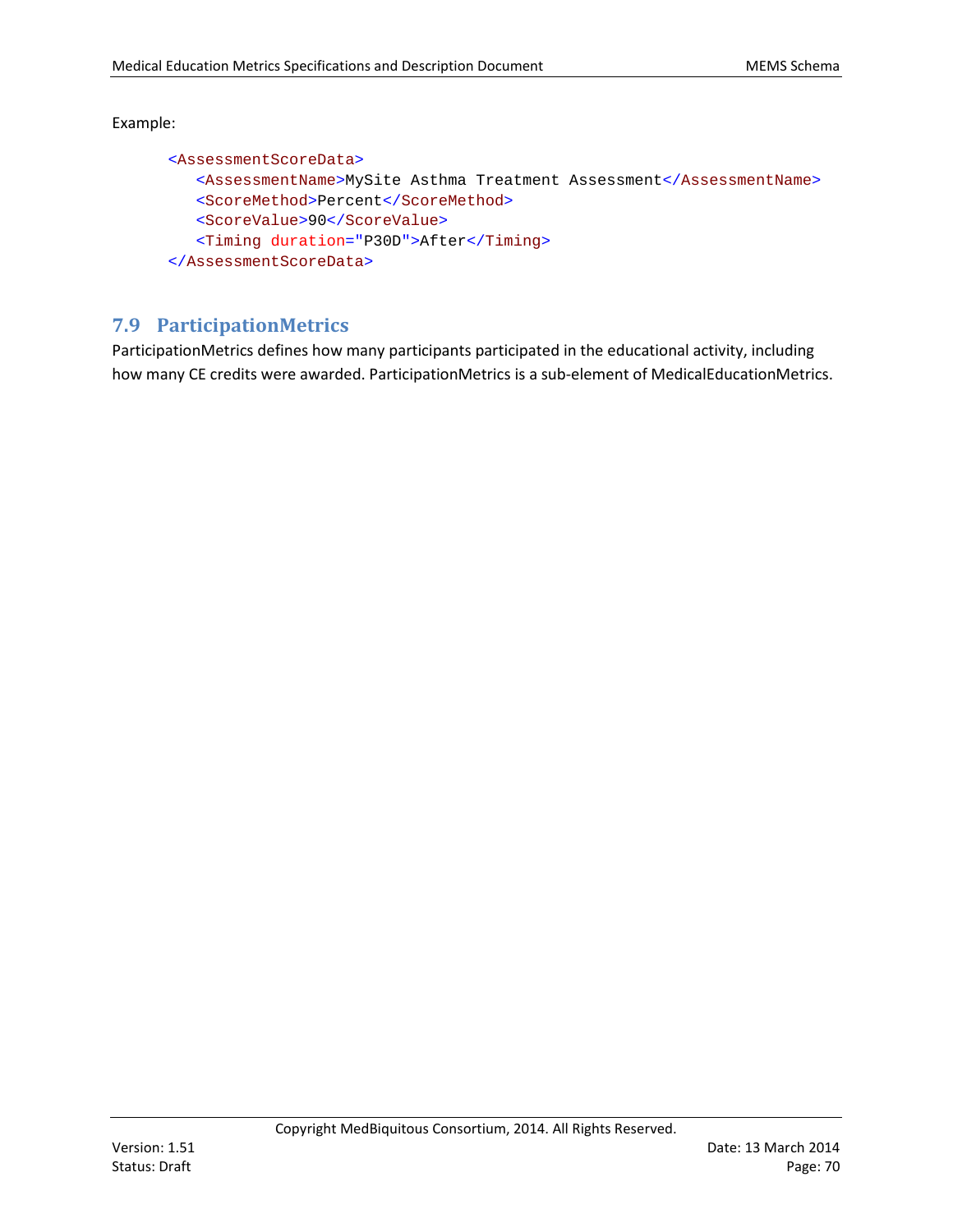Example:

```
<AssessmentScoreData>
   <AssessmentName>MySite Asthma Treatment Assessment</AssessmentName>
   <ScoreMethod>Percent</ScoreMethod>
   <ScoreValue>90</ScoreValue>
   <Timing duration="P30D">After</Timing>
</AssessmentScoreData>
```

## 7.9 ParticipationMetrics

ParticipationMetrics defines how many participants participated in the educational activity, including how many CE credits were awarded. ParticipationMetrics is a sub-element of MedicalEducationMetrics.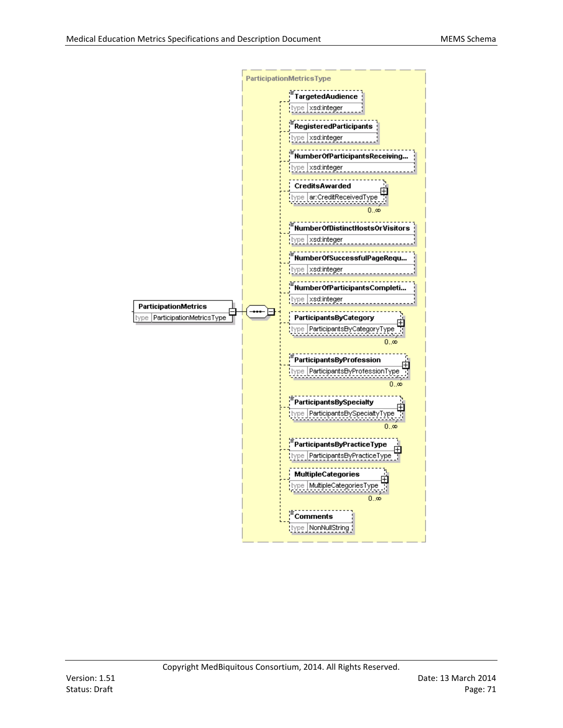ParticipationMetricsType

ParticipationMetrics
type ParticipationMetricsType

TargetedAudience
type xsd:integer

RegisteredParticipants
type xsd:integer

NumberOfParticipantsReceiving...
type xsd:integer

CreditsAwarded
type ar:CreditReceivedType
0..∞

NumberOfDistinctHostsOrVisitors
type xsd:integer

NumberOfSuccessfulPageRequ...
type xsd:integer

NumberOfParticipantsCompleti...
type xsd:integer

ParticipantsByCategory
type ParticipantsByCategoryType
0..∞

ParticipantsByProfession
type ParticipantsByProfessionType
0..∞

ParticipantsBySpecialty
type ParticipantsBySpecialtyType
0..∞

ParticipantsByPracticeType
type ParticipantsByPracticeType

MultipleCategories
type MultipleCategoriesType
0..∞

Comments
type NonNullString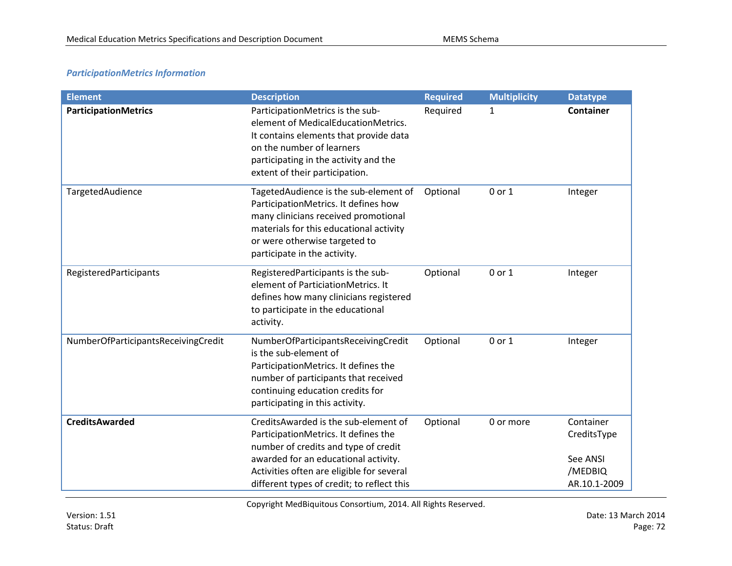### *ParticipationMetrics Information*

| Element | Description | Required | Multiplicity | Datatype |
|---|---|---|---|---|
| **ParticipationMetrics** | ParticipationMetrics is the sub-element of MedicalEducationMetrics. It contains elements that provide data on the number of learners participating in the activity and the extent of their participation. | Required | 1 | **Container** |
| TargetedAudience | TagetedAudience is the sub-element of ParticipationMetrics. It defines how many clinicians received promotional materials for this educational activity or were otherwise targeted to participate in the activity. | Optional | 0 or 1 | Integer |
| RegisteredParticipants | RegisteredParticipants is the sub-element of ParticiationMetrics. It defines how many clinicians registered to participate in the educational activity. | Optional | 0 or 1 | Integer |
| NumberOfParticipantsReceivingCredit | NumberOfParticipantsReceivingCredit is the sub-element of ParticipationMetrics. It defines the number of participants that received continuing education credits for participating in this activity. | Optional | 0 or 1 | Integer |
| **CreditsAwarded** | CreditsAwarded is the sub-element of ParticipationMetrics. It defines the number of credits and type of credit awarded for an educational activity. Activities often are eligible for several different types of credit; to reflect this | Optional | 0 or more | Container CreditsType<br><br>See ANSI /MEDBIQ AR.10.1-2009 |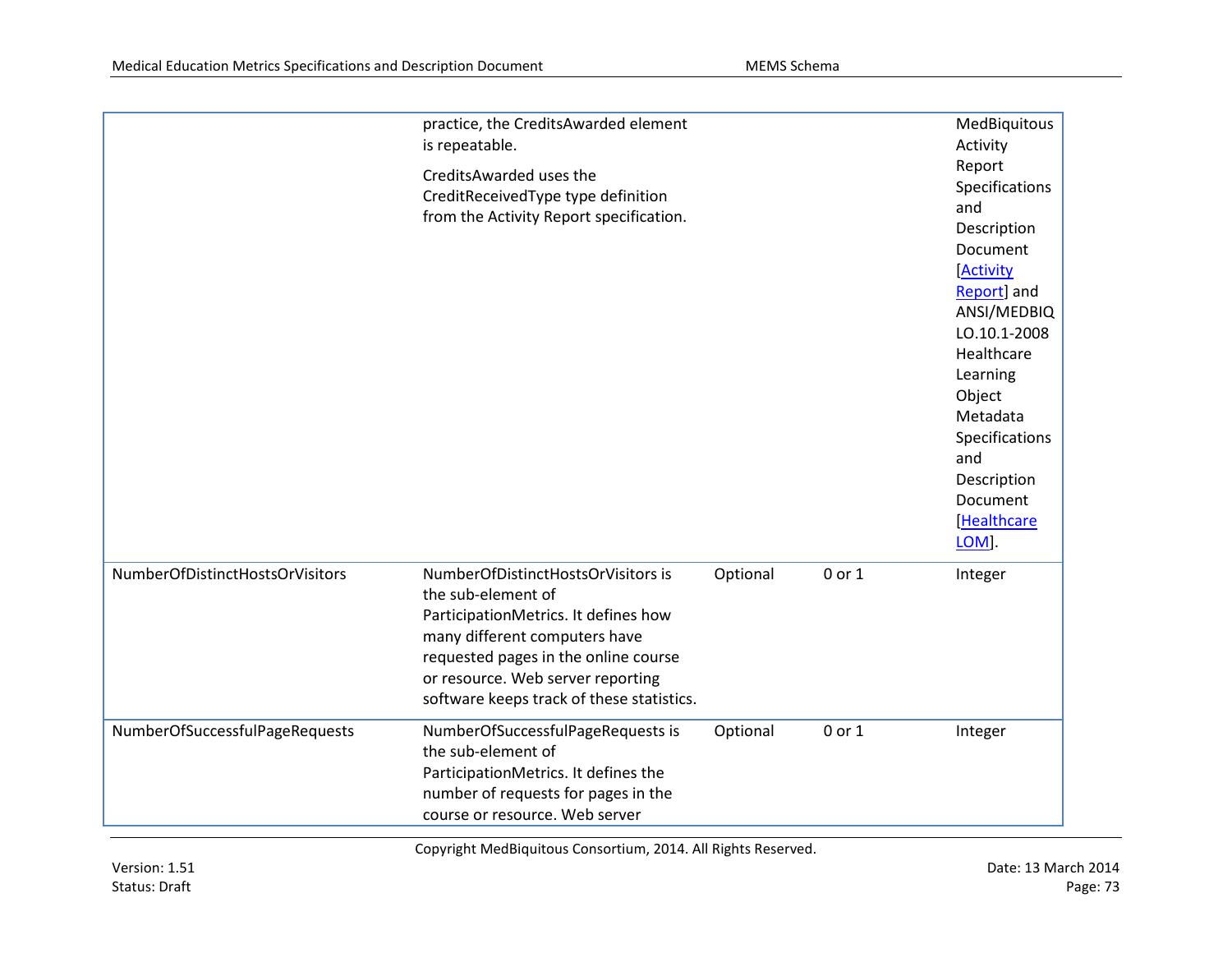| | | | | |
|---|---|---|---|---|
| | practice, the CreditsAwarded element is repeatable.<br><br>CreditsAwarded uses the CreditReceivedType type definition from the Activity Report specification. | | | MedBiquitous Activity Report Specifications and Description Document [Activity Report] and ANSI/MEDBIQ LO.10.1-2008 Healthcare Learning Object Metadata Specifications and Description Document [Healthcare LOM]. |
| NumberOfDistinctHostsOrVisitors | NumberOfDistinctHostsOrVisitors is the sub-element of ParticipationMetrics. It defines how many different computers have requested pages in the online course or resource. Web server reporting software keeps track of these statistics. | Optional | 0 or 1 | Integer |
| NumberOfSuccessfulPageRequests | NumberOfSuccessfulPageRequests is the sub-element of ParticipationMetrics. It defines the number of requests for pages in the course or resource. Web server | Optional | 0 or 1 | Integer |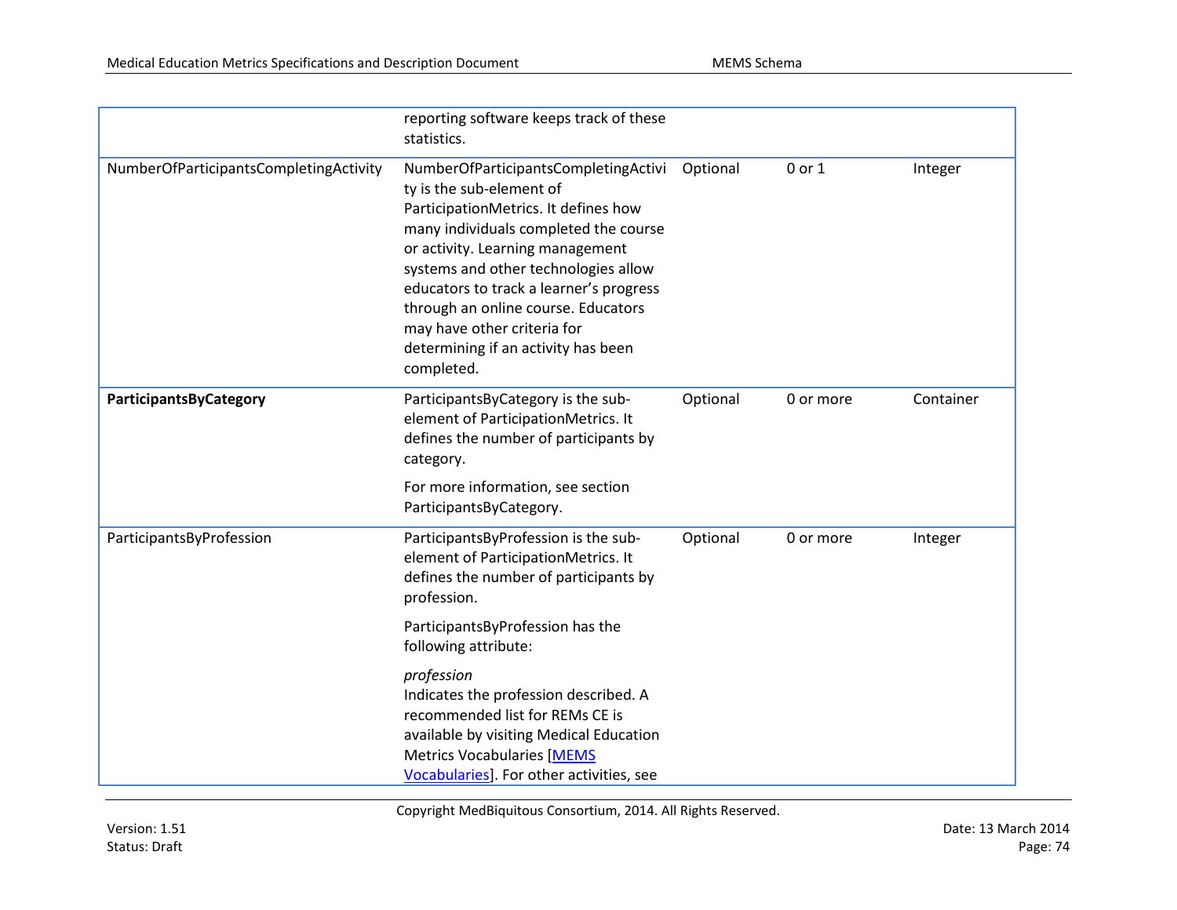| | | | | |
|---|---|---|---|---|
| | reporting software keeps track of these statistics. | | | |
| NumberOfParticipantsCompletingActivity | NumberOfParticipantsCompletingActivity is the sub-element of ParticipationMetrics. It defines how many individuals completed the course or activity. Learning management systems and other technologies allow educators to track a learner's progress through an online course. Educators may have other criteria for determining if an activity has been completed. | Optional | 0 or 1 | Integer |
| **ParticipantsByCategory** | ParticipantsByCategory is the sub-element of ParticipationMetrics. It defines the number of participants by category.<br><br>For more information, see section ParticipantsByCategory. | Optional | 0 or more | Container |
| ParticipantsByProfession | ParticipantsByProfession is the sub-element of ParticipationMetrics. It defines the number of participants by profession.<br><br>ParticipantsByProfession has the following attribute:<br><br>*profession*<br>Indicates the profession described. A recommended list for REMs CE is available by visiting Medical Education Metrics Vocabularies [MEMS Vocabularies]. For other activities, see | Optional | 0 or more | Integer |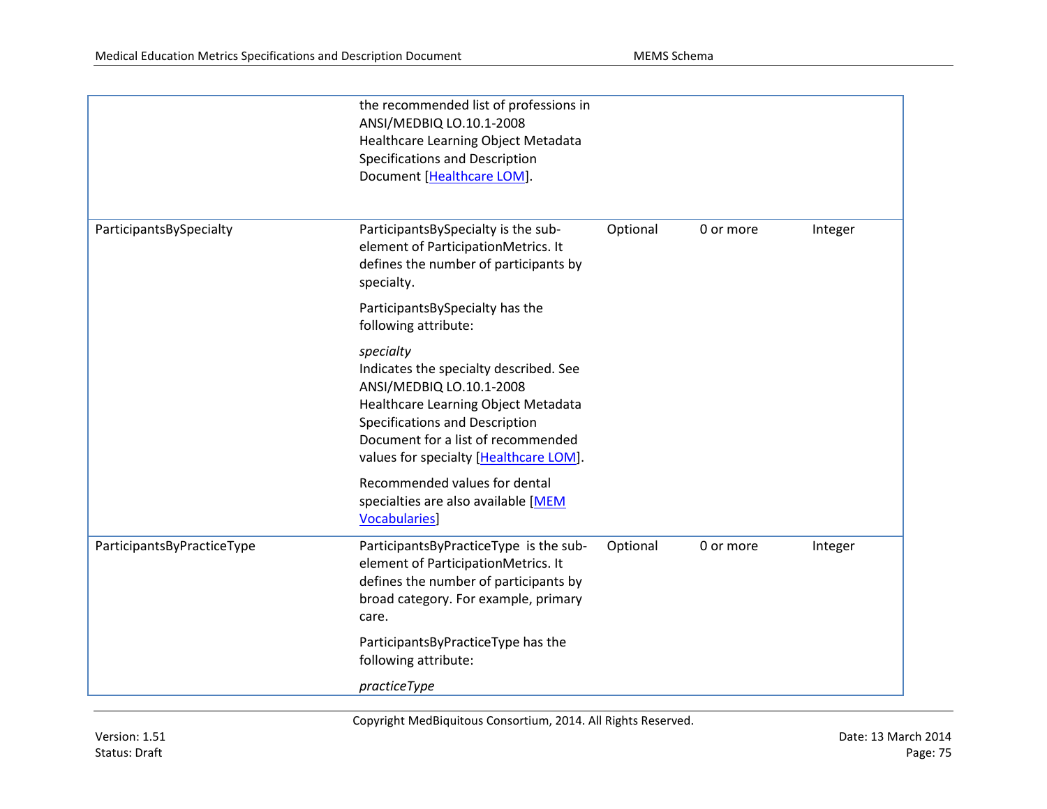| | | | | |
|---|---|---|---|---|
| | the recommended list of professions in ANSI/MEDBIQ LO.10.1-2008 Healthcare Learning Object Metadata Specifications and Description Document [Healthcare LOM]. | | | |
| ParticipantsBySpecialty | ParticipantsBySpecialty is the sub-element of ParticipationMetrics. It defines the number of participants by specialty.<br><br>ParticipantsBySpecialty has the following attribute:<br><br>*specialty*<br>Indicates the specialty described. See ANSI/MEDBIQ LO.10.1-2008 Healthcare Learning Object Metadata Specifications and Description Document for a list of recommended values for specialty [Healthcare LOM].<br><br>Recommended values for dental specialties are also available [MEM Vocabularies] | Optional | 0 or more | Integer |
| ParticipantsByPracticeType | ParticipantsByPracticeType is the sub-element of ParticipationMetrics. It defines the number of participants by broad category. For example, primary care.<br><br>ParticipantsByPracticeType has the following attribute:<br><br>*practiceType* | Optional | 0 or more | Integer |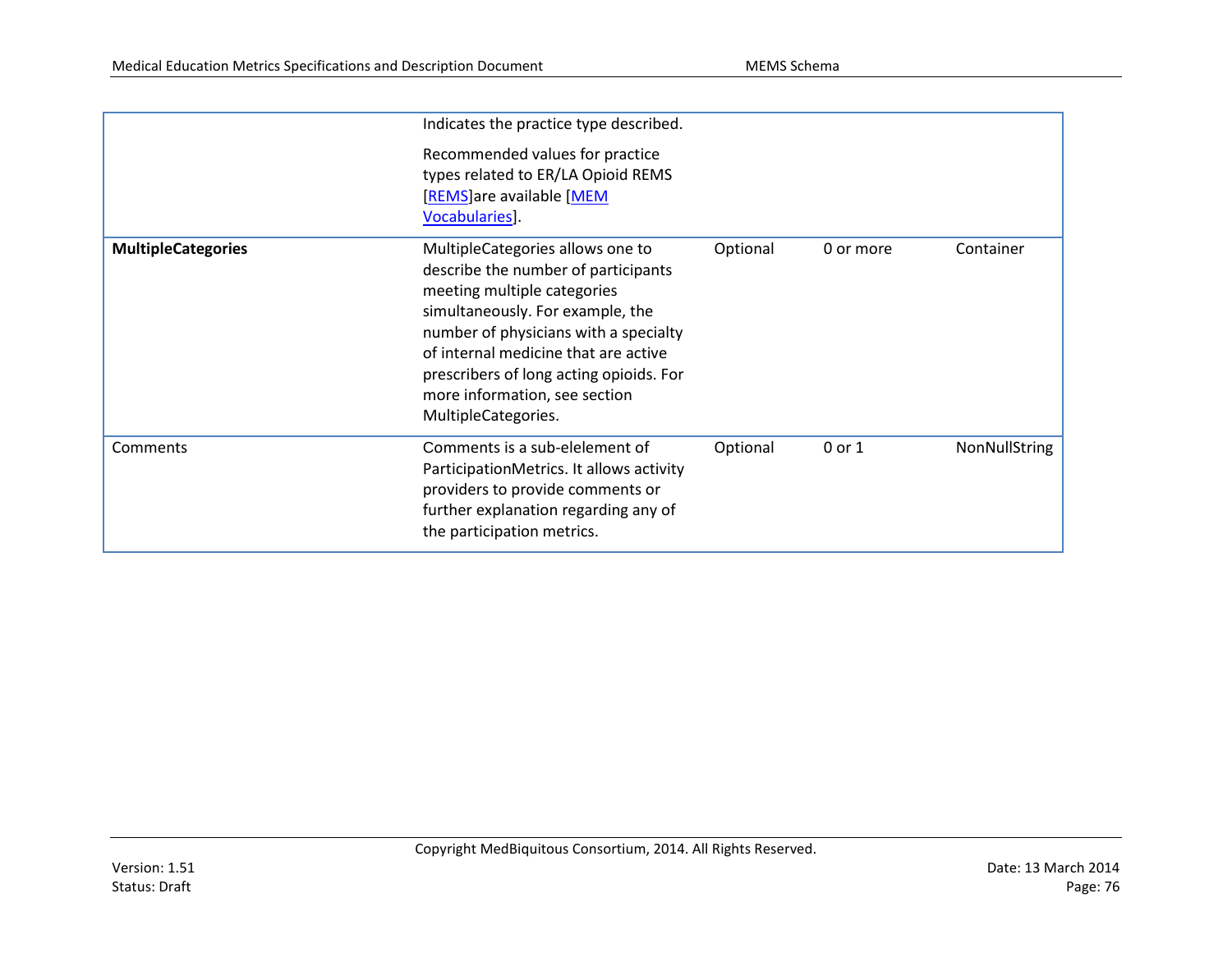| | | | | |
|---|---|---|---|---|
| | Indicates the practice type described.<br><br>Recommended values for practice types related to ER/LA Opioid REMS [REMS]are available [MEM Vocabularies]. | | | |
| **MultipleCategories** | MultipleCategories allows one to describe the number of participants meeting multiple categories simultaneously. For example, the number of physicians with a specialty of internal medicine that are active prescribers of long acting opioids. For more information, see section MultipleCategories. | Optional | 0 or more | Container |
| Comments | Comments is a sub-elelement of ParticipationMetrics. It allows activity providers to provide comments or further explanation regarding any of the participation metrics. | Optional | 0 or 1 | NonNullString |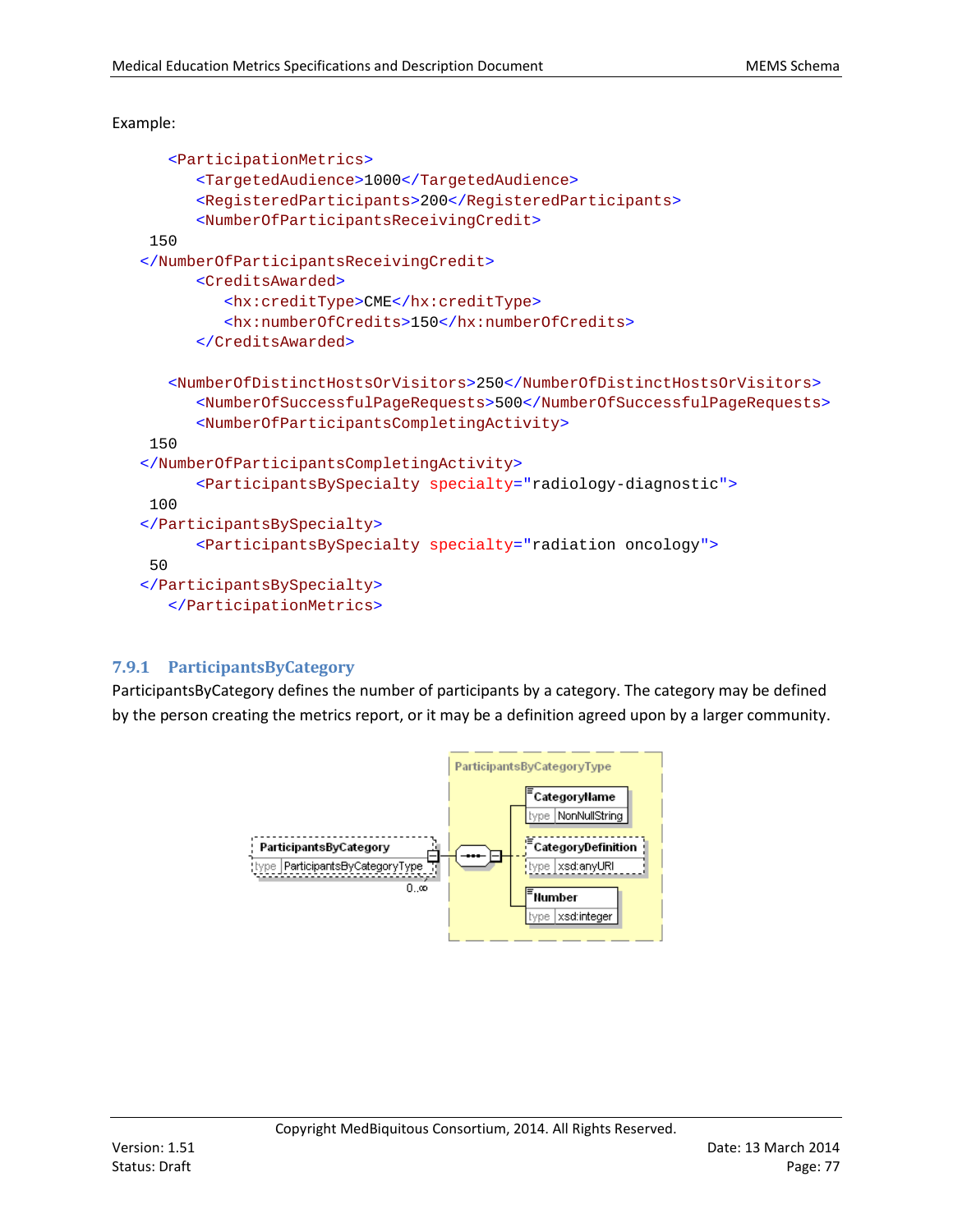Example:

```
<ParticipationMetrics>
   <TargetedAudience>1000</TargetedAudience>
   <RegisteredParticipants>200</RegisteredParticipants>
   <NumberOfParticipantsReceivingCredit>
 150
</NumberOfParticipantsReceivingCredit>
   <CreditsAwarded>
      <hx:creditType>CME</hx:creditType>
      <hx:numberOfCredits>150</hx:numberOfCredits>
   </CreditsAwarded>

<NumberOfDistinctHostsOrVisitors>250</NumberOfDistinctHostsOrVisitors>
   <NumberOfSuccessfulPageRequests>500</NumberOfSuccessfulPageRequests>
   <NumberOfParticipantsCompletingActivity>
 150
</NumberOfParticipantsCompletingActivity>
   <ParticipantsBySpecialty specialty="radiology-diagnostic">
 100
</ParticipantsBySpecialty>
   <ParticipantsBySpecialty specialty="radiation oncology">
 50
</ParticipantsBySpecialty>
</ParticipationMetrics>
```

### 7.9.1 ParticipantsByCategory

ParticipantsByCategory defines the number of participants by a category. The category may be defined by the person creating the metrics report, or it may be a definition agreed upon by a larger community.

ParticipantsByCategoryType

ParticipantsByCategory
type ParticipantsByCategoryType
0..∞

CategoryName
type NonNullString

CategoryDefinition
type xsd:anyURI

Number
type xsd:integer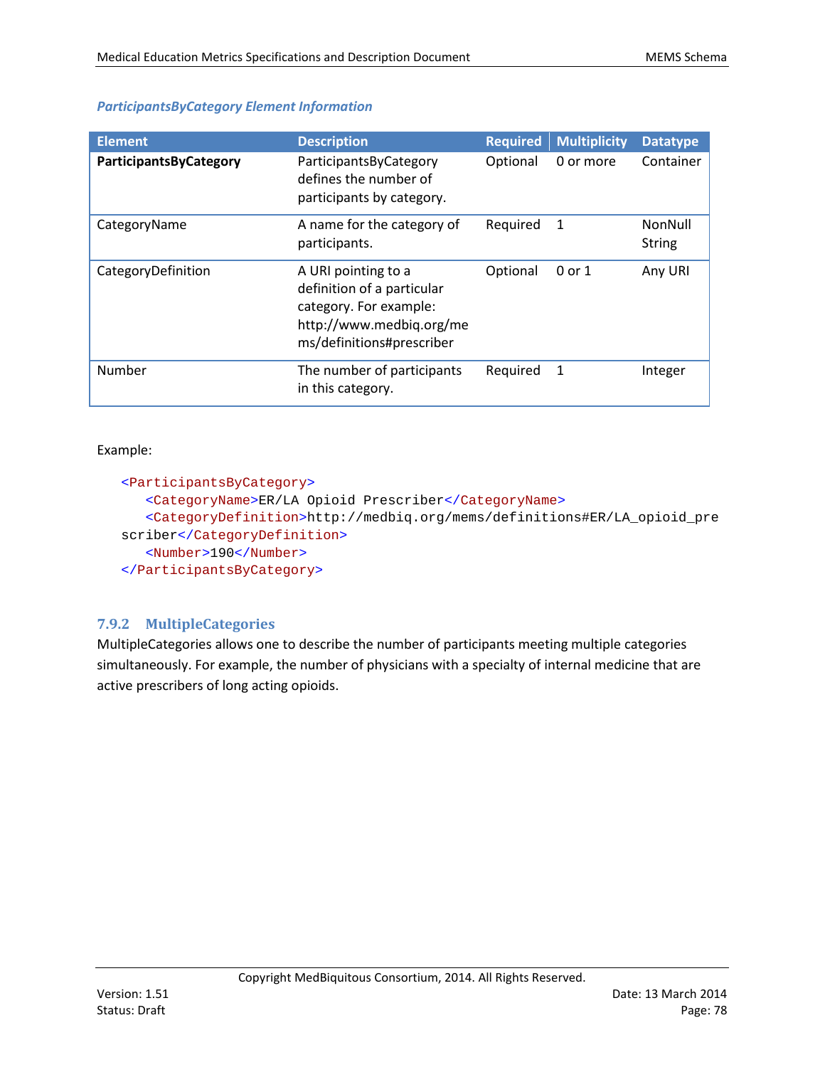*ParticipantsByCategory Element Information*

| Element | Description | Required | Multiplicity | Datatype |
|---|---|---|---|---|
| **ParticipantsByCategory** | ParticipantsByCategory defines the number of participants by category. | Optional | 0 or more | Container |
| CategoryName | A name for the category of participants. | Required | 1 | NonNull String |
| CategoryDefinition | A URI pointing to a definition of a particular category. For example: http://www.medbiq.org/mems/definitions#prescriber | Optional | 0 or 1 | Any URI |
| Number | The number of participants in this category. | Required | 1 | Integer |

Example:

```
<ParticipantsByCategory>
   <CategoryName>ER/LA Opioid Prescriber</CategoryName>
   <CategoryDefinition>http://medbiq.org/mems/definitions#ER/LA_opioid_prescriber</CategoryDefinition>
   <Number>190</Number>
</ParticipantsByCategory>
```

### 7.9.2 MultipleCategories

MultipleCategories allows one to describe the number of participants meeting multiple categories simultaneously. For example, the number of physicians with a specialty of internal medicine that are active prescribers of long acting opioids.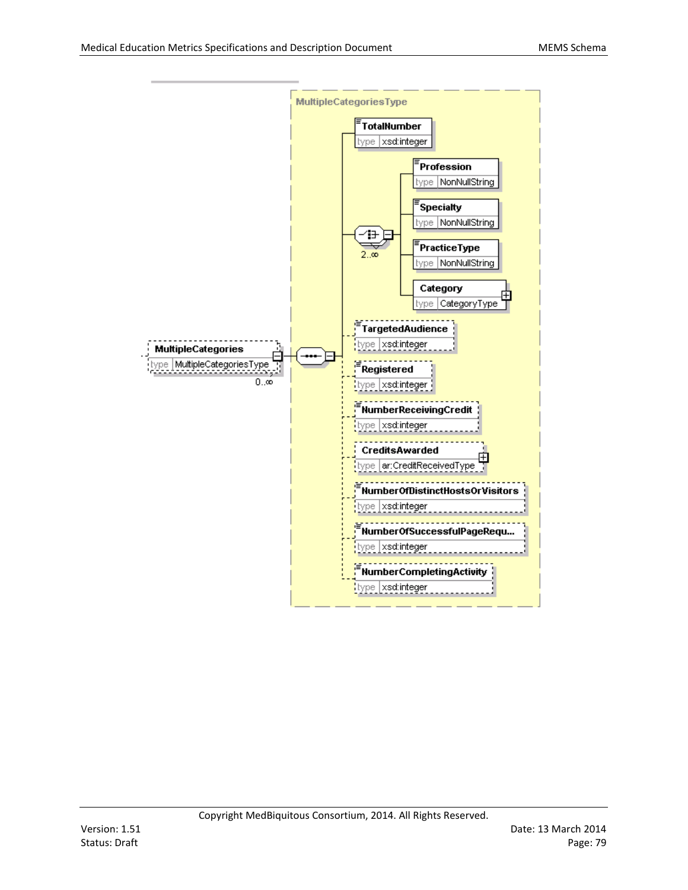MultipleCategoriesType

TotalNumber
type xsd:integer

Profession
type NonNullString

Specialty
type NonNullString

PracticeType
type NonNullString

Category
type CategoryType

2..∞

TargetedAudience
type xsd:integer

MultipleCategories
type MultipleCategoriesType

0..∞

Registered
type xsd:integer

NumberReceivingCredit
type xsd:integer

CreditsAwarded
type ar:CreditReceivedType

NumberOfDistinctHostsOrVisitors
type xsd:integer

NumberOfSuccessfulPageRequ...
type xsd:integer

NumberCompletingActivity
type xsd:integer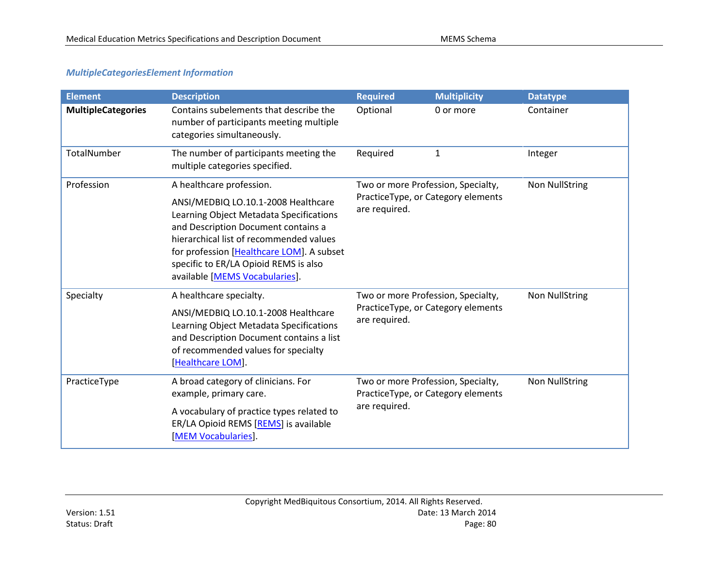### *MultipleCategoriesElement Information*

| Element | Description | Required | Multiplicity | Datatype |
|---|---|---|---|---|
| **MultipleCategories** | Contains subelements that describe the number of participants meeting multiple categories simultaneously. | Optional | 0 or more | Container |
| TotalNumber | The number of participants meeting the multiple categories specified. | Required | 1 | Integer |
| Profession | A healthcare profession.<br><br>ANSI/MEDBIQ LO.10.1-2008 Healthcare Learning Object Metadata Specifications and Description Document contains a hierarchical list of recommended values for profession [Healthcare LOM]. A subset specific to ER/LA Opioid REMS is also available [MEMS Vocabularies]. | Two or more Profession, Specialty, PracticeType, or Category elements are required. | | Non NullString |
| Specialty | A healthcare specialty.<br><br>ANSI/MEDBIQ LO.10.1-2008 Healthcare Learning Object Metadata Specifications and Description Document contains a list of recommended values for specialty [Healthcare LOM]. | Two or more Profession, Specialty, PracticeType, or Category elements are required. | | Non NullString |
| PracticeType | A broad category of clinicians. For example, primary care.<br><br>A vocabulary of practice types related to ER/LA Opioid REMS [REMS] is available [MEM Vocabularies]. | Two or more Profession, Specialty, PracticeType, or Category elements are required. | | Non NullString |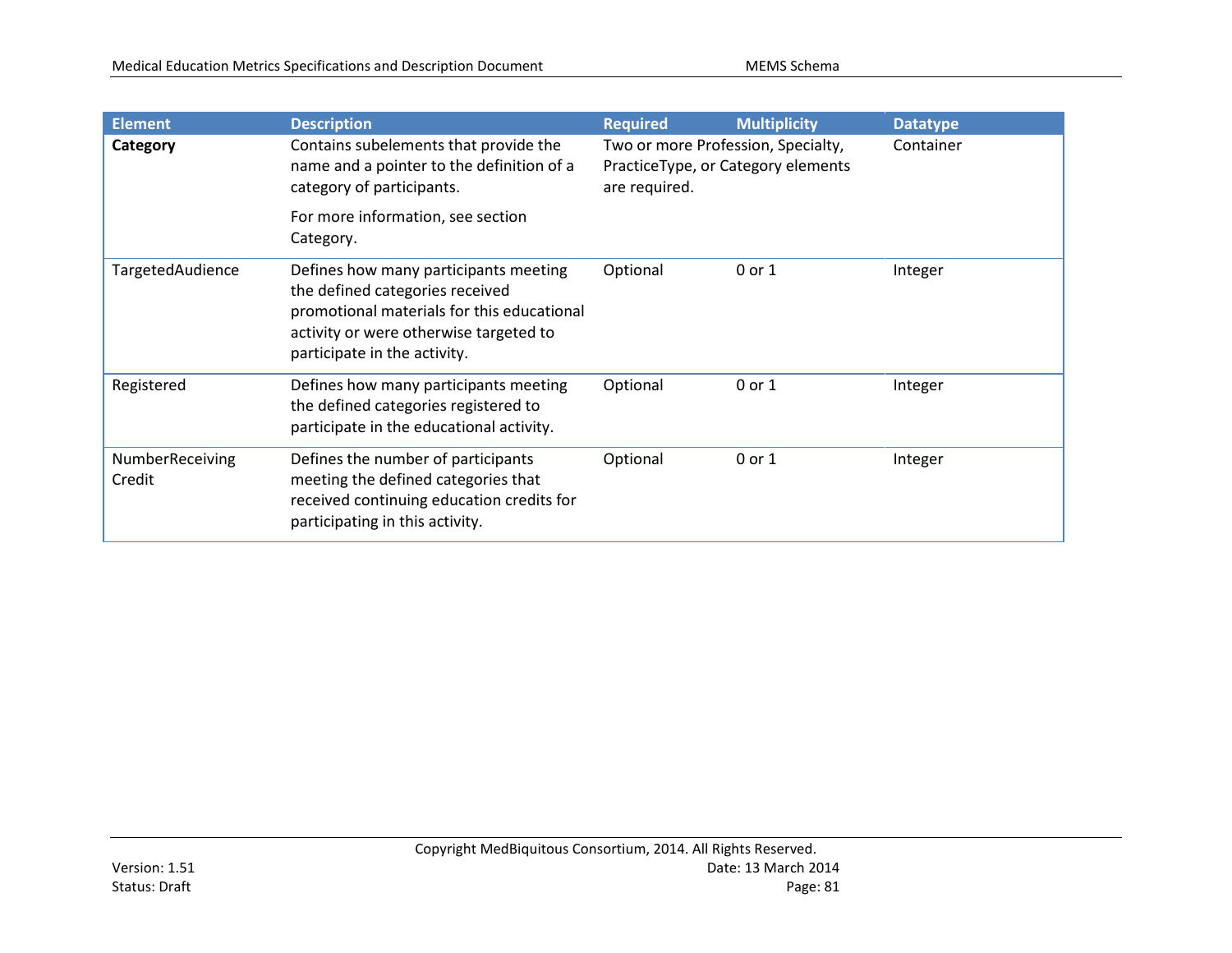| Element | Description | Required | Multiplicity | Datatype |
|---|---|---|---|---|
| **Category** | Contains subelements that provide the name and a pointer to the definition of a category of participants.<br><br>For more information, see section Category. | Two or more Profession, Specialty, PracticeType, or Category elements are required. | | Container |
| TargetedAudience | Defines how many participants meeting the defined categories received promotional materials for this educational activity or were otherwise targeted to participate in the activity. | Optional | 0 or 1 | Integer |
| Registered | Defines how many participants meeting the defined categories registered to participate in the educational activity. | Optional | 0 or 1 | Integer |
| NumberReceiving Credit | Defines the number of participants meeting the defined categories that received continuing education credits for participating in this activity. | Optional | 0 or 1 | Integer |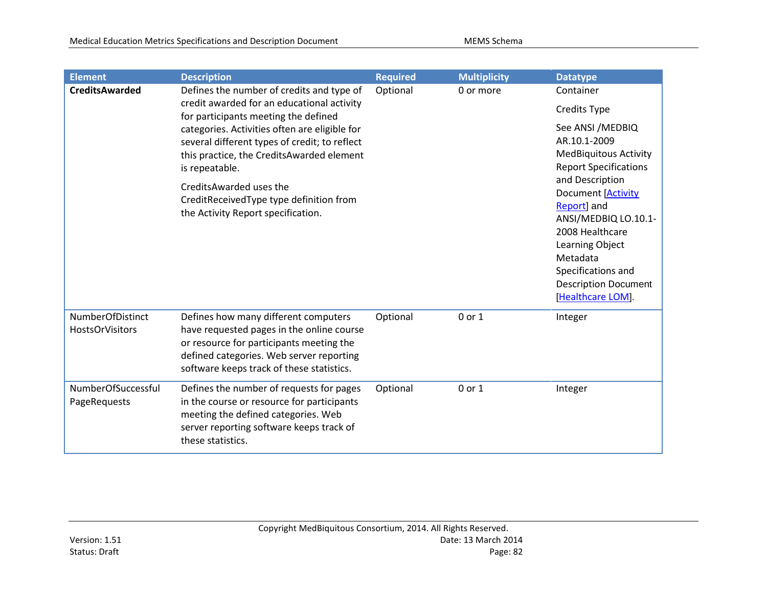| Element | Description | Required | Multiplicity | Datatype |
|---|---|---|---|---|
| **CreditsAwarded** | Defines the number of credits and type of credit awarded for an educational activity for participants meeting the defined categories. Activities often are eligible for several different types of credit; to reflect this practice, the CreditsAwarded element is repeatable.<br><br>CreditsAwarded uses the CreditReceivedType type definition from the Activity Report specification. | Optional | 0 or more | Container<br><br>Credits Type<br><br>See ANSI /MEDBIQ AR.10.1-2009 MedBiquitous Activity Report Specifications and Description Document [Activity Report] and ANSI/MEDBIQ LO.10.1-2008 Healthcare Learning Object Metadata Specifications and Description Document [Healthcare LOM]. |
| NumberOfDistinct HostsOrVisitors | Defines how many different computers have requested pages in the online course or resource for participants meeting the defined categories. Web server reporting software keeps track of these statistics. | Optional | 0 or 1 | Integer |
| NumberOfSuccessful PageRequests | Defines the number of requests for pages in the course or resource for participants meeting the defined categories. Web server reporting software keeps track of these statistics. | Optional | 0 or 1 | Integer |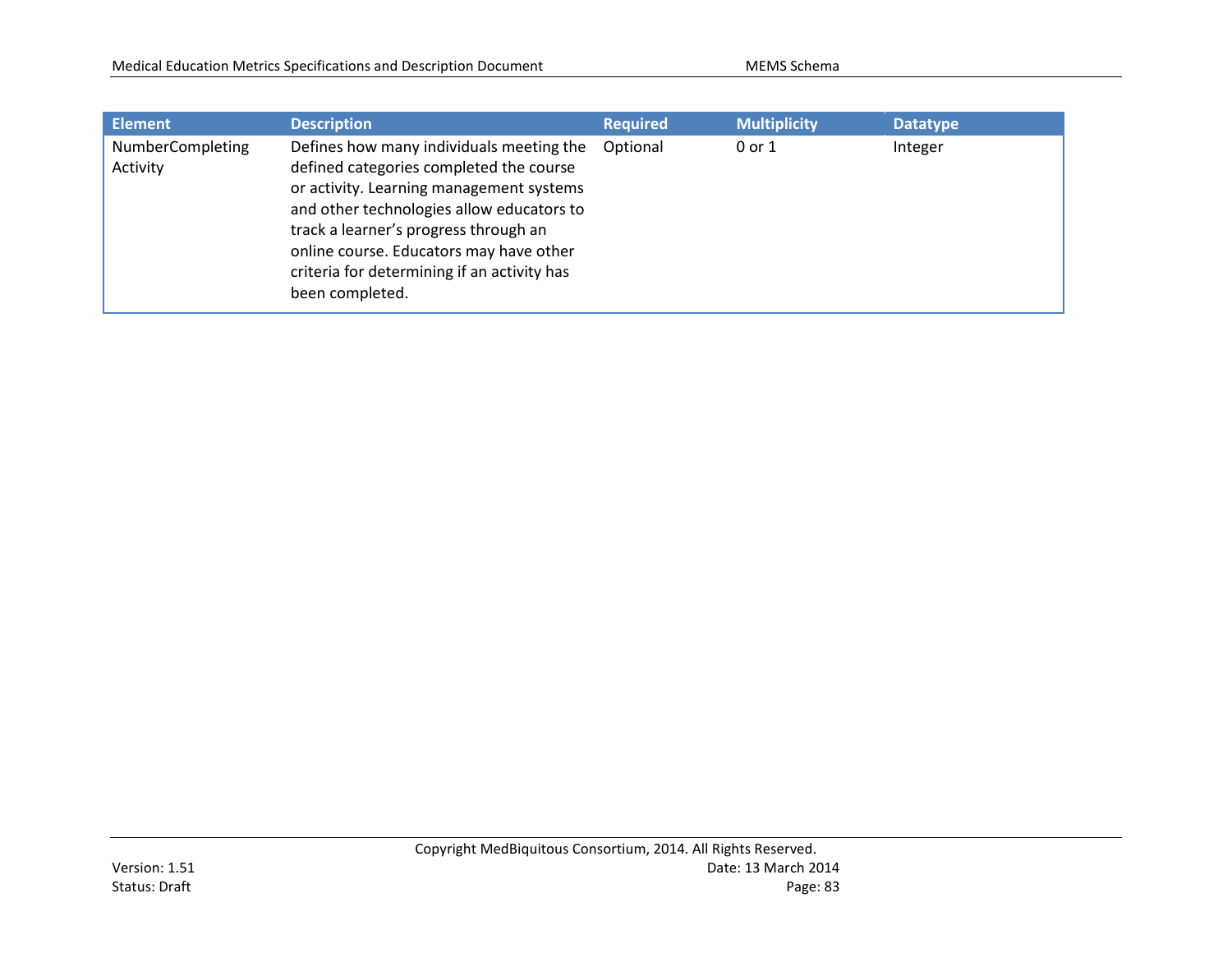| Element | Description | Required | Multiplicity | Datatype |
| --- | --- | --- | --- | --- |
| NumberCompleting Activity | Defines how many individuals meeting the defined categories completed the course or activity. Learning management systems and other technologies allow educators to track a learner's progress through an online course. Educators may have other criteria for determining if an activity has been completed. | Optional | 0 or 1 | Integer |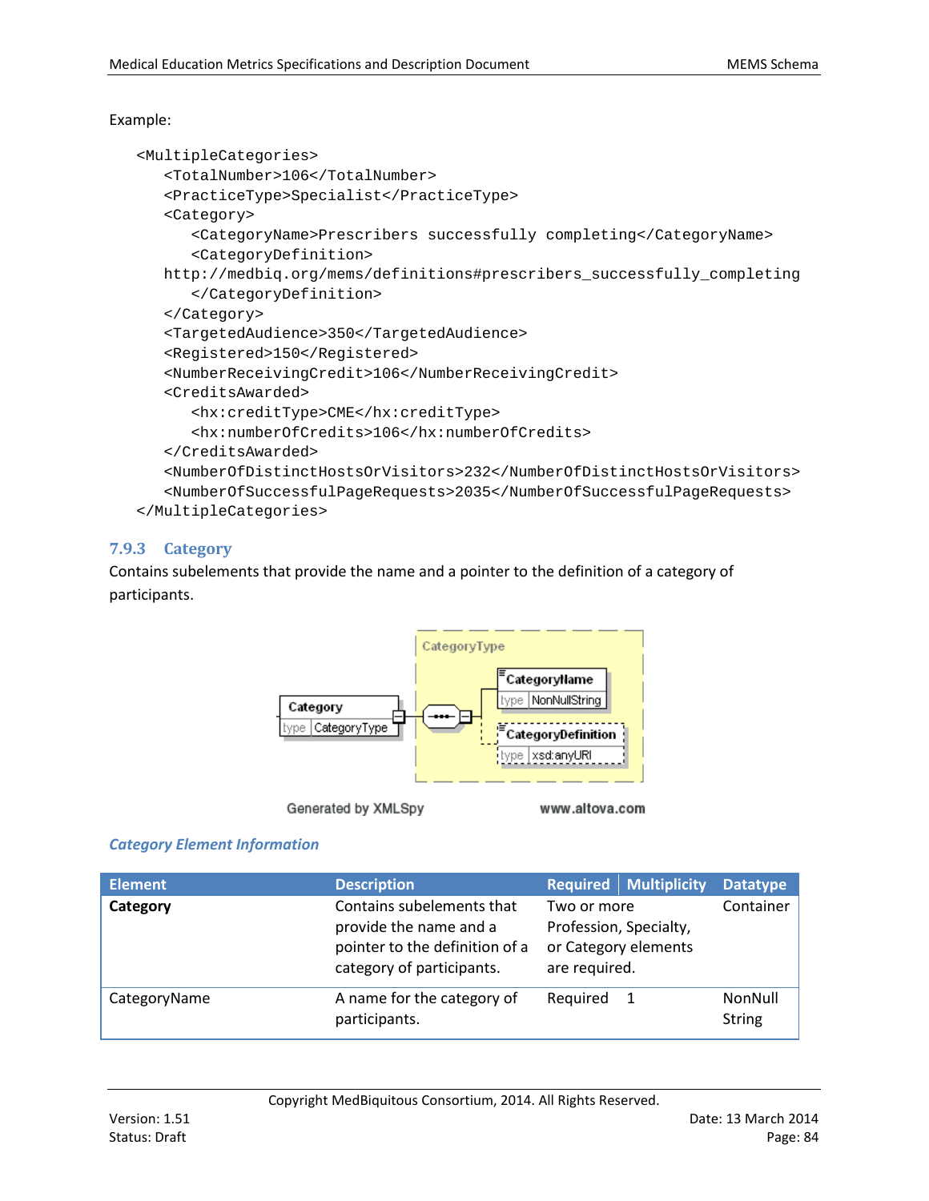Example:

```
<MultipleCategories>
   <TotalNumber>106</TotalNumber>
   <PracticeType>Specialist</PracticeType>
   <Category>
      <CategoryName>Prescribers successfully completing</CategoryName>
      <CategoryDefinition>
   http://medbiq.org/mems/definitions#prescribers_successfully_completing
      </CategoryDefinition>
   </Category>
   <TargetedAudience>350</TargetedAudience>
   <Registered>150</Registered>
   <NumberReceivingCredit>106</NumberReceivingCredit>
   <CreditsAwarded>
      <hx:creditType>CME</hx:creditType>
      <hx:numberOfCredits>106</hx:numberOfCredits>
   </CreditsAwarded>
   <NumberOfDistinctHostsOrVisitors>232</NumberOfDistinctHostsOrVisitors>
   <NumberOfSuccessfulPageRequests>2035</NumberOfSuccessfulPageRequests>
</MultipleCategories>
```

### 7.9.3 Category

Contains subelements that provide the name and a pointer to the definition of a category of participants.

CategoryType

Category
type CategoryType

CategoryName
type NonNullString

CategoryDefinition
type xsd:anyURI

Generated by XMLSpy www.altova.com

*Category Element Information*

| Element | Description | Required | Multiplicity | Datatype |
|---|---|---|---|---|
| **Category** | Contains subelements that provide the name and a pointer to the definition of a category of participants. | Two or more Profession, Specialty, or Category elements are required. | | Container |
| CategoryName | A name for the category of participants. | Required | 1 | NonNull String |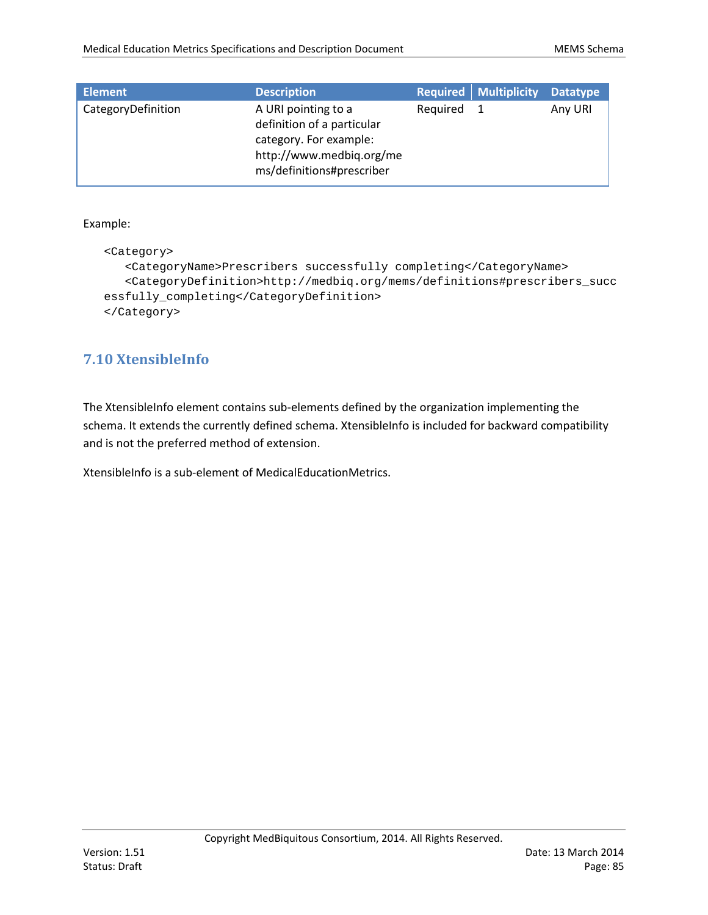| Element | Description | Required | Multiplicity | Datatype |
|---|---|---|---|---|
| CategoryDefinition | A URI pointing to a definition of a particular category. For example: http://www.medbiq.org/mems/definitions#prescriber | Required | 1 | Any URI |

Example:

```
<Category>
   <CategoryName>Prescribers successfully completing</CategoryName>
   <CategoryDefinition>http://medbiq.org/mems/definitions#prescribers_successfully_completing</CategoryDefinition>
</Category>
```

## 7.10 XtensibleInfo

The XtensibleInfo element contains sub-elements defined by the organization implementing the schema. It extends the currently defined schema. XtensibleInfo is included for backward compatibility and is not the preferred method of extension.

XtensibleInfo is a sub-element of MedicalEducationMetrics.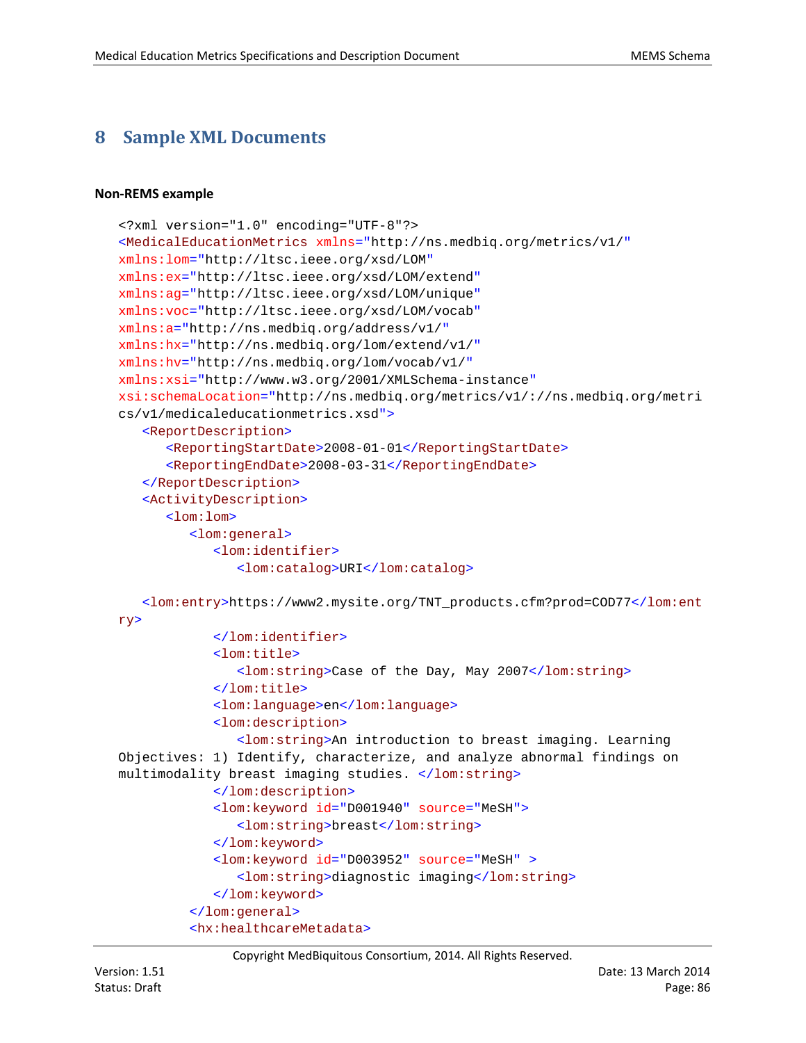# 8 Sample XML Documents

**Non-REMS example**

```
<?xml version="1.0" encoding="UTF-8"?>
<MedicalEducationMetrics xmlns="http://ns.medbiq.org/metrics/v1/"
xmlns:lom="http://ltsc.ieee.org/xsd/LOM"
xmlns:ex="http://ltsc.ieee.org/xsd/LOM/extend"
xmlns:ag="http://ltsc.ieee.org/xsd/LOM/unique"
xmlns:voc="http://ltsc.ieee.org/xsd/LOM/vocab"
xmlns:a="http://ns.medbiq.org/address/v1/"
xmlns:hx="http://ns.medbiq.org/lom/extend/v1/"
xmlns:hv="http://ns.medbiq.org/lom/vocab/v1/"
xmlns:xsi="http://www.w3.org/2001/XMLSchema-instance"
xsi:schemaLocation="http://ns.medbiq.org/metrics/v1/://ns.medbiq.org/metri
cs/v1/medicaleducationmetrics.xsd">
   <ReportDescription>
      <ReportingStartDate>2008-01-01</ReportingStartDate>
      <ReportingEndDate>2008-03-31</ReportingEndDate>
   </ReportDescription>
   <ActivityDescription>
      <lom:lom>
         <lom:general>
            <lom:identifier>
               <lom:catalog>URI</lom:catalog>

   <lom:entry>https://www2.mysite.org/TNT_products.cfm?prod=COD77</lom:ent
ry>
            </lom:identifier>
            <lom:title>
               <lom:string>Case of the Day, May 2007</lom:string>
            </lom:title>
            <lom:language>en</lom:language>
            <lom:description>
               <lom:string>An introduction to breast imaging. Learning
Objectives: 1) Identify, characterize, and analyze abnormal findings on
multimodality breast imaging studies. </lom:string>
            </lom:description>
            <lom:keyword id="D001940" source="MeSH">
               <lom:string>breast</lom:string>
            </lom:keyword>
            <lom:keyword id="D003952" source="MeSH" >
               <lom:string>diagnostic imaging</lom:string>
            </lom:keyword>
         </lom:general>
         <hx:healthcareMetadata>
```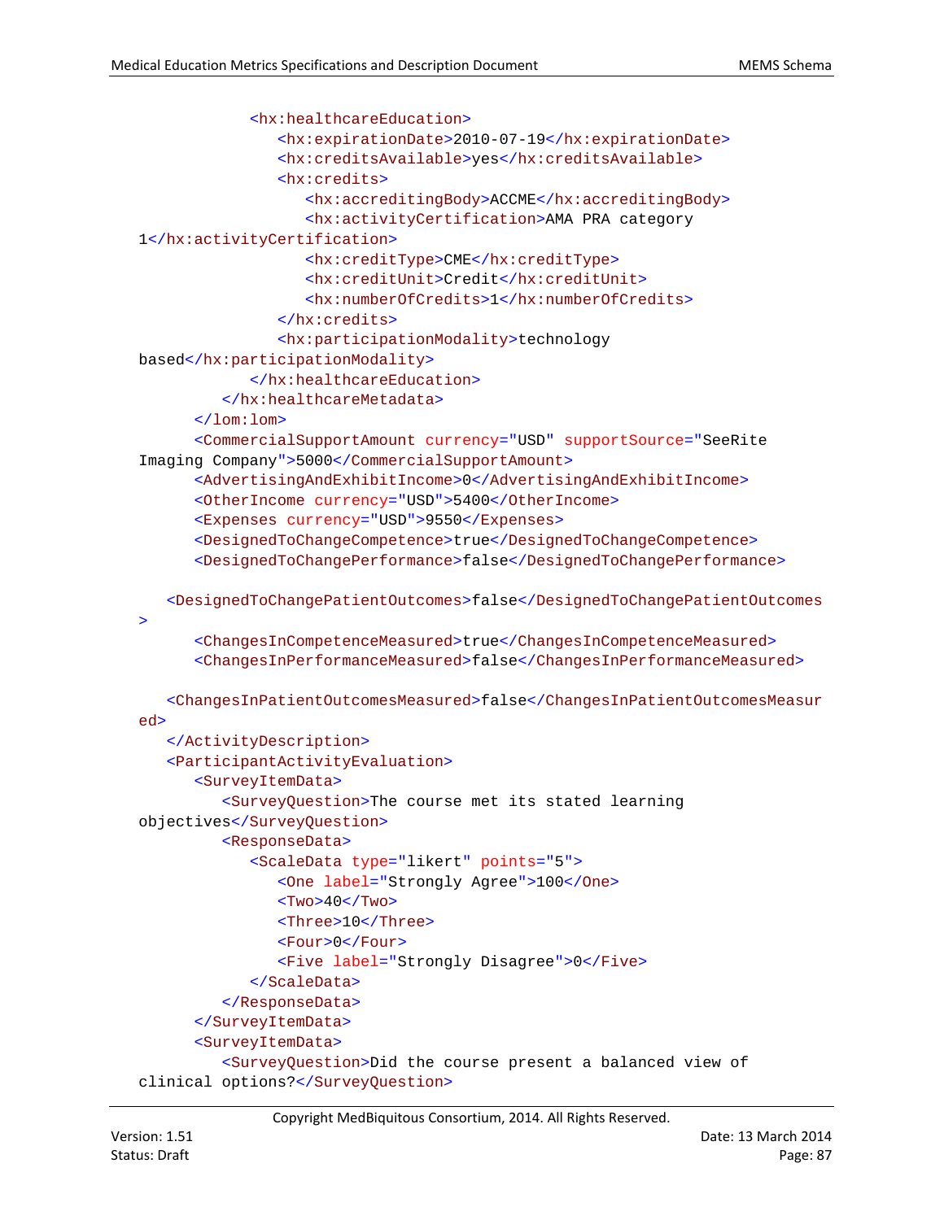```
            <hx:healthcareEducation>
               <hx:expirationDate>2010-07-19</hx:expirationDate>
               <hx:creditsAvailable>yes</hx:creditsAvailable>
               <hx:credits>
                  <hx:accreditingBody>ACCME</hx:accreditingBody>
                  <hx:activityCertification>AMA PRA category 
1</hx:activityCertification>
                  <hx:creditType>CME</hx:creditType>
                  <hx:creditUnit>Credit</hx:creditUnit>
                  <hx:numberOfCredits>1</hx:numberOfCredits>
               </hx:credits>
               <hx:participationModality>technology 
based</hx:participationModality>
            </hx:healthcareEducation>
         </hx:healthcareMetadata>
      </lom:lom>
      <CommercialSupportAmount currency="USD" supportSource="SeeRite 
Imaging Company">5000</CommercialSupportAmount>
      <AdvertisingAndExhibitIncome>0</AdvertisingAndExhibitIncome>
      <OtherIncome currency="USD">5400</OtherIncome>
      <Expenses currency="USD">9550</Expenses>
      <DesignedToChangeCompetence>true</DesignedToChangeCompetence>
      <DesignedToChangePerformance>false</DesignedToChangePerformance>

   <DesignedToChangePatientOutcomes>false</DesignedToChangePatientOutcomes
>
      <ChangesInCompetenceMeasured>true</ChangesInCompetenceMeasured>
      <ChangesInPerformanceMeasured>false</ChangesInPerformanceMeasured>

   <ChangesInPatientOutcomesMeasured>false</ChangesInPatientOutcomesMeasur
ed>
   </ActivityDescription>
   <ParticipantActivityEvaluation>
      <SurveyItemData>
         <SurveyQuestion>The course met its stated learning 
objectives</SurveyQuestion>
         <ResponseData>
            <ScaleData type="likert" points="5">
               <One label="Strongly Agree">100</One>
               <Two>40</Two>
               <Three>10</Three>
               <Four>0</Four>
               <Five label="Strongly Disagree">0</Five>
            </ScaleData>
         </ResponseData>
      </SurveyItemData>
      <SurveyItemData>
         <SurveyQuestion>Did the course present a balanced view of 
clinical options?</SurveyQuestion>
```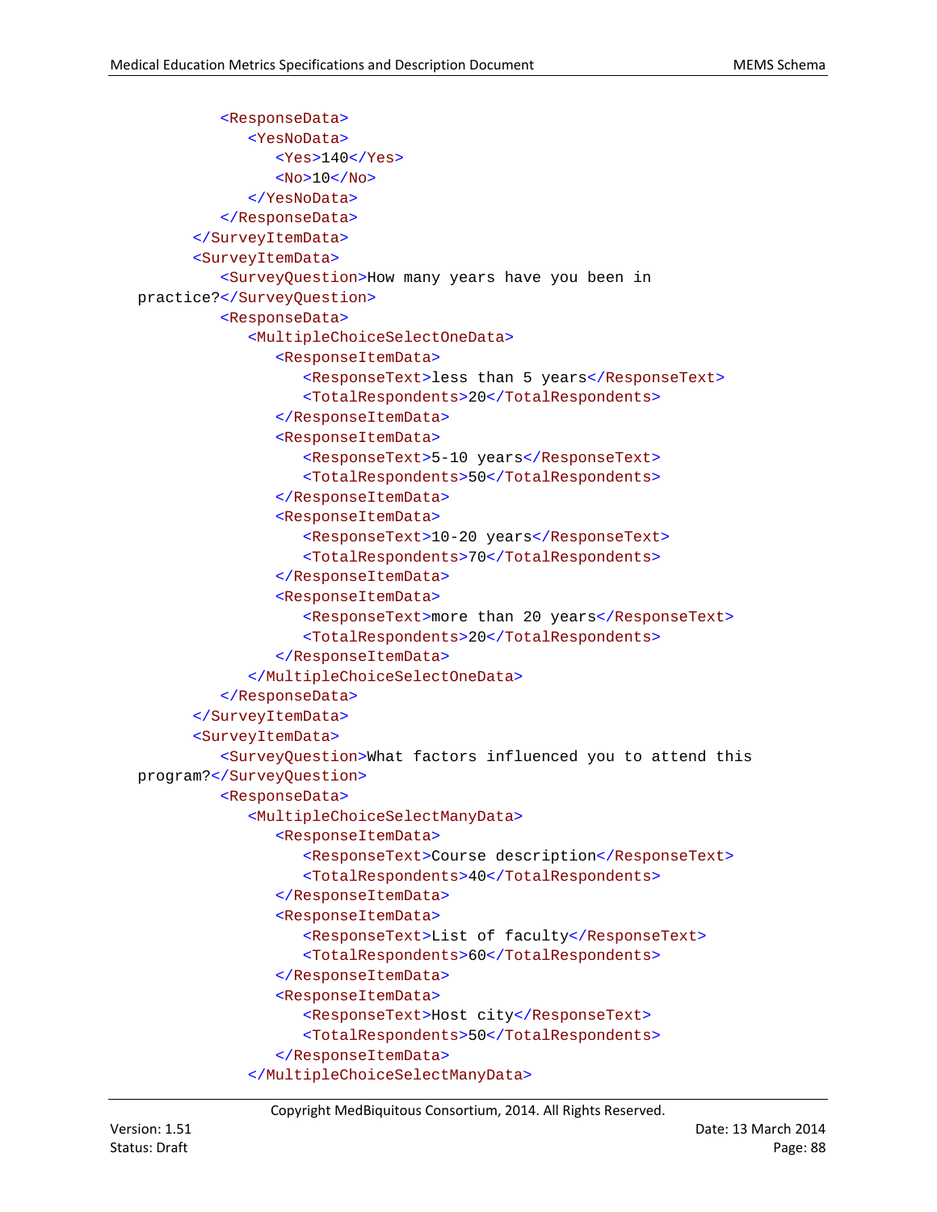```
            <ResponseData>
               <YesNoData>
                  <Yes>140</Yes>
                  <No>10</No>
               </YesNoData>
            </ResponseData>
         </SurveyItemData>
         <SurveyItemData>
            <SurveyQuestion>How many years have you been in
   practice?</SurveyQuestion>
            <ResponseData>
               <MultipleChoiceSelectOneData>
                  <ResponseItemData>
                     <ResponseText>less than 5 years</ResponseText>
                     <TotalRespondents>20</TotalRespondents>
                  </ResponseItemData>
                  <ResponseItemData>
                     <ResponseText>5-10 years</ResponseText>
                     <TotalRespondents>50</TotalRespondents>
                  </ResponseItemData>
                  <ResponseItemData>
                     <ResponseText>10-20 years</ResponseText>
                     <TotalRespondents>70</TotalRespondents>
                  </ResponseItemData>
                  <ResponseItemData>
                     <ResponseText>more than 20 years</ResponseText>
                     <TotalRespondents>20</TotalRespondents>
                  </ResponseItemData>
               </MultipleChoiceSelectOneData>
            </ResponseData>
         </SurveyItemData>
         <SurveyItemData>
            <SurveyQuestion>What factors influenced you to attend this
   program?</SurveyQuestion>
            <ResponseData>
               <MultipleChoiceSelectManyData>
                  <ResponseItemData>
                     <ResponseText>Course description</ResponseText>
                     <TotalRespondents>40</TotalRespondents>
                  </ResponseItemData>
                  <ResponseItemData>
                     <ResponseText>List of faculty</ResponseText>
                     <TotalRespondents>60</TotalRespondents>
                  </ResponseItemData>
                  <ResponseItemData>
                     <ResponseText>Host city</ResponseText>
                     <TotalRespondents>50</TotalRespondents>
                  </ResponseItemData>
               </MultipleChoiceSelectManyData>
```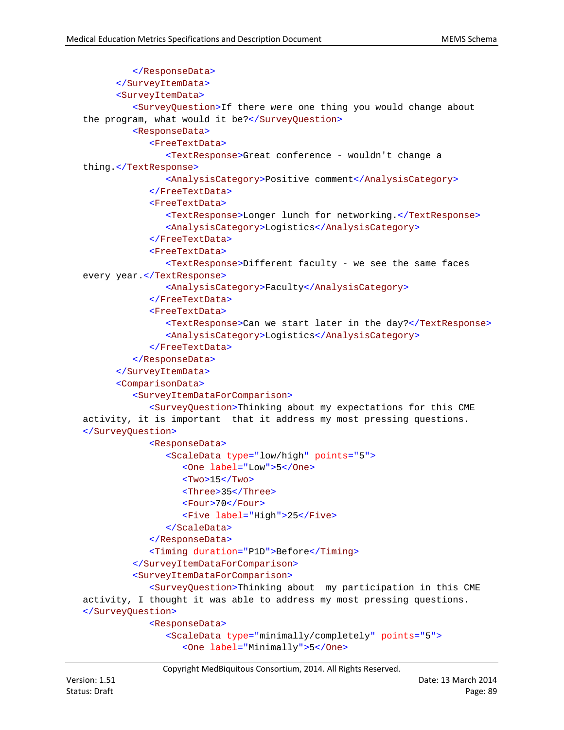```
         </ResponseData>
      </SurveyItemData>
      <SurveyItemData>
         <SurveyQuestion>If there were one thing you would change about
  the program, what would it be?</SurveyQuestion>
         <ResponseData>
            <FreeTextData>
               <TextResponse>Great conference - wouldn't change a
  thing.</TextResponse>
               <AnalysisCategory>Positive comment</AnalysisCategory>
            </FreeTextData>
            <FreeTextData>
               <TextResponse>Longer lunch for networking.</TextResponse>
               <AnalysisCategory>Logistics</AnalysisCategory>
            </FreeTextData>
            <FreeTextData>
               <TextResponse>Different faculty - we see the same faces
  every year.</TextResponse>
               <AnalysisCategory>Faculty</AnalysisCategory>
            </FreeTextData>
            <FreeTextData>
               <TextResponse>Can we start later in the day?</TextResponse>
               <AnalysisCategory>Logistics</AnalysisCategory>
            </FreeTextData>
         </ResponseData>
      </SurveyItemData>
      <ComparisonData>
         <SurveyItemDataForComparison>
            <SurveyQuestion>Thinking about my expectations for this CME
  activity, it is important  that it address my most pressing questions.
  </SurveyQuestion>
            <ResponseData>
               <ScaleData type="low/high" points="5">
                  <One label="Low">5</One>
                  <Two>15</Two>
                  <Three>35</Three>
                  <Four>70</Four>
                  <Five label="High">25</Five>
               </ScaleData>
            </ResponseData>
            <Timing duration="P1D">Before</Timing>
         </SurveyItemDataForComparison>
         <SurveyItemDataForComparison>
            <SurveyQuestion>Thinking about  my participation in this CME
  activity, I thought it was able to address my most pressing questions.
  </SurveyQuestion>
            <ResponseData>
               <ScaleData type="minimally/completely" points="5">
                  <One label="Minimally">5</One>
```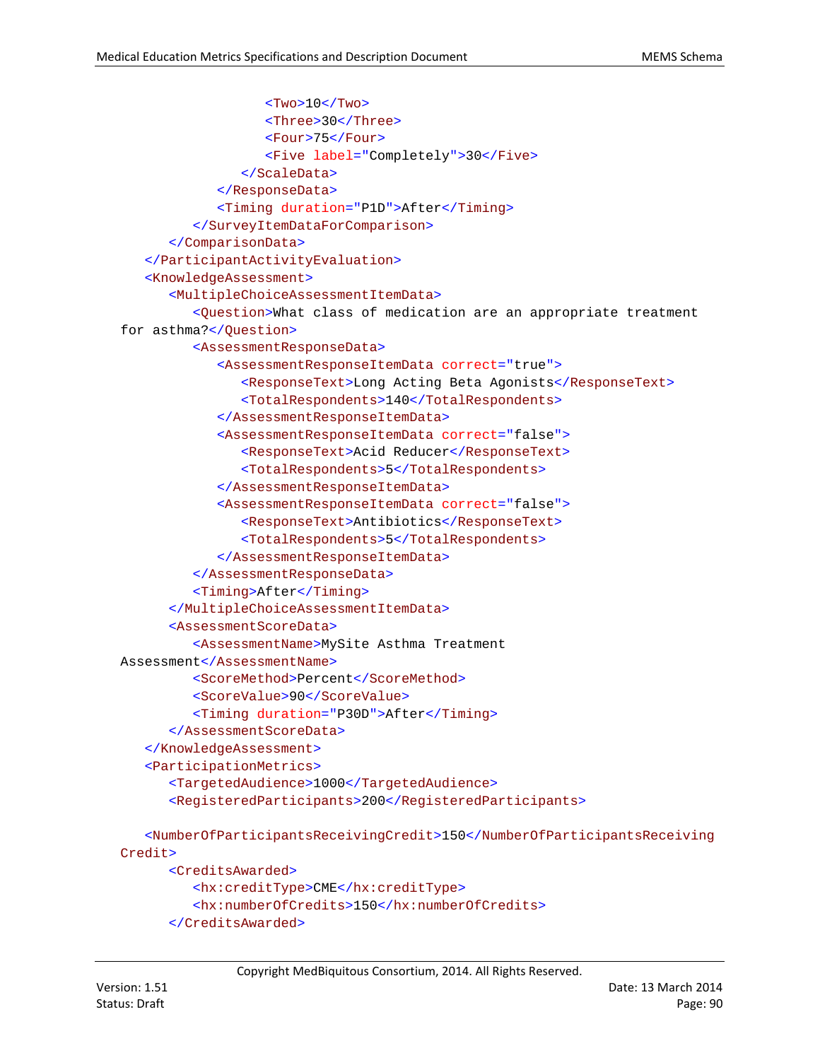```
                  <Two>10</Two>
                  <Three>30</Three>
                  <Four>75</Four>
                  <Five label="Completely">30</Five>
               </ScaleData>
            </ResponseData>
            <Timing duration="P1D">After</Timing>
         </SurveyItemDataForComparison>
      </ComparisonData>
   </ParticipantActivityEvaluation>
   <KnowledgeAssessment>
      <MultipleChoiceAssessmentItemData>
         <Question>What class of medication are an appropriate treatment 
for asthma?</Question>
         <AssessmentResponseData>
            <AssessmentResponseItemData correct="true">
               <ResponseText>Long Acting Beta Agonists</ResponseText>
               <TotalRespondents>140</TotalRespondents>
            </AssessmentResponseItemData>
            <AssessmentResponseItemData correct="false">
               <ResponseText>Acid Reducer</ResponseText>
               <TotalRespondents>5</TotalRespondents>
            </AssessmentResponseItemData>
            <AssessmentResponseItemData correct="false">
               <ResponseText>Antibiotics</ResponseText>
               <TotalRespondents>5</TotalRespondents>
            </AssessmentResponseItemData>
         </AssessmentResponseData>
         <Timing>After</Timing>
      </MultipleChoiceAssessmentItemData>
      <AssessmentScoreData>
         <AssessmentName>MySite Asthma Treatment 
Assessment</AssessmentName>
         <ScoreMethod>Percent</ScoreMethod>
         <ScoreValue>90</ScoreValue>
         <Timing duration="P30D">After</Timing>
      </AssessmentScoreData>
   </KnowledgeAssessment>
   <ParticipationMetrics>
      <TargetedAudience>1000</TargetedAudience>
      <RegisteredParticipants>200</RegisteredParticipants>

   <NumberOfParticipantsReceivingCredit>150</NumberOfParticipantsReceiving
Credit>
      <CreditsAwarded>
         <hx:creditType>CME</hx:creditType>
         <hx:numberOfCredits>150</hx:numberOfCredits>
      </CreditsAwarded>
```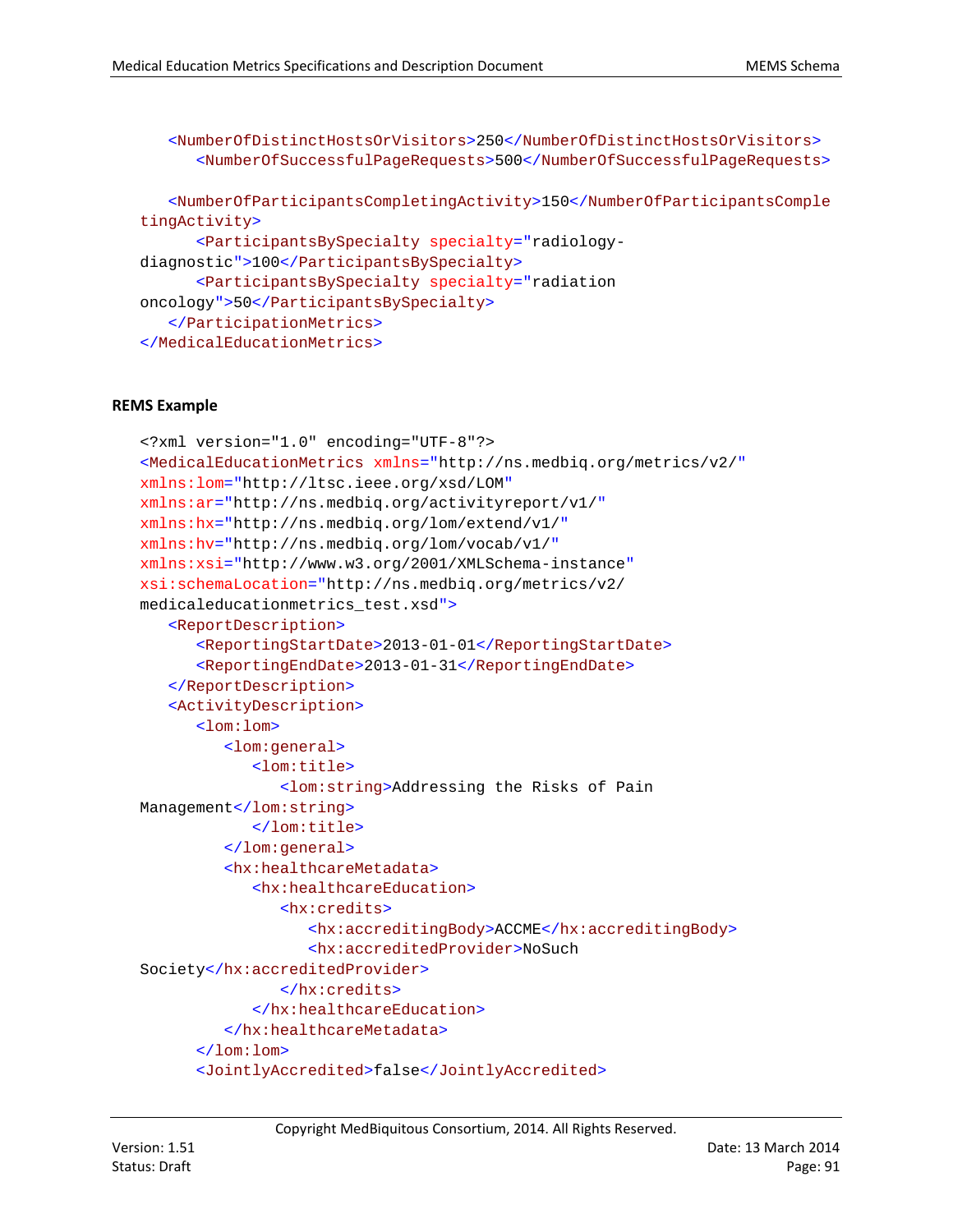```
    <NumberOfDistinctHostsOrVisitors>250</NumberOfDistinctHostsOrVisitors>
       <NumberOfSuccessfulPageRequests>500</NumberOfSuccessfulPageRequests>

    <NumberOfParticipantsCompletingActivity>150</NumberOfParticipantsCompletingActivity>
       <ParticipantsBySpecialty specialty="radiology-diagnostic">100</ParticipantsBySpecialty>
       <ParticipantsBySpecialty specialty="radiation oncology">50</ParticipantsBySpecialty>
    </ParticipationMetrics>
</MedicalEducationMetrics>
```

**REMS Example**

```
<?xml version="1.0" encoding="UTF-8"?>
<MedicalEducationMetrics xmlns="http://ns.medbiq.org/metrics/v2/"
xmlns:lom="http://ltsc.ieee.org/xsd/LOM"
xmlns:ar="http://ns.medbiq.org/activityreport/v1/"
xmlns:hx="http://ns.medbiq.org/lom/extend/v1/"
xmlns:hv="http://ns.medbiq.org/lom/vocab/v1/"
xmlns:xsi="http://www.w3.org/2001/XMLSchema-instance"
xsi:schemaLocation="http://ns.medbiq.org/metrics/v2/
medicaleducationmetrics_test.xsd">
   <ReportDescription>
      <ReportingStartDate>2013-01-01</ReportingStartDate>
      <ReportingEndDate>2013-01-31</ReportingEndDate>
   </ReportDescription>
   <ActivityDescription>
      <lom:lom>
         <lom:general>
            <lom:title>
               <lom:string>Addressing the Risks of Pain Management</lom:string>
            </lom:title>
         </lom:general>
         <hx:healthcareMetadata>
            <hx:healthcareEducation>
               <hx:credits>
                  <hx:accreditingBody>ACCME</hx:accreditingBody>
                  <hx:accreditedProvider>NoSuch Society</hx:accreditedProvider>
               </hx:credits>
            </hx:healthcareEducation>
         </hx:healthcareMetadata>
      </lom:lom>
      <JointlyAccredited>false</JointlyAccredited>
```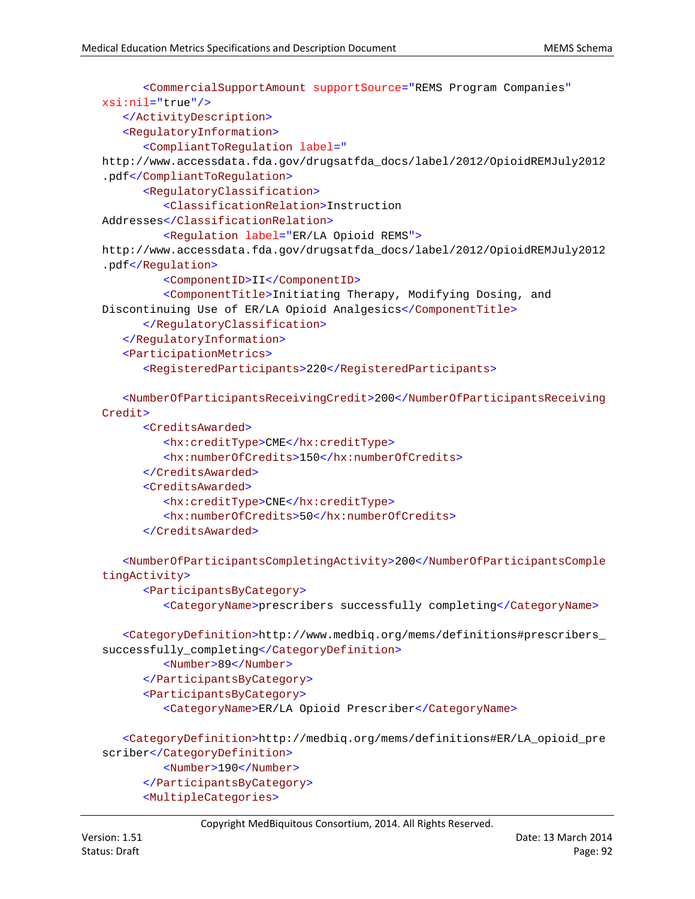```xml
        <CommercialSupportAmount supportSource="REMS Program Companies"
    xsi:nil="true"/>
      </ActivityDescription>
      <RegulatoryInformation>
        <CompliantToRegulation label="
    http://www.accessdata.fda.gov/drugsatfda_docs/label/2012/OpioidREMJuly2012
    .pdf</CompliantToRegulation>
        <RegulatoryClassification>
          <ClassificationRelation>Instruction
    Addresses</ClassificationRelation>
          <Regulation label="ER/LA Opioid REMS">
    http://www.accessdata.fda.gov/drugsatfda_docs/label/2012/OpioidREMJuly2012
    .pdf</Regulation>
          <ComponentID>II</ComponentID>
          <ComponentTitle>Initiating Therapy, Modifying Dosing, and
    Discontinuing Use of ER/LA Opioid Analgesics</ComponentTitle>
        </RegulatoryClassification>
      </RegulatoryInformation>
      <ParticipationMetrics>
        <RegisteredParticipants>220</RegisteredParticipants>

      <NumberOfParticipantsReceivingCredit>200</NumberOfParticipantsReceiving
    Credit>
        <CreditsAwarded>
          <hx:creditType>CME</hx:creditType>
          <hx:numberOfCredits>150</hx:numberOfCredits>
        </CreditsAwarded>
        <CreditsAwarded>
          <hx:creditType>CNE</hx:creditType>
          <hx:numberOfCredits>50</hx:numberOfCredits>
        </CreditsAwarded>

      <NumberOfParticipantsCompletingActivity>200</NumberOfParticipantsComple
    tingActivity>
        <ParticipantsByCategory>
          <CategoryName>prescribers successfully completing</CategoryName>

      <CategoryDefinition>http://www.medbiq.org/mems/definitions#prescribers_
    successfully_completing</CategoryDefinition>
          <Number>89</Number>
        </ParticipantsByCategory>
        <ParticipantsByCategory>
          <CategoryName>ER/LA Opioid Prescriber</CategoryName>

      <CategoryDefinition>http://medbiq.org/mems/definitions#ER/LA_opioid_pre
    scriber</CategoryDefinition>
          <Number>190</Number>
        </ParticipantsByCategory>
        <MultipleCategories>
```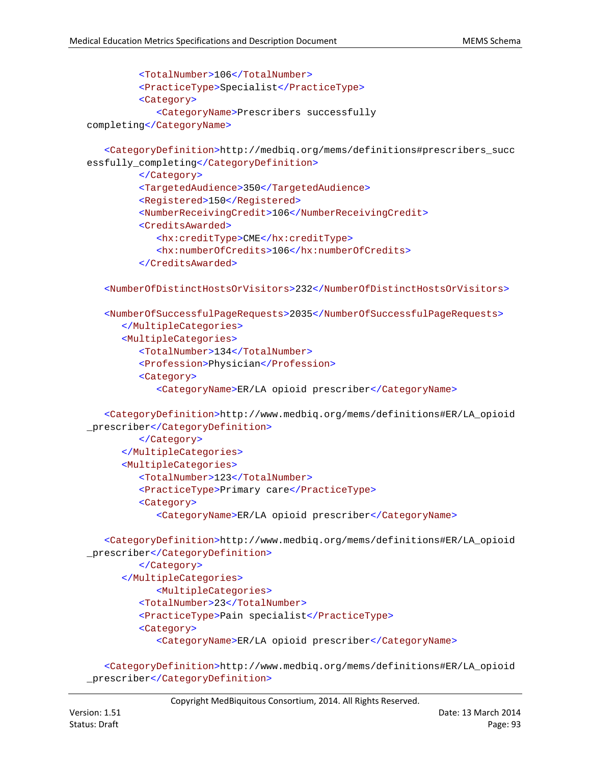```
          <TotalNumber>106</TotalNumber>
          <PracticeType>Specialist</PracticeType>
          <Category>
             <CategoryName>Prescribers successfully
   completing</CategoryName>

      <CategoryDefinition>http://medbiq.org/mems/definitions#prescribers_succ
   essfully_completing</CategoryDefinition>
          </Category>
          <TargetedAudience>350</TargetedAudience>
          <Registered>150</Registered>
          <NumberReceivingCredit>106</NumberReceivingCredit>
          <CreditsAwarded>
             <hx:creditType>CME</hx:creditType>
             <hx:numberOfCredits>106</hx:numberOfCredits>
          </CreditsAwarded>

      <NumberOfDistinctHostsOrVisitors>232</NumberOfDistinctHostsOrVisitors>

      <NumberOfSuccessfulPageRequests>2035</NumberOfSuccessfulPageRequests>
        </MultipleCategories>
        <MultipleCategories>
          <TotalNumber>134</TotalNumber>
          <Profession>Physician</Profession>
          <Category>
             <CategoryName>ER/LA opioid prescriber</CategoryName>

      <CategoryDefinition>http://www.medbiq.org/mems/definitions#ER/LA_opioid
   _prescriber</CategoryDefinition>
          </Category>
        </MultipleCategories>
        <MultipleCategories>
          <TotalNumber>123</TotalNumber>
          <PracticeType>Primary care</PracticeType>
          <Category>
             <CategoryName>ER/LA opioid prescriber</CategoryName>

      <CategoryDefinition>http://www.medbiq.org/mems/definitions#ER/LA_opioid
   _prescriber</CategoryDefinition>
          </Category>
        </MultipleCategories>
             <MultipleCategories>
          <TotalNumber>23</TotalNumber>
          <PracticeType>Pain specialist</PracticeType>
          <Category>
             <CategoryName>ER/LA opioid prescriber</CategoryName>

      <CategoryDefinition>http://www.medbiq.org/mems/definitions#ER/LA_opioid
   _prescriber</CategoryDefinition>
```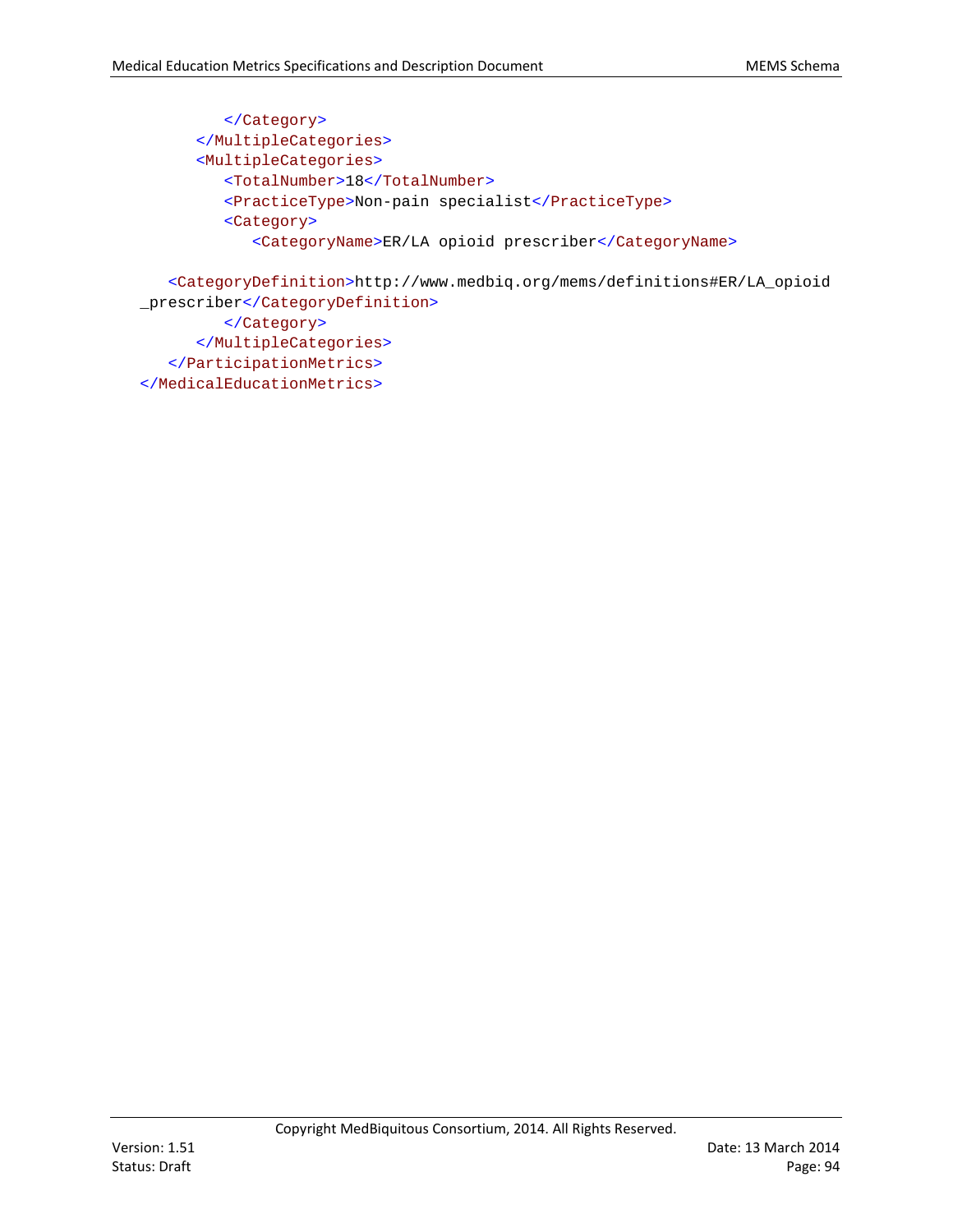```
            </Category>
         </MultipleCategories>
         <MultipleCategories>
            <TotalNumber>18</TotalNumber>
            <PracticeType>Non-pain specialist</PracticeType>
            <Category>
               <CategoryName>ER/LA opioid prescriber</CategoryName>

      <CategoryDefinition>http://www.medbiq.org/mems/definitions#ER/LA_opioid
   _prescriber</CategoryDefinition>
            </Category>
         </MultipleCategories>
      </ParticipationMetrics>
   </MedicalEducationMetrics>
```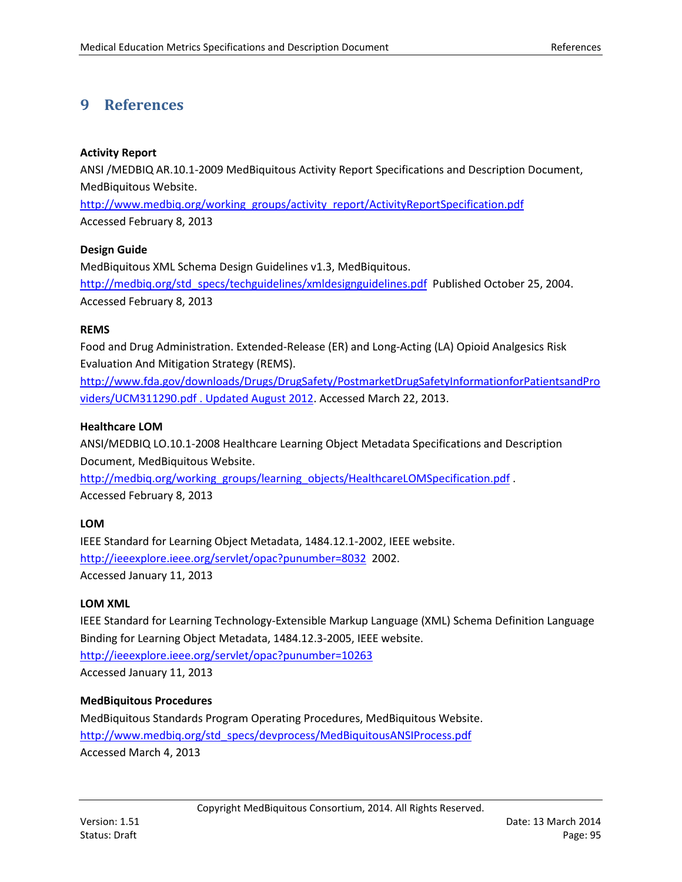# 9 References

**Activity Report**
ANSI /MEDBIQ AR.10.1-2009 MedBiquitous Activity Report Specifications and Description Document, MedBiquitous Website.
http://www.medbiq.org/working_groups/activity_report/ActivityReportSpecification.pdf
Accessed February 8, 2013

**Design Guide**
MedBiquitous XML Schema Design Guidelines v1.3, MedBiquitous.
http://medbiq.org/std_specs/techguidelines/xmldesignguidelines.pdf Published October 25, 2004.
Accessed February 8, 2013

**REMS**
Food and Drug Administration. Extended-Release (ER) and Long-Acting (LA) Opioid Analgesics Risk Evaluation And Mitigation Strategy (REMS).
http://www.fda.gov/downloads/Drugs/DrugSafety/PostmarketDrugSafetyInformationforPatientsandProviders/UCM311290.pdf . Updated August 2012. Accessed March 22, 2013.

**Healthcare LOM**
ANSI/MEDBIQ LO.10.1-2008 Healthcare Learning Object Metadata Specifications and Description Document, MedBiquitous Website.
http://medbiq.org/working_groups/learning_objects/HealthcareLOMSpecification.pdf .
Accessed February 8, 2013

**LOM**
IEEE Standard for Learning Object Metadata, 1484.12.1-2002, IEEE website.
http://ieeexplore.ieee.org/servlet/opac?punumber=8032 2002.
Accessed January 11, 2013

**LOM XML**
IEEE Standard for Learning Technology-Extensible Markup Language (XML) Schema Definition Language Binding for Learning Object Metadata, 1484.12.3-2005, IEEE website.
http://ieeexplore.ieee.org/servlet/opac?punumber=10263
Accessed January 11, 2013

**MedBiquitous Procedures**
MedBiquitous Standards Program Operating Procedures, MedBiquitous Website.
http://www.medbiq.org/std_specs/devprocess/MedBiquitousANSIProcess.pdf
Accessed March 4, 2013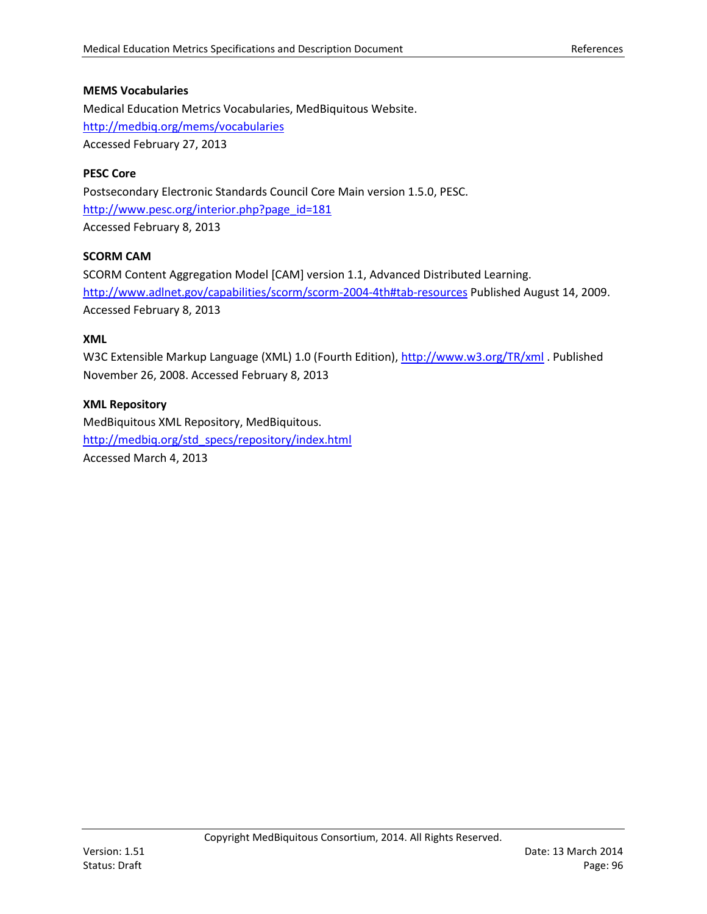**MEMS Vocabularies**

Medical Education Metrics Vocabularies, MedBiquitous Website.
http://medbiq.org/mems/vocabularies
Accessed February 27, 2013

**PESC Core**

Postsecondary Electronic Standards Council Core Main version 1.5.0, PESC.
http://www.pesc.org/interior.php?page_id=181
Accessed February 8, 2013

**SCORM CAM**

SCORM Content Aggregation Model [CAM] version 1.1, Advanced Distributed Learning.
http://www.adlnet.gov/capabilities/scorm/scorm-2004-4th#tab-resources Published August 14, 2009.
Accessed February 8, 2013

**XML**

W3C Extensible Markup Language (XML) 1.0 (Fourth Edition), http://www.w3.org/TR/xml . Published November 26, 2008. Accessed February 8, 2013

**XML Repository**

MedBiquitous XML Repository, MedBiquitous.
http://medbiq.org/std_specs/repository/index.html
Accessed March 4, 2013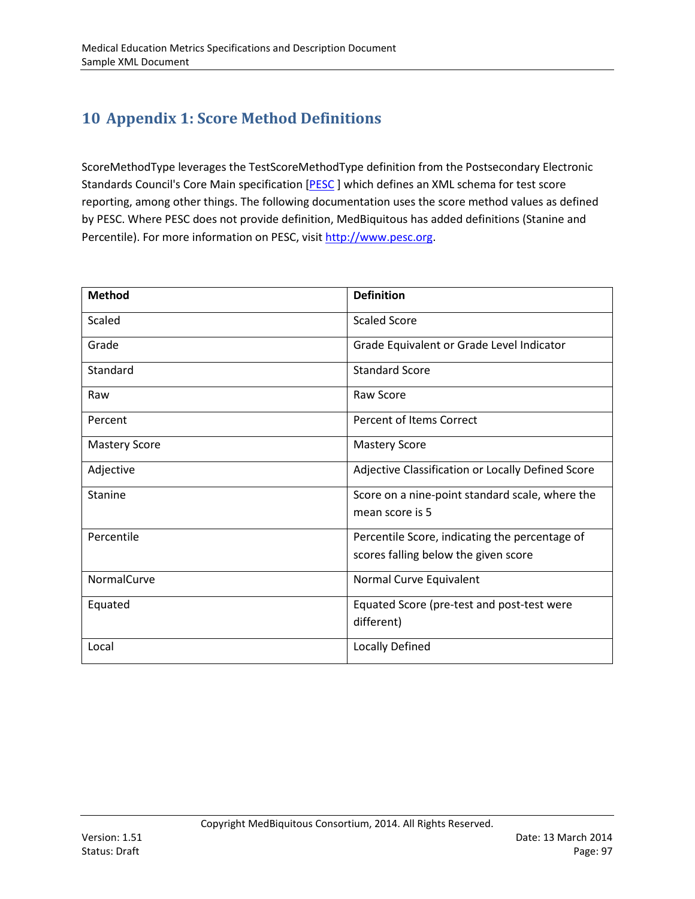# 10 Appendix 1: Score Method Definitions

ScoreMethodType leverages the TestScoreMethodType definition from the Postsecondary Electronic Standards Council's Core Main specification [PESC ] which defines an XML schema for test score reporting, among other things. The following documentation uses the score method values as defined by PESC. Where PESC does not provide definition, MedBiquitous has added definitions (Stanine and Percentile). For more information on PESC, visit http://www.pesc.org.

| Method | Definition |
|---|---|
| Scaled | Scaled Score |
| Grade | Grade Equivalent or Grade Level Indicator |
| Standard | Standard Score |
| Raw | Raw Score |
| Percent | Percent of Items Correct |
| Mastery Score | Mastery Score |
| Adjective | Adjective Classification or Locally Defined Score |
| Stanine | Score on a nine-point standard scale, where the mean score is 5 |
| Percentile | Percentile Score, indicating the percentage of scores falling below the given score |
| NormalCurve | Normal Curve Equivalent |
| Equated | Equated Score (pre-test and post-test were different) |
| Local | Locally Defined |